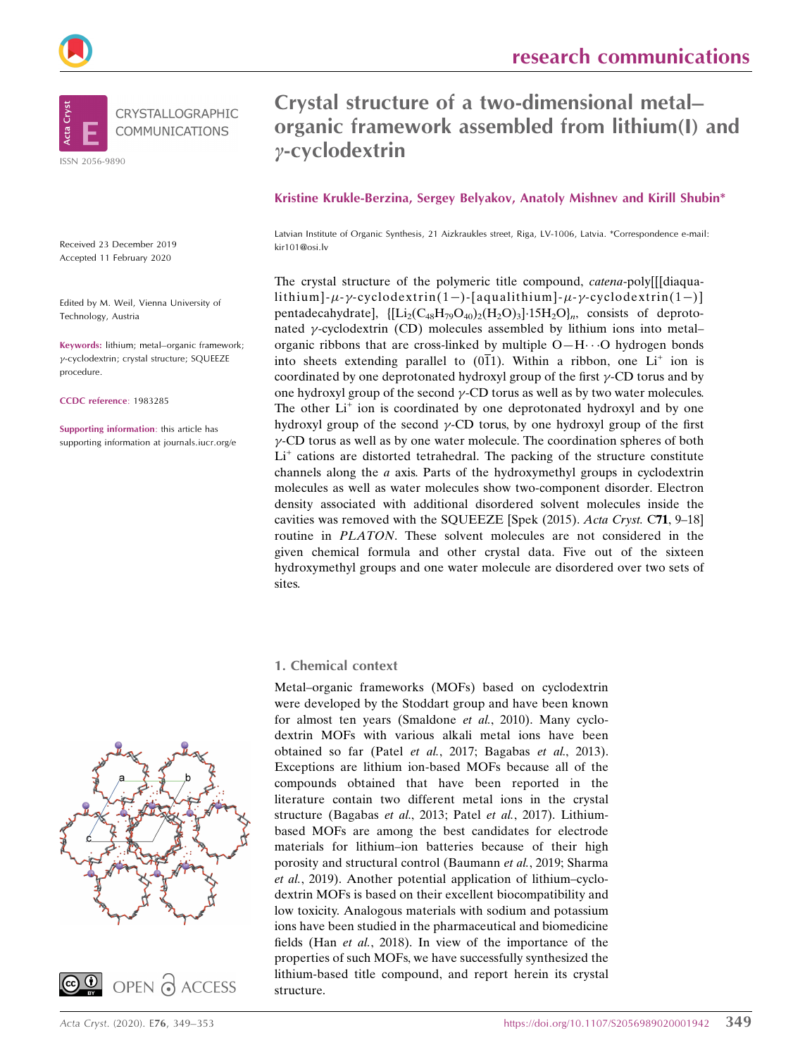# Crystal structure of a two-dimensional metal–organic framework assembled from lithium(I) and γ-cyclodextrin

**Kristine Krukle-Berzina, Sergey Belyakov, Anatoly Mishnev and Kirill Shubin***

Latvian Institute of Organic Synthesis, 21 Aizkraukles street, Riga, LV-1006, Latvia. *Correspondence e-mail: kir101@osi.lv

Received 23 December 2019
Accepted 11 February 2020

Edited by M. Weil, Vienna University of Technology, Austria

**Keywords:** lithium; metal–organic framework; γ-cyclodextrin; crystal structure; SQUEEZE procedure.

**CCDC reference**: 1983285

**Supporting information**: this article has supporting information at journals.iucr.org/e

The crystal structure of the polymeric title compound, *catena*-poly[[[diaqualithium]-μ-γ-cyclodextrin(1−)-[aqualithium]-μ-γ-cyclodextrin(1−)] pentadecahydrate], $\{[Li_2(C_{48}H_{79}O_{40})_2(H_2O)_3]\cdot 15H_2O\}_n$, consists of deprotonated γ-cyclodextrin (CD) molecules assembled by lithium ions into metal–organic ribbons that are cross-linked by multiple O—H⋯O hydrogen bonds into sheets extending parallel to $(0\bar{1}1)$. Within a ribbon, one $Li^+$ ion is coordinated by one deprotonated hydroxyl group of the first γ-CD torus and by one hydroxyl group of the second γ-CD torus as well as by two water molecules. The other $Li^+$ ion is coordinated by one deprotonated hydroxyl and by one hydroxyl group of the second γ-CD torus, by one hydroxyl group of the first γ-CD torus as well as by one water molecule. The coordination spheres of both $Li^+$ cations are distorted tetrahedral. The packing of the structure constitute channels along the *a* axis. Parts of the hydroxymethyl groups in cyclodextrin molecules as well as water molecules show two-component disorder. Electron density associated with additional disordered solvent molecules inside the cavities was removed with the SQUEEZE [Spek (2015). *Acta Cryst.* **C71**, 9–18] routine in *PLATON*. These solvent molecules are not considered in the given chemical formula and other crystal data. Five out of the sixteen hydroxymethyl groups and one water molecule are disordered over two sets of sites.

## 1. Chemical context

Metal–organic frameworks (MOFs) based on cyclodextrin were developed by the Stoddart group and have been known for almost ten years (Smaldone *et al.*, 2010). Many cyclodextrin MOFs with various alkali metal ions have been obtained so far (Patel *et al.*, 2017; Bagabas *et al.*, 2013). Exceptions are lithium ion-based MOFs because all of the compounds obtained that have been reported in the literature contain two different metal ions in the crystal structure (Bagabas *et al.*, 2013; Patel *et al.*, 2017). Lithium-based MOFs are among the best candidates for electrode materials for lithium–ion batteries because of their high porosity and structural control (Baumann *et al.*, 2019; Sharma *et al.*, 2019). Another potential application of lithium–cyclodextrin MOFs is based on their excellent biocompatibility and low toxicity. Analogous materials with sodium and potassium ions have been studied in the pharmaceutical and biomedicine fields (Han *et al.*, 2018). In view of the importance of the properties of such MOFs, we have successfully synthesized the lithium-based title compound, and report herein its crystal structure.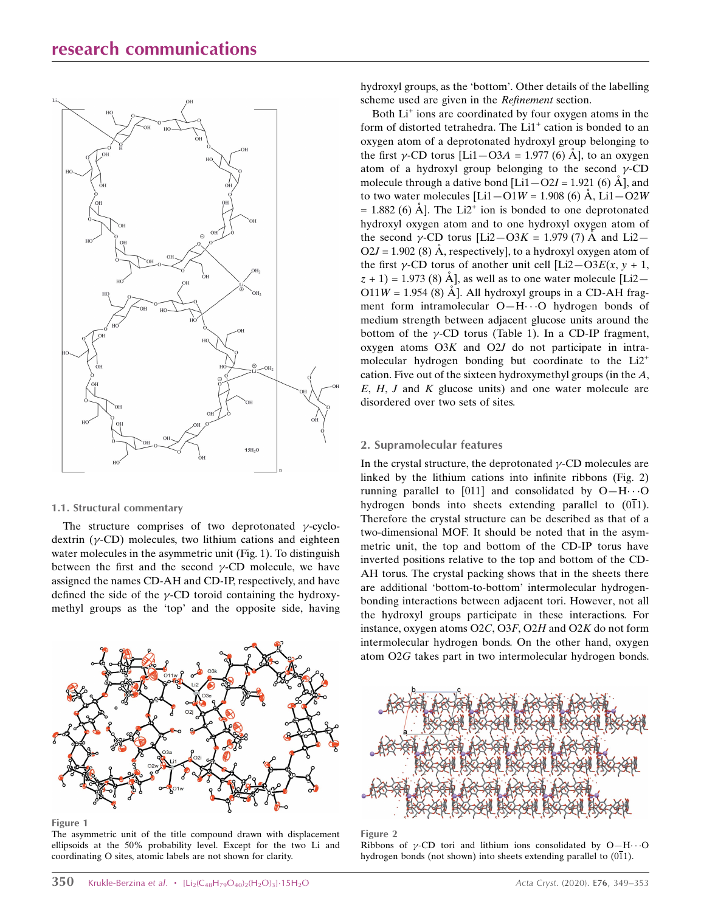### 1.1. Structural commentary

The structure comprises of two deprotonated γ-cyclodextrin (γ-CD) molecules, two lithium cations and eighteen water molecules in the asymmetric unit (Fig. 1). To distinguish between the first and the second γ-CD molecule, we have assigned the names CD-AH and CD-IP, respectively, and have defined the side of the γ-CD toroid containing the hydroxymethyl groups as the 'top' and the opposite side, having hydroxyl groups, as the 'bottom'. Other details of the labelling scheme used are given in the *Refinement* section.

Both $Li^+$ ions are coordinated by four oxygen atoms in the form of distorted tetrahedra. The $Li1^+$ cation is bonded to an oxygen atom of a deprotonated hydroxyl group belonging to the first γ-CD torus [Li1—O3*A* = 1.977 (6) Å], to an oxygen atom of a hydroxyl group belonging to the second γ-CD molecule through a dative bond [Li1—O2*I* = 1.921 (6) Å], and to two water molecules [Li1—O1*W* = 1.908 (6) Å, Li1—O2*W* = 1.882 (6) Å]. The $Li2^+$ ion is bonded to one deprotonated hydroxyl oxygen atom and to one hydroxyl oxygen atom of the second γ-CD torus [Li2—O3*K* = 1.979 (7) Å and Li2—O2*J* = 1.902 (8) Å, respectively], to a hydroxyl oxygen atom of the first γ-CD torus of another unit cell [Li2—O3*E*(*x*, *y* + 1, *z* + 1) = 1.973 (8) Å], as well as to one water molecule [Li2—O11*W* = 1.954 (8) Å]. All hydroxyl groups in a CD-AH fragment form intramolecular O—H···O hydrogen bonds of medium strength between adjacent glucose units around the bottom of the γ-CD torus (Table 1). In a CD-IP fragment, oxygen atoms O3*K* and O2*J* do not participate in intramolecular hydrogen bonding but coordinate to the $Li2^+$ cation. Five out of the sixteen hydroxymethyl groups (in the *A*, *E*, *H*, *J* and *K* glucose units) and one water molecule are disordered over two sets of sites.

Figure 1

The asymmetric unit of the title compound drawn with displacement ellipsoids at the 50% probability level. Except for the two Li and coordinating O sites, atomic labels are not shown for clarity.

## 2. Supramolecular features

In the crystal structure, the deprotonated γ-CD molecules are linked by the lithium cations into infinite ribbons (Fig. 2) running parallel to [011] and consolidated by O—H···O hydrogen bonds into sheets extending parallel to $(0\bar{1}1)$. Therefore the crystal structure can be described as that of a two-dimensional MOF. It should be noted that in the asymmetric unit, the top and bottom of the CD-IP torus have inverted positions relative to the top and bottom of the CD-AH torus. The crystal packing shows that in the sheets there are additional 'bottom-to-bottom' intermolecular hydrogen-bonding interactions between adjacent tori. However, not all the hydroxyl groups participate in these interactions. For instance, oxygen atoms O2*C*, O3*F*, O2*H* and O2*K* do not form intermolecular hydrogen bonds. On the other hand, oxygen atom O2*G* takes part in two intermolecular hydrogen bonds.

Figure 2

Ribbons of γ-CD tori and lithium ions consolidated by O—H···O hydrogen bonds (not shown) into sheets extending parallel to $(0\bar{1}1)$.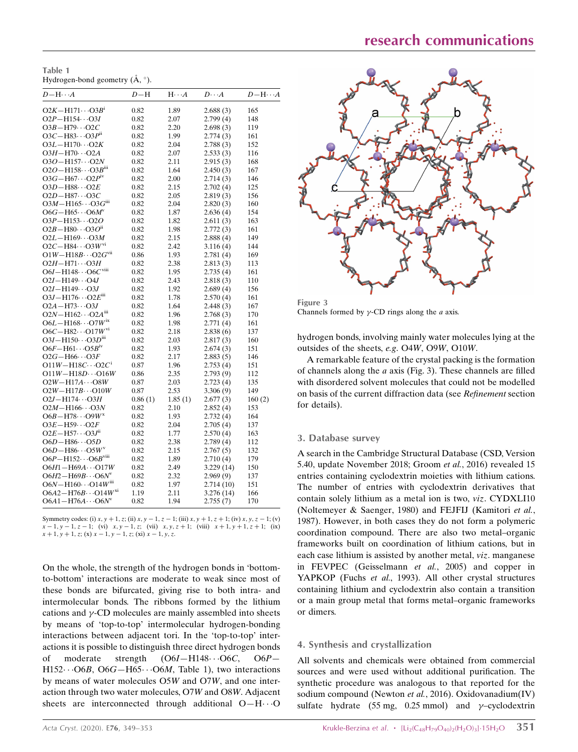Table 1
Hydrogen-bond geometry (Å, °).

| $D$—H$\cdots$$A$ | $D$—H | H$\cdots$$A$ | $D\cdots A$ | $D$—H$\cdots$$A$ |
|---|---|---|---|---|
| O2$K$—H171$\cdots$O3$B^{i}$ | 0.82 | 1.89 | 2.688 (3) | 165 |
| O2$P$—H154$\cdots$O3$I$ | 0.82 | 2.07 | 2.799 (4) | 148 |
| O3$B$—H79$\cdots$O2$C$ | 0.82 | 2.20 | 2.698 (3) | 119 |
| O3$C$—H83$\cdots$O3$P^{ii}$ | 0.82 | 1.99 | 2.774 (3) | 161 |
| O3$L$—H170$\cdots$O2$K$ | 0.82 | 2.04 | 2.788 (3) | 152 |
| O3$H$—H70$\cdots$O2$A$ | 0.82 | 2.07 | 2.533 (3) | 116 |
| O3$O$—H157$\cdots$O2$N$ | 0.82 | 2.11 | 2.915 (3) | 168 |
| O2$O$—H158$\cdots$O3$B^{iii}$ | 0.82 | 1.64 | 2.450 (3) | 167 |
| O3$G$—H67$\cdots$O2$P^{iv}$ | 0.82 | 2.00 | 2.714 (3) | 146 |
| O3$D$—H88$\cdots$O2$E$ | 0.82 | 2.15 | 2.702 (4) | 125 |
| O2$D$—H87$\cdots$O3$C$ | 0.82 | 2.05 | 2.819 (3) | 156 |
| O3$M$—H165$\cdots$O3$G^{iii}$ | 0.82 | 2.04 | 2.820 (3) | 160 |
| O6$G$—H65$\cdots$O6$M^{v}$ | 0.82 | 1.87 | 2.636 (4) | 154 |
| O3$P$—H153$\cdots$O2$O$ | 0.82 | 1.82 | 2.611 (3) | 163 |
| O2$B$—H80$\cdots$O3$O^{ii}$ | 0.82 | 1.98 | 2.772 (3) | 161 |
| O2$L$—H169$\cdots$O3$M$ | 0.82 | 2.15 | 2.888 (4) | 149 |
| O2$C$—H84$\cdots$O3$W^{vi}$ | 0.82 | 2.42 | 3.116 (4) | 144 |
| O1$W$—H18$B\cdots$O2$G^{vii}$ | 0.86 | 1.93 | 2.781 (4) | 169 |
| O2$H$—H71$\cdots$O3$H$ | 0.82 | 2.38 | 2.813 (3) | 113 |
| O6$I$—H148$\cdots$O6$C^{viii}$ | 0.82 | 1.95 | 2.735 (4) | 161 |
| O2$I$—H149$\cdots$O4$J$ | 0.82 | 2.43 | 2.818 (3) | 110 |
| O2$I$—H149$\cdots$O3$J$ | 0.82 | 1.92 | 2.689 (4) | 156 |
| O3$J$—H176$\cdots$O2$E^{iii}$ | 0.82 | 1.78 | 2.570 (4) | 161 |
| O2$A$—H73$\cdots$O3$J$ | 0.82 | 1.64 | 2.448 (3) | 167 |
| O2$N$—H162$\cdots$O2$A^{iii}$ | 0.82 | 1.96 | 2.768 (3) | 170 |
| O6$L$—H168$\cdots$O7$W^{ix}$ | 0.82 | 1.98 | 2.771 (4) | 161 |
| O6$C$—H82$\cdots$O17$W^{vi}$ | 0.82 | 2.18 | 2.838 (6) | 137 |
| O3$I$—H150$\cdots$O3$D^{iii}$ | 0.82 | 2.03 | 2.817 (3) | 160 |
| O6$F$—H61$\cdots$O5$B^{iv}$ | 0.82 | 1.93 | 2.674 (3) | 151 |
| O2$G$—H66$\cdots$O3$F$ | 0.82 | 2.17 | 2.883 (5) | 146 |
| O11$W$—H18$C\cdots$O2$C^{i}$ | 0.87 | 1.96 | 2.753 (4) | 151 |
| O11$W$—H18$D\cdots$O16$W$ | 0.86 | 2.35 | 2.793 (9) | 112 |
| O2$W$—H17$A\cdots$O8$W$ | 0.87 | 2.03 | 2.723 (4) | 135 |
| O2$W$—H17$B\cdots$O10$W$ | 0.87 | 2.53 | 3.306 (9) | 149 |
| O2$J$—H174$\cdots$O3$H$ | 0.86 (1) | 1.85 (1) | 2.677 (3) | 160 (2) |
| O2$M$—H166$\cdots$O3$N$ | 0.82 | 2.10 | 2.852 (4) | 153 |
| O6$B$—H78$\cdots$O9$W^{x}$ | 0.82 | 1.93 | 2.732 (4) | 164 |
| O3$E$—H59$\cdots$O2$F$ | 0.82 | 2.04 | 2.705 (4) | 137 |
| O2$E$—H57$\cdots$O3$J^{ii}$ | 0.82 | 1.77 | 2.570 (4) | 163 |
| O6$D$—H86$\cdots$O5$D$ | 0.82 | 2.38 | 2.789 (4) | 112 |
| O6$D$—H86$\cdots$O5$W^{v}$ | 0.82 | 2.15 | 2.767 (5) | 132 |
| O6$P$—H152$\cdots$O6$B^{viii}$ | 0.82 | 1.89 | 2.710 (4) | 179 |
| O6$H1$—H69$A\cdots$O17$W$ | 0.82 | 2.49 | 3.229 (14) | 150 |
| O6$H2$—H69$B\cdots$O6$N^{v}$ | 0.82 | 2.32 | 2.969 (9) | 137 |
| O6$N$—H160$\cdots$O14$W^{iii}$ | 0.82 | 1.97 | 2.714 (10) | 151 |
| O6$A2$—H76$B\cdots$O14$W^{xi}$ | 1.19 | 2.11 | 3.276 (14) | 166 |
| O6$A1$—H76$A\cdots$O6$N^{v}$ | 0.82 | 1.94 | 2.755 (7) | 170 |

Symmetry codes: (i) $x, y+1, z$; (ii) $x, y-1, z-1$; (iii) $x, y+1, z+1$; (iv) $x, y, z-1$; (v) $x-1, y-1, z-1$; (vi) $x, y-1, z$; (vii) $x, y, z+1$; (viii) $x+1, y+1, z+1$; (ix) $x+1, y+1, z$; (x) $x-1, y-1, z$; (xi) $x-1, y, z$.

On the whole, the strength of the hydrogen bonds in 'bottom-to-bottom' interactions are moderate to weak since most of these bonds are bifurcated, giving rise to both intra- and intermolecular bonds. The ribbons formed by the lithium cations and γ-CD molecules are mainly assembled into sheets by means of 'top-to-top' intermolecular hydrogen-bonding interactions between adjacent tori. In the 'top-to-top' interactions it is possible to distinguish three direct hydrogen bonds of moderate strength (O6$I$—H148$\cdots$O6$C$, O6$P$—H152$\cdots$O6$B$, O6$G$—H65$\cdots$O6$M$, Table 1), two interactions by means of water molecules O5$W$ and O7$W$, and one interaction through two water molecules, O7$W$ and O8$W$. Adjacent sheets are interconnected through additional O—H$\cdots$O hydrogen bonds, involving mainly water molecules lying at the outsides of the sheets, *e.g.* O4$W$, O9$W$, O10$W$.

A remarkable feature of the crystal packing is the formation of channels along the $a$ axis (Fig. 3). These channels are filled with disordered solvent molecules that could not be modelled on basis of the current diffraction data (see *Refinement* section for details).

Figure 3
Channels formed by γ-CD rings along the $a$ axis.

## 3. Database survey

A search in the Cambridge Structural Database (CSD, Version 5.40, update November 2018; Groom *et al.*, 2016) revealed 15 entries containing cyclodextrin moieties with lithium cations. The number of entries with cyclodextrin derivatives that contain solely lithium as a metal ion is two, *viz*. CYDXLI10 (Noltemeyer & Saenger, 1980) and FEJFIJ (Kamitori *et al.*, 1987). However, in both cases they do not form a polymeric coordination compound. There are also two metal–organic frameworks built on coordination of lithium cations, but in each case lithium is assisted by another metal, *viz*. manganese in FEVPEC (Geisselmann *et al.*, 2005) and copper in YAPKOP (Fuchs *et al.*, 1993). All other crystal structures containing lithium and cyclodextrin also contain a transition or a main group metal that forms metal–organic frameworks or dimers.

## 4. Synthesis and crystallization

All solvents and chemicals were obtained from commercial sources and were used without additional purification. The synthetic procedure was analogous to that reported for the sodium compound (Newton *et al.*, 2016). Oxidovanadium(IV) sulfate hydrate (55 mg, 0.25 mmol) and γ–cyclodextrin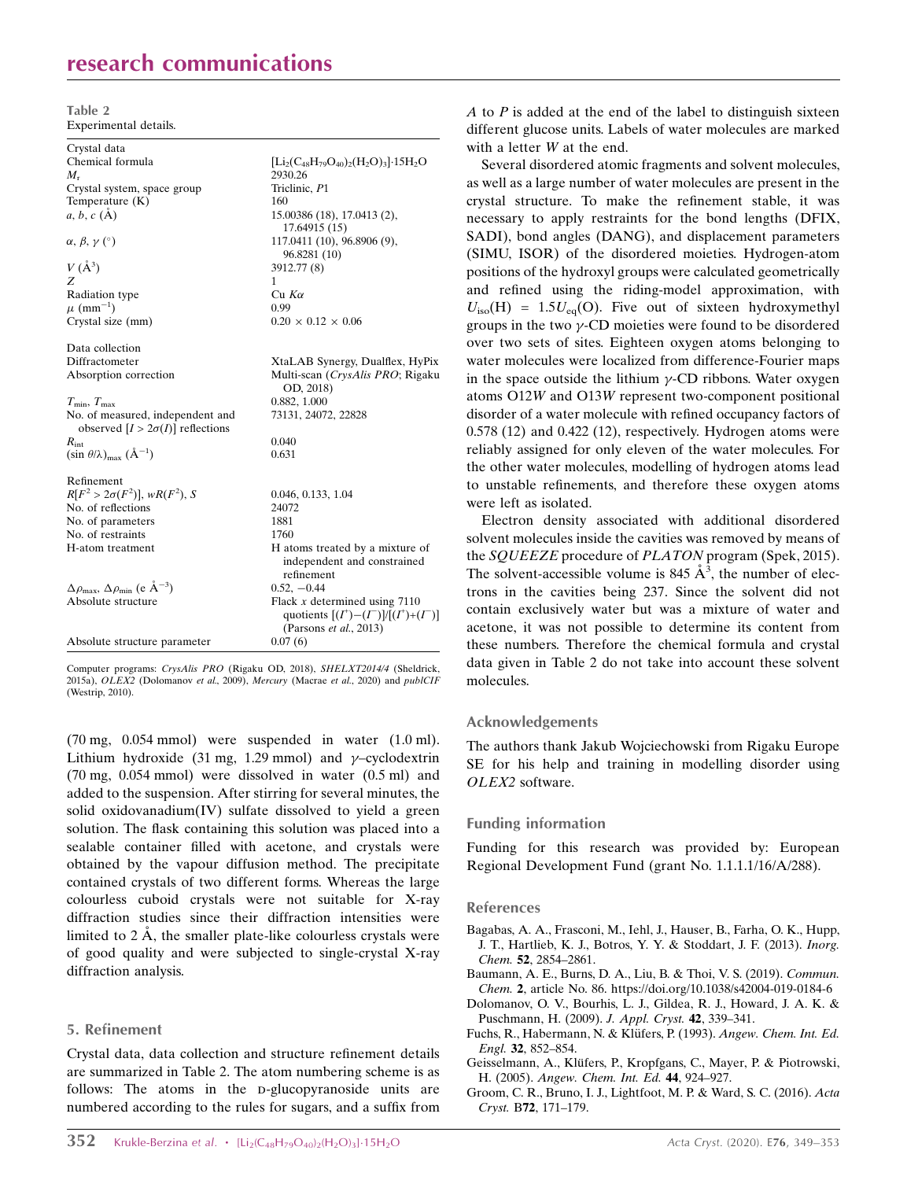**Table 2**
Experimental details.

| | |
|---|---|
| Crystal data | |
| Chemical formula | $[Li_2(C_{48}H_{79}O_{40})_2(H_2O)_3]\cdot15H_2O$ |
| $M_r$ | 2930.26 |
| Crystal system, space group | Triclinic, *P*1 |
| Temperature (K) | 160 |
| *a*, *b*, *c* (Å) | 15.00386 (18), 17.0413 (2), 17.64915 (15) |
| α, β, γ (°) | 117.0411 (10), 96.8906 (9), 96.8281 (10) |
| *V* (Å$^3$) | 3912.77 (8) |
| *Z* | 1 |
| Radiation type | Cu *K*α |
| μ (mm$^{-1}$) | 0.99 |
| Crystal size (mm) | 0.20 × 0.12 × 0.06 |
| Data collection | |
| Diffractometer | XtaLAB Synergy, Dualflex, HyPix |
| Absorption correction | Multi-scan (*CrysAlis PRO*; Rigaku OD, 2018) |
| $T_{min}$, $T_{max}$ | 0.882, 1.000 |
| No. of measured, independent and observed [$I > 2\sigma(I)$] reflections | 73131, 24072, 22828 |
| $R_{int}$ | 0.040 |
| $(\sin \theta/\lambda)_{max}$ (Å$^{-1}$) | 0.631 |
| Refinement | |
| $R[F^2 > 2\sigma(F^2)]$, $wR(F^2)$, *S* | 0.046, 0.133, 1.04 |
| No. of reflections | 24072 |
| No. of parameters | 1881 |
| No. of restraints | 1760 |
| H-atom treatment | H atoms treated by a mixture of independent and constrained refinement |
| $\Delta\rho_{max}$, $\Delta\rho_{min}$ (e Å$^{-3}$) | 0.52, −0.44 |
| Absolute structure | Flack *x* determined using 7110 quotients $[(I^+)-(I^-)]/[(I^+)+(I^-)]$ (Parsons *et al.*, 2013) |
| Absolute structure parameter | 0.07 (6) |

Computer programs: *CrysAlis PRO* (Rigaku OD, 2018), *SHELXT2014/4* (Sheldrick, 2015a), *OLEX2* (Dolomanov *et al.*, 2009), *Mercury* (Macrae *et al.*, 2020) and *publCIF* (Westrip, 2010).

(70 mg, 0.054 mmol) were suspended in water (1.0 ml). Lithium hydroxide (31 mg, 1.29 mmol) and γ–cyclodextrin (70 mg, 0.054 mmol) were dissolved in water (0.5 ml) and added to the suspension. After stirring for several minutes, the solid oxidovanadium(IV) sulfate dissolved to yield a green solution. The flask containing this solution was placed into a sealable container filled with acetone, and crystals were obtained by the vapour diffusion method. The precipitate contained crystals of two different forms. Whereas the large colourless cuboid crystals were not suitable for X-ray diffraction studies since their diffraction intensities were limited to 2 Å, the smaller plate-like colourless crystals were of good quality and were subjected to single-crystal X-ray diffraction analysis.

## 5. Refinement

Crystal data, data collection and structure refinement details are summarized in Table 2. The atom numbering scheme is as follows: The atoms in the D-glucopyranoside units are numbered according to the rules for sugars, and a suffix from *A* to *P* is added at the end of the label to distinguish sixteen different glucose units. Labels of water molecules are marked with a letter *W* at the end.

Several disordered atomic fragments and solvent molecules, as well as a large number of water molecules are present in the crystal structure. To make the refinement stable, it was necessary to apply restraints for the bond lengths (DFIX, SADI), bond angles (DANG), and displacement parameters (SIMU, ISOR) of the disordered moieties. Hydrogen-atom positions of the hydroxyl groups were calculated geometrically and refined using the riding-model approximation, with $U_{iso}(H) = 1.5U_{eq}(O)$. Five out of sixteen hydroxymethyl groups in the two γ-CD moieties were found to be disordered over two sets of sites. Eighteen oxygen atoms belonging to water molecules were localized from difference-Fourier maps in the space outside the lithium γ-CD ribbons. Water oxygen atoms O12*W* and O13*W* represent two-component positional disorder of a water molecule with refined occupancy factors of 0.578 (12) and 0.422 (12), respectively. Hydrogen atoms were reliably assigned for only eleven of the water molecules. For the other water molecules, modelling of hydrogen atoms lead to unstable refinements, and therefore these oxygen atoms were left as isolated.

Electron density associated with additional disordered solvent molecules inside the cavities was removed by means of the *SQUEEZE* procedure of *PLATON* program (Spek, 2015). The solvent-accessible volume is 845 Å$^3$, the number of electrons in the cavities being 237. Since the solvent did not contain exclusively water but was a mixture of water and acetone, it was not possible to determine its content from these numbers. Therefore the chemical formula and crystal data given in Table 2 do not take into account these solvent molecules.

## Acknowledgements

The authors thank Jakub Wojciechowski from Rigaku Europe SE for his help and training in modelling disorder using *OLEX2* software.

## Funding information

Funding for this research was provided by: European Regional Development Fund (grant No. 1.1.1.1/16/A/288).

## References

Bagabas, A. A., Frasconi, M., Iehl, J., Hauser, B., Farha, O. K., Hupp, J. T., Hartlieb, K. J., Botros, Y. Y. & Stoddart, J. F. (2013). *Inorg. Chem.* **52**, 2854–2861.

Baumann, A. E., Burns, D. A., Liu, B. & Thoi, V. S. (2019). *Commun. Chem.* **2**, article No. 86. https://doi.org/10.1038/s42004-019-0184-6

Dolomanov, O. V., Bourhis, L. J., Gildea, R. J., Howard, J. A. K. & Puschmann, H. (2009). *J. Appl. Cryst.* **42**, 339–341.

Fuchs, R., Habermann, N. & Klüfers, P. (1993). *Angew. Chem. Int. Ed. Engl.* **32**, 852–854.

Geisselmann, A., Klüfers, P., Kropfgans, C., Mayer, P. & Piotrowski, H. (2005). *Angew. Chem. Int. Ed.* **44**, 924–927.

Groom, C. R., Bruno, I. J., Lightfoot, M. P. & Ward, S. C. (2016). *Acta Cryst.* B**72**, 171–179.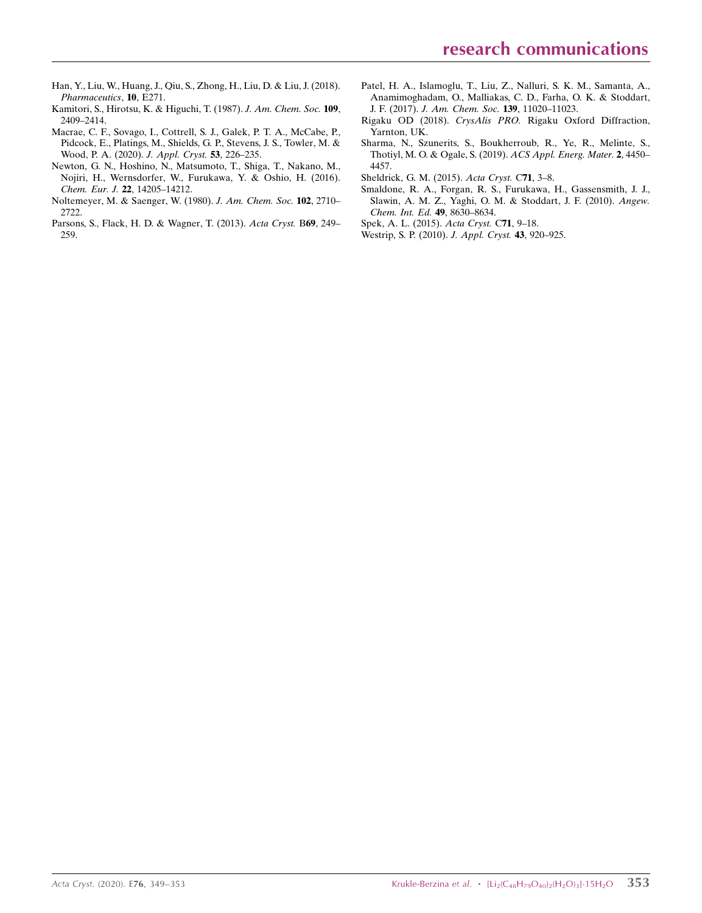Han, Y., Liu, W., Huang, J., Qiu, S., Zhong, H., Liu, D. & Liu, J. (2018). *Pharmaceutics*, **10**, E271.

Kamitori, S., Hirotsu, K. & Higuchi, T. (1987). *J. Am. Chem. Soc.* **109**, 2409–2414.

Macrae, C. F., Sovago, I., Cottrell, S. J., Galek, P. T. A., McCabe, P., Pidcock, E., Platings, M., Shields, G. P., Stevens, J. S., Towler, M. & Wood, P. A. (2020). *J. Appl. Cryst.* **53**, 226–235.

Newton, G. N., Hoshino, N., Matsumoto, T., Shiga, T., Nakano, M., Nojiri, H., Wernsdorfer, W., Furukawa, Y. & Oshio, H. (2016). *Chem. Eur. J.* **22**, 14205–14212.

Noltemeyer, M. & Saenger, W. (1980). *J. Am. Chem. Soc.* **102**, 2710–2722.

Parsons, S., Flack, H. D. & Wagner, T. (2013). *Acta Cryst.* B**69**, 249–259.

Patel, H. A., Islamoglu, T., Liu, Z., Nalluri, S. K. M., Samanta, A., Anamimoghadam, O., Malliakas, C. D., Farha, O. K. & Stoddart, J. F. (2017). *J. Am. Chem. Soc.* **139**, 11020–11023.

Rigaku OD (2018). *CrysAlis PRO*. Rigaku Oxford Diffraction, Yarnton, UK.

Sharma, N., Szunerits, S., Boukherroub, R., Ye, R., Melinte, S., Thotiyl, M. O. & Ogale, S. (2019). *ACS Appl. Energ. Mater.* **2**, 4450–4457.

Sheldrick, G. M. (2015). *Acta Cryst.* C**71**, 3–8.

Smaldone, R. A., Forgan, R. S., Furukawa, H., Gassensmith, J. J., Slawin, A. M. Z., Yaghi, O. M. & Stoddart, J. F. (2010). *Angew. Chem. Int. Ed.* **49**, 8630–8634.

Spek, A. L. (2015). *Acta Cryst.* C**71**, 9–18.

Westrip, S. P. (2010). *J. Appl. Cryst.* **43**, 920–925.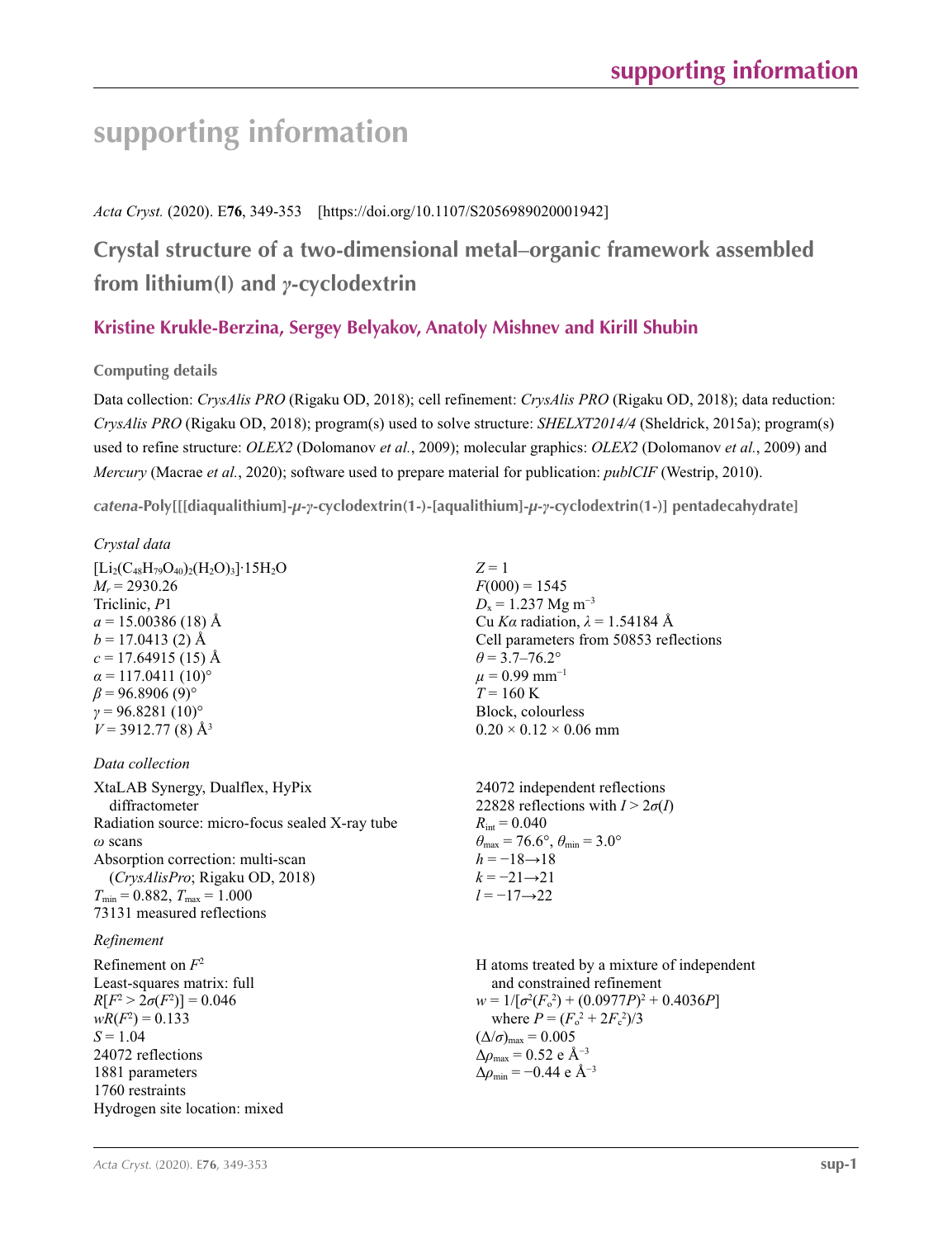# supporting information

*Acta Cryst.* (2020). E**76**, 349-353    [https://doi.org/10.1107/S2056989020001942]

## Crystal structure of a two-dimensional metal–organic framework assembled from lithium(I) and *γ*-cyclodextrin

**Kristine Krukle-Berzina, Sergey Belyakov, Anatoly Mishnev and Kirill Shubin**

### Computing details

Data collection: *CrysAlis PRO* (Rigaku OD, 2018); cell refinement: *CrysAlis PRO* (Rigaku OD, 2018); data reduction: *CrysAlis PRO* (Rigaku OD, 2018); program(s) used to solve structure: *SHELXT2014/4* (Sheldrick, 2015a); program(s) used to refine structure: *OLEX2* (Dolomanov *et al.*, 2009); molecular graphics: *OLEX2* (Dolomanov *et al.*, 2009) and *Mercury* (Macrae *et al.*, 2020); software used to prepare material for publication: *publCIF* (Westrip, 2010).

### *catena*-Poly[[[diaqualithium]-*μ*-*γ*-cyclodextrin(1-)-[aqualithium]-*μ*-*γ*-cyclodextrin(1-)] pentadecahydrate]

*Crystal data*

$[Li_2(C_{48}H_{79}O_{40})_2(H_2O)_3]·15H_2O$
$M_r = 2930.26$
Triclinic, $P1$
$a = 15.00386$ (18) Å
$b = 17.0413$ (2) Å
$c = 17.64915$ (15) Å
$\alpha = 117.0411$ (10)°
$\beta = 96.8906$ (9)°
$\gamma = 96.8281$ (10)°
$V = 3912.77$ (8) Å$^3$
$Z = 1$
$F(000) = 1545$
$D_x = 1.237$ Mg m$^{-3}$
Cu $K\alpha$ radiation, $\lambda = 1.54184$ Å
Cell parameters from 50853 reflections
$\theta = 3.7$–$76.2$°
$\mu = 0.99$ mm$^{-1}$
$T = 160$ K
Block, colourless
$0.20 \times 0.12 \times 0.06$ mm

*Data collection*

XtaLAB Synergy, Dualflex, HyPix diffractometer
Radiation source: micro-focus sealed X-ray tube
$\omega$ scans
Absorption correction: multi-scan (*CrysAlisPro*; Rigaku OD, 2018)
$T_{min} = 0.882$, $T_{max} = 1.000$
73131 measured reflections
24072 independent reflections
22828 reflections with $I > 2\sigma(I)$
$R_{int} = 0.040$
$\theta_{max} = 76.6$°, $\theta_{min} = 3.0$°
$h = -18 \rightarrow 18$
$k = -21 \rightarrow 21$
$l = -17 \rightarrow 22$

*Refinement*

Refinement on $F^2$
Least-squares matrix: full
$R[F^2 > 2\sigma(F^2)] = 0.046$
$wR(F^2) = 0.133$
$S = 1.04$
24072 reflections
1881 parameters
1760 restraints
Hydrogen site location: mixed
H atoms treated by a mixture of independent and constrained refinement
$w = 1/[\sigma^2(F_o^2) + (0.0977P)^2 + 0.4036P]$ where $P = (F_o^2 + 2F_c^2)/3$
$(\Delta/\sigma)_{max} = 0.005$
$\Delta\rho_{max} = 0.52$ e Å$^{-3}$
$\Delta\rho_{min} = -0.44$ e Å$^{-3}$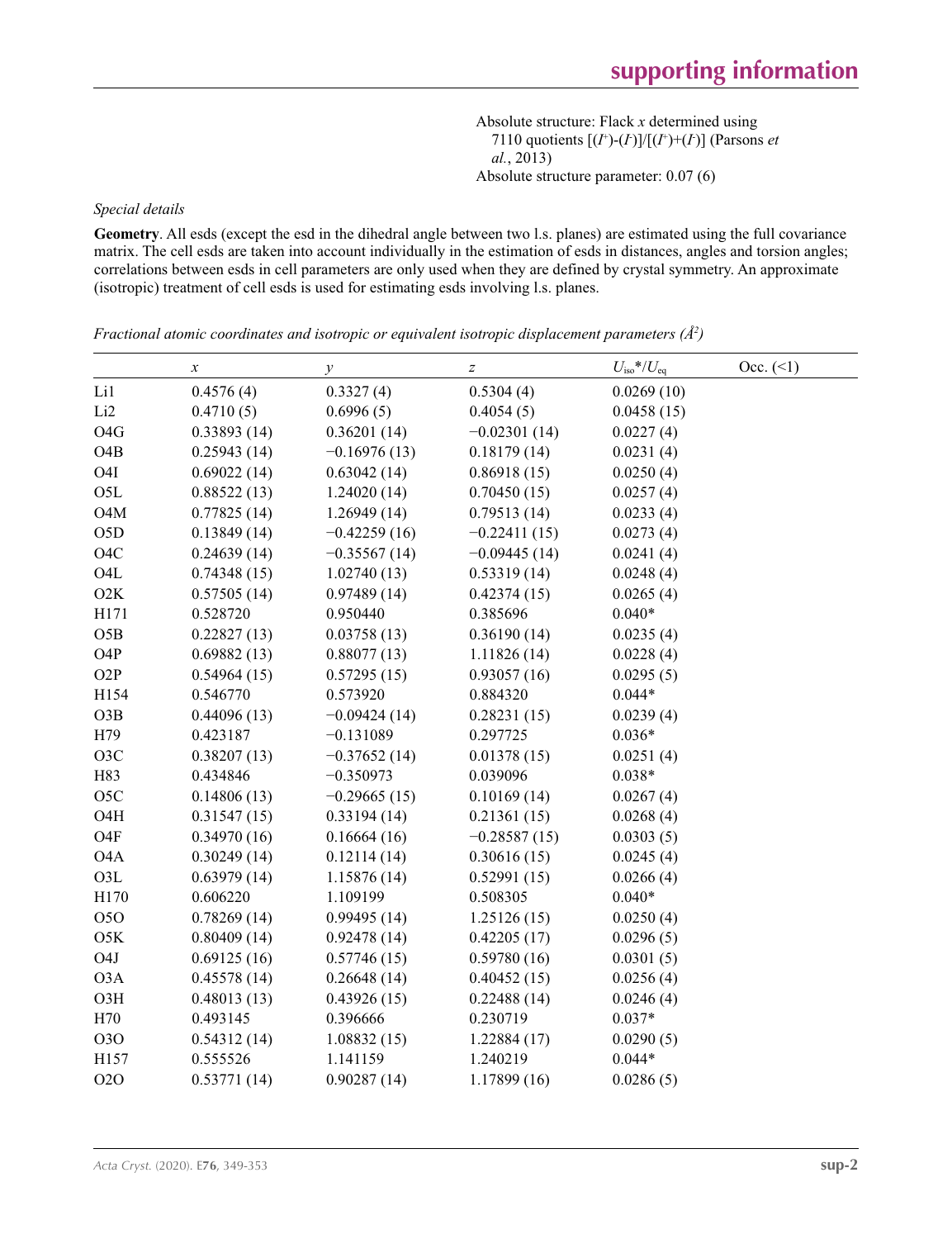Absolute structure: Flack $x$ determined using 7110 quotients $[(I^+)-(I^-)]/[(I^+)+(I^-)]$ (Parsons *et al.*, 2013)
Absolute structure parameter: 0.07 (6)

*Special details*

**Geometry**. All esds (except the esd in the dihedral angle between two l.s. planes) are estimated using the full covariance matrix. The cell esds are taken into account individually in the estimation of esds in distances, angles and torsion angles; correlations between esds in cell parameters are only used when they are defined by crystal symmetry. An approximate (isotropic) treatment of cell esds is used for estimating esds involving l.s. planes.

*Fractional atomic coordinates and isotropic or equivalent isotropic displacement parameters (Å²)*

| | $x$ | $y$ | $z$ | $U_{iso}$*/$U_{eq}$ | Occ. (<1) |
|---|---|---|---|---|---|
| Li1 | 0.4576 (4) | 0.3327 (4) | 0.5304 (4) | 0.0269 (10) | |
| Li2 | 0.4710 (5) | 0.6996 (5) | 0.4054 (5) | 0.0458 (15) | |
| O4G | 0.33893 (14) | 0.36201 (14) | −0.02301 (14) | 0.0227 (4) | |
| O4B | 0.25943 (14) | −0.16976 (13) | 0.18179 (14) | 0.0231 (4) | |
| O4I | 0.69022 (14) | 0.63042 (14) | 0.86918 (15) | 0.0250 (4) | |
| O5L | 0.88522 (13) | 1.24020 (14) | 0.70450 (15) | 0.0257 (4) | |
| O4M | 0.77825 (14) | 1.26949 (14) | 0.79513 (14) | 0.0233 (4) | |
| O5D | 0.13849 (14) | −0.42259 (16) | −0.22411 (15) | 0.0273 (4) | |
| O4C | 0.24639 (14) | −0.35567 (14) | −0.09445 (14) | 0.0241 (4) | |
| O4L | 0.74348 (15) | 1.02740 (13) | 0.53319 (14) | 0.0248 (4) | |
| O2K | 0.57505 (14) | 0.97489 (14) | 0.42374 (15) | 0.0265 (4) | |
| H171 | 0.528720 | 0.950440 | 0.385696 | 0.040* | |
| O5B | 0.22827 (13) | 0.03758 (13) | 0.36190 (14) | 0.0235 (4) | |
| O4P | 0.69882 (13) | 0.88077 (13) | 1.11826 (14) | 0.0228 (4) | |
| O2P | 0.54964 (15) | 0.57295 (15) | 0.93057 (16) | 0.0295 (5) | |
| H154 | 0.546770 | 0.573920 | 0.884320 | 0.044* | |
| O3B | 0.44096 (13) | −0.09424 (14) | 0.28231 (15) | 0.0239 (4) | |
| H79 | 0.423187 | −0.131089 | 0.297725 | 0.036* | |
| O3C | 0.38207 (13) | −0.37652 (14) | 0.01378 (15) | 0.0251 (4) | |
| H83 | 0.434846 | −0.350973 | 0.039096 | 0.038* | |
| O5C | 0.14806 (13) | −0.29665 (15) | 0.10169 (14) | 0.0267 (4) | |
| O4H | 0.31547 (15) | 0.33194 (14) | 0.21361 (15) | 0.0268 (4) | |
| O4F | 0.34970 (16) | 0.16664 (16) | −0.28587 (15) | 0.0303 (5) | |
| O4A | 0.30249 (14) | 0.12114 (14) | 0.30616 (15) | 0.0245 (4) | |
| O3L | 0.63979 (14) | 1.15876 (14) | 0.52991 (15) | 0.0266 (4) | |
| H170 | 0.606220 | 1.109199 | 0.508305 | 0.040* | |
| O5O | 0.78269 (14) | 0.99495 (14) | 1.25126 (15) | 0.0250 (4) | |
| O5K | 0.80409 (14) | 0.92478 (14) | 0.42205 (17) | 0.0296 (5) | |
| O4J | 0.69125 (16) | 0.57746 (15) | 0.59780 (16) | 0.0301 (5) | |
| O3A | 0.45578 (14) | 0.26648 (14) | 0.40452 (15) | 0.0256 (4) | |
| O3H | 0.48013 (13) | 0.43926 (15) | 0.22488 (14) | 0.0246 (4) | |
| H70 | 0.493145 | 0.396666 | 0.230719 | 0.037* | |
| O3O | 0.54312 (14) | 1.08832 (15) | 1.22884 (17) | 0.0290 (5) | |
| H157 | 0.555526 | 1.141159 | 1.240219 | 0.044* | |
| O2O | 0.53771 (14) | 0.90287 (14) | 1.17899 (16) | 0.0286 (5) | |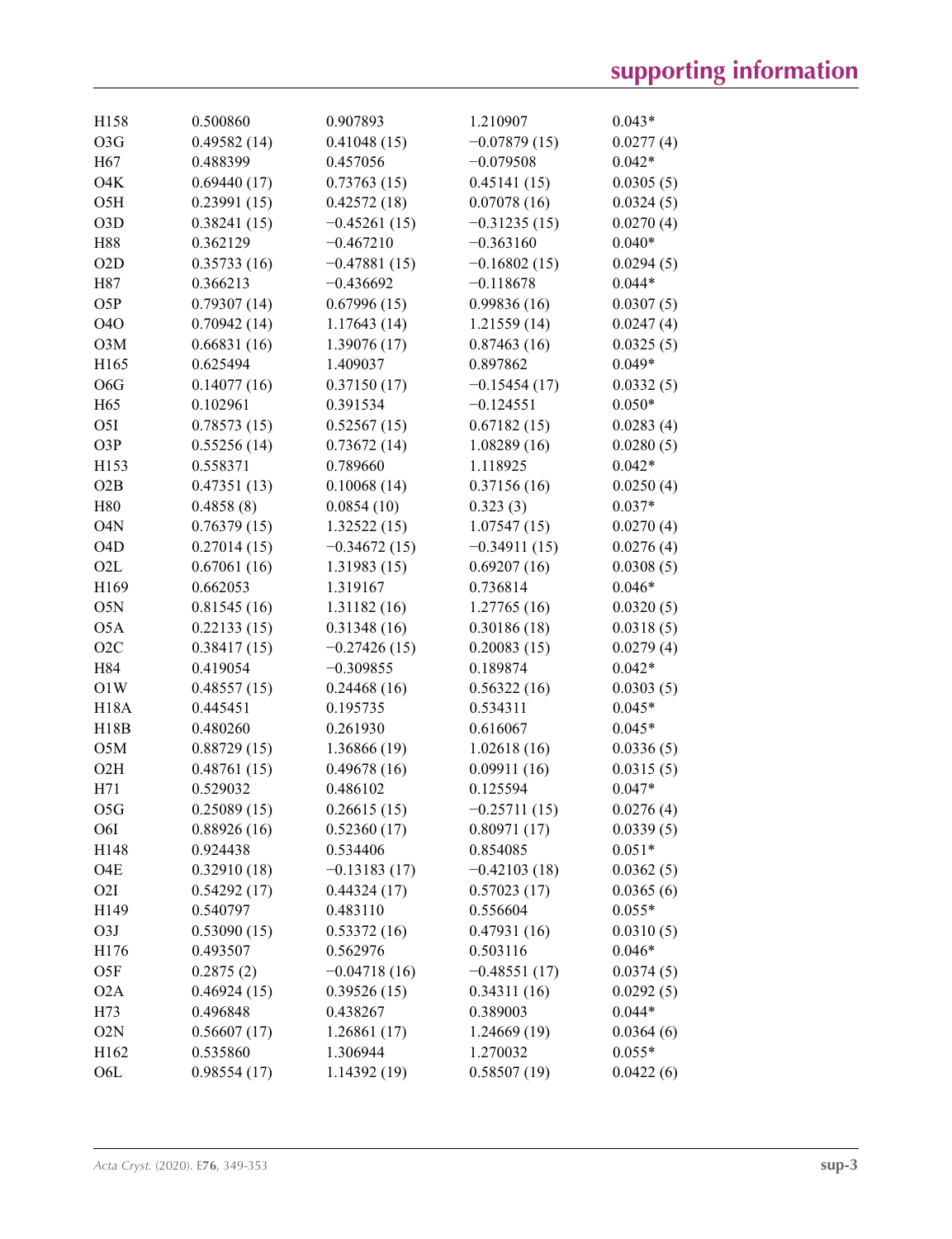| | | | | |
|---|---|---|---|---|
| H158 | 0.500860 | 0.907893 | 1.210907 | 0.043* |
| O3G | 0.49582 (14) | 0.41048 (15) | −0.07879 (15) | 0.0277 (4) |
| H67 | 0.488399 | 0.457056 | −0.079508 | 0.042* |
| O4K | 0.69440 (17) | 0.73763 (15) | 0.45141 (15) | 0.0305 (5) |
| O5H | 0.23991 (15) | 0.42572 (18) | 0.07078 (16) | 0.0324 (5) |
| O3D | 0.38241 (15) | −0.45261 (15) | −0.31235 (15) | 0.0270 (4) |
| H88 | 0.362129 | −0.467210 | −0.363160 | 0.040* |
| O2D | 0.35733 (16) | −0.47881 (15) | −0.16802 (15) | 0.0294 (5) |
| H87 | 0.366213 | −0.436692 | −0.118678 | 0.044* |
| O5P | 0.79307 (14) | 0.67996 (15) | 0.99836 (16) | 0.0307 (5) |
| O4O | 0.70942 (14) | 1.17643 (14) | 1.21559 (14) | 0.0247 (4) |
| O3M | 0.66831 (16) | 1.39076 (17) | 0.87463 (16) | 0.0325 (5) |
| H165 | 0.625494 | 1.409037 | 0.897862 | 0.049* |
| O6G | 0.14077 (16) | 0.37150 (17) | −0.15454 (17) | 0.0332 (5) |
| H65 | 0.102961 | 0.391534 | −0.124551 | 0.050* |
| O5I | 0.78573 (15) | 0.52567 (15) | 0.67182 (15) | 0.0283 (4) |
| O3P | 0.55256 (14) | 0.73672 (14) | 1.08289 (16) | 0.0280 (5) |
| H153 | 0.558371 | 0.789660 | 1.118925 | 0.042* |
| O2B | 0.47351 (13) | 0.10068 (14) | 0.37156 (16) | 0.0250 (4) |
| H80 | 0.4858 (8) | 0.0854 (10) | 0.323 (3) | 0.037* |
| O4N | 0.76379 (15) | 1.32522 (15) | 1.07547 (15) | 0.0270 (4) |
| O4D | 0.27014 (15) | −0.34672 (15) | −0.34911 (15) | 0.0276 (4) |
| O2L | 0.67061 (16) | 1.31983 (15) | 0.69207 (16) | 0.0308 (5) |
| H169 | 0.662053 | 1.319167 | 0.736814 | 0.046* |
| O5N | 0.81545 (16) | 1.31182 (16) | 1.27765 (16) | 0.0320 (5) |
| O5A | 0.22133 (15) | 0.31348 (16) | 0.30186 (18) | 0.0318 (5) |
| O2C | 0.38417 (15) | −0.27426 (15) | 0.20083 (15) | 0.0279 (4) |
| H84 | 0.419054 | −0.309855 | 0.189874 | 0.042* |
| O1W | 0.48557 (15) | 0.24468 (16) | 0.56322 (16) | 0.0303 (5) |
| H18A | 0.445451 | 0.195735 | 0.534311 | 0.045* |
| H18B | 0.480260 | 0.261930 | 0.616067 | 0.045* |
| O5M | 0.88729 (15) | 1.36866 (19) | 1.02618 (16) | 0.0336 (5) |
| O2H | 0.48761 (15) | 0.49678 (16) | 0.09911 (16) | 0.0315 (5) |
| H71 | 0.529032 | 0.486102 | 0.125594 | 0.047* |
| O5G | 0.25089 (15) | 0.26615 (15) | −0.25711 (15) | 0.0276 (4) |
| O6I | 0.88926 (16) | 0.52360 (17) | 0.80971 (17) | 0.0339 (5) |
| H148 | 0.924438 | 0.534406 | 0.854085 | 0.051* |
| O4E | 0.32910 (18) | −0.13183 (17) | −0.42103 (18) | 0.0362 (5) |
| O2I | 0.54292 (17) | 0.44324 (17) | 0.57023 (17) | 0.0365 (6) |
| H149 | 0.540797 | 0.483110 | 0.556604 | 0.055* |
| O3J | 0.53090 (15) | 0.53372 (16) | 0.47931 (16) | 0.0310 (5) |
| H176 | 0.493507 | 0.562976 | 0.503116 | 0.046* |
| O5F | 0.2875 (2) | −0.04718 (16) | −0.48551 (17) | 0.0374 (5) |
| O2A | 0.46924 (15) | 0.39526 (15) | 0.34311 (16) | 0.0292 (5) |
| H73 | 0.496848 | 0.438267 | 0.389003 | 0.044* |
| O2N | 0.56607 (17) | 1.26861 (17) | 1.24669 (19) | 0.0364 (6) |
| H162 | 0.535860 | 1.306944 | 1.270032 | 0.055* |
| O6L | 0.98554 (17) | 1.14392 (19) | 0.58507 (19) | 0.0422 (6) |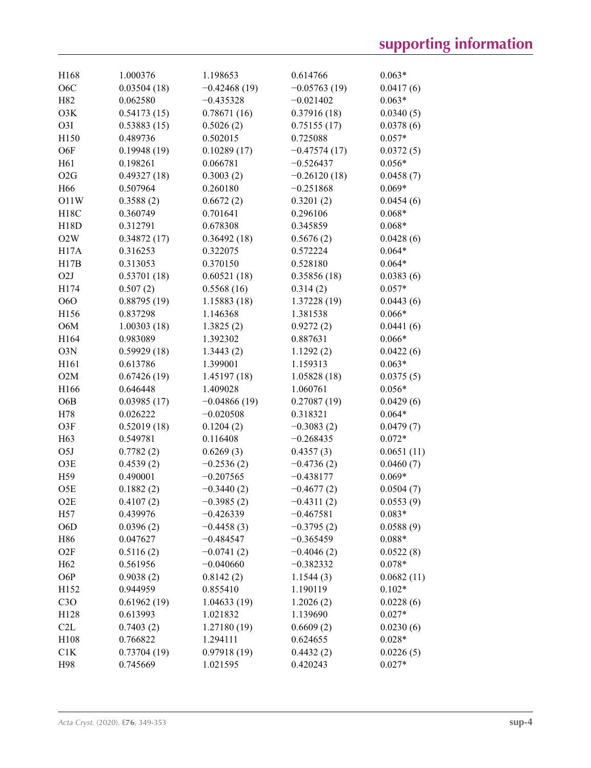| | | | | |
|---|---|---|---|---|
| H168 | 1.000376 | 1.198653 | 0.614766 | 0.063* |
| O6C | 0.03504 (18) | −0.42468 (19) | −0.05763 (19) | 0.0417 (6) |
| H82 | 0.062580 | −0.435328 | −0.021402 | 0.063* |
| O3K | 0.54173 (15) | 0.78671 (16) | 0.37916 (18) | 0.0340 (5) |
| O3I | 0.53883 (15) | 0.5026 (2) | 0.75155 (17) | 0.0378 (6) |
| H150 | 0.489736 | 0.502015 | 0.725088 | 0.057* |
| O6F | 0.19948 (19) | 0.10289 (17) | −0.47574 (17) | 0.0372 (5) |
| H61 | 0.198261 | 0.066781 | −0.526437 | 0.056* |
| O2G | 0.49327 (18) | 0.3003 (2) | −0.26120 (18) | 0.0458 (7) |
| H66 | 0.507964 | 0.260180 | −0.251868 | 0.069* |
| O11W | 0.3588 (2) | 0.6672 (2) | 0.3201 (2) | 0.0454 (6) |
| H18C | 0.360749 | 0.701641 | 0.296106 | 0.068* |
| H18D | 0.312791 | 0.678308 | 0.345859 | 0.068* |
| O2W | 0.34872 (17) | 0.36492 (18) | 0.5676 (2) | 0.0428 (6) |
| H17A | 0.316253 | 0.322075 | 0.572224 | 0.064* |
| H17B | 0.313053 | 0.370150 | 0.528180 | 0.064* |
| O2J | 0.53701 (18) | 0.60521 (18) | 0.35856 (18) | 0.0383 (6) |
| H174 | 0.507 (2) | 0.5568 (16) | 0.314 (2) | 0.057* |
| O6O | 0.88795 (19) | 1.15883 (18) | 1.37228 (19) | 0.0443 (6) |
| H156 | 0.837298 | 1.146368 | 1.381538 | 0.066* |
| O6M | 1.00303 (18) | 1.3825 (2) | 0.9272 (2) | 0.0441 (6) |
| H164 | 0.983089 | 1.392302 | 0.887631 | 0.066* |
| O3N | 0.59929 (18) | 1.3443 (2) | 1.1292 (2) | 0.0422 (6) |
| H161 | 0.613786 | 1.399001 | 1.159313 | 0.063* |
| O2M | 0.67426 (19) | 1.45197 (18) | 1.05828 (18) | 0.0375 (5) |
| H166 | 0.646448 | 1.409028 | 1.060761 | 0.056* |
| O6B | 0.03985 (17) | −0.04866 (19) | 0.27087 (19) | 0.0429 (6) |
| H78 | 0.026222 | −0.020508 | 0.318321 | 0.064* |
| O3F | 0.52019 (18) | 0.1204 (2) | −0.3083 (2) | 0.0479 (7) |
| H63 | 0.549781 | 0.116408 | −0.268435 | 0.072* |
| O5J | 0.7782 (2) | 0.6269 (3) | 0.4357 (3) | 0.0651 (11) |
| O3E | 0.4539 (2) | −0.2536 (2) | −0.4736 (2) | 0.0460 (7) |
| H59 | 0.490001 | −0.207565 | −0.438177 | 0.069* |
| O5E | 0.1882 (2) | −0.3440 (2) | −0.4677 (2) | 0.0504 (7) |
| O2E | 0.4107 (2) | −0.3985 (2) | −0.4311 (2) | 0.0553 (9) |
| H57 | 0.439976 | −0.426339 | −0.467581 | 0.083* |
| O6D | 0.0396 (2) | −0.4458 (3) | −0.3795 (2) | 0.0588 (9) |
| H86 | 0.047627 | −0.484547 | −0.365459 | 0.088* |
| O2F | 0.5116 (2) | −0.0741 (2) | −0.4046 (2) | 0.0522 (8) |
| H62 | 0.561956 | −0.040660 | −0.382332 | 0.078* |
| O6P | 0.9038 (2) | 0.8142 (2) | 1.1544 (3) | 0.0682 (11) |
| H152 | 0.944959 | 0.855410 | 1.190119 | 0.102* |
| C3O | 0.61962 (19) | 1.04633 (19) | 1.2026 (2) | 0.0228 (6) |
| H128 | 0.613993 | 1.021832 | 1.139690 | 0.027* |
| C2L | 0.7403 (2) | 1.27180 (19) | 0.6609 (2) | 0.0230 (6) |
| H108 | 0.766822 | 1.294111 | 0.624655 | 0.028* |
| C1K | 0.73704 (19) | 0.97918 (19) | 0.4432 (2) | 0.0226 (5) |
| H98 | 0.745669 | 1.021595 | 0.420243 | 0.027* |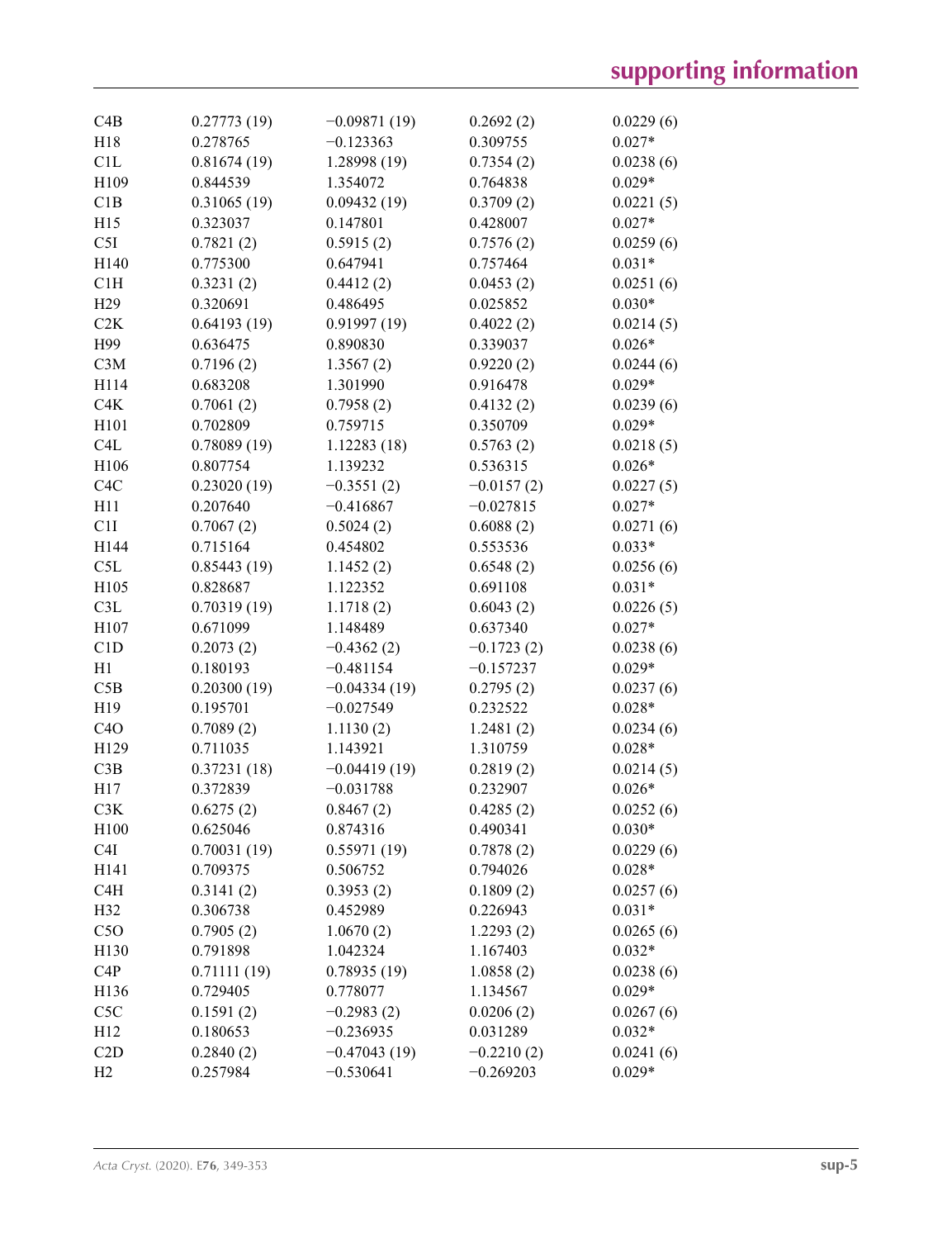| | | | | |
|---|---|---|---|---|
| C4B | 0.27773 (19) | −0.09871 (19) | 0.2692 (2) | 0.0229 (6) |
| H18 | 0.278765 | −0.123363 | 0.309755 | 0.027* |
| C1L | 0.81674 (19) | 1.28998 (19) | 0.7354 (2) | 0.0238 (6) |
| H109 | 0.844539 | 1.354072 | 0.764838 | 0.029* |
| C1B | 0.31065 (19) | 0.09432 (19) | 0.3709 (2) | 0.0221 (5) |
| H15 | 0.323037 | 0.147801 | 0.428007 | 0.027* |
| C5I | 0.7821 (2) | 0.5915 (2) | 0.7576 (2) | 0.0259 (6) |
| H140 | 0.775300 | 0.647941 | 0.757464 | 0.031* |
| C1H | 0.3231 (2) | 0.4412 (2) | 0.0453 (2) | 0.0251 (6) |
| H29 | 0.320691 | 0.486495 | 0.025852 | 0.030* |
| C2K | 0.64193 (19) | 0.91997 (19) | 0.4022 (2) | 0.0214 (5) |
| H99 | 0.636475 | 0.890830 | 0.339037 | 0.026* |
| C3M | 0.7196 (2) | 1.3567 (2) | 0.9220 (2) | 0.0244 (6) |
| H114 | 0.683208 | 1.301990 | 0.916478 | 0.029* |
| C4K | 0.7061 (2) | 0.7958 (2) | 0.4132 (2) | 0.0239 (6) |
| H101 | 0.702809 | 0.759715 | 0.350709 | 0.029* |
| C4L | 0.78089 (19) | 1.12283 (18) | 0.5763 (2) | 0.0218 (5) |
| H106 | 0.807754 | 1.139232 | 0.536315 | 0.026* |
| C4C | 0.23020 (19) | −0.3551 (2) | −0.0157 (2) | 0.0227 (5) |
| H11 | 0.207640 | −0.416867 | −0.027815 | 0.027* |
| C1I | 0.7067 (2) | 0.5024 (2) | 0.6088 (2) | 0.0271 (6) |
| H144 | 0.715164 | 0.454802 | 0.553536 | 0.033* |
| C5L | 0.85443 (19) | 1.1452 (2) | 0.6548 (2) | 0.0256 (6) |
| H105 | 0.828687 | 1.122352 | 0.691108 | 0.031* |
| C3L | 0.70319 (19) | 1.1718 (2) | 0.6043 (2) | 0.0226 (5) |
| H107 | 0.671099 | 1.148489 | 0.637340 | 0.027* |
| C1D | 0.2073 (2) | −0.4362 (2) | −0.1723 (2) | 0.0238 (6) |
| H1 | 0.180193 | −0.481154 | −0.157237 | 0.029* |
| C5B | 0.20300 (19) | −0.04334 (19) | 0.2795 (2) | 0.0237 (6) |
| H19 | 0.195701 | −0.027549 | 0.232522 | 0.028* |
| C4O | 0.7089 (2) | 1.1130 (2) | 1.2481 (2) | 0.0234 (6) |
| H129 | 0.711035 | 1.143921 | 1.310759 | 0.028* |
| C3B | 0.37231 (18) | −0.04419 (19) | 0.2819 (2) | 0.0214 (5) |
| H17 | 0.372839 | −0.031788 | 0.232907 | 0.026* |
| C3K | 0.6275 (2) | 0.8467 (2) | 0.4285 (2) | 0.0252 (6) |
| H100 | 0.625046 | 0.874316 | 0.490341 | 0.030* |
| C4I | 0.70031 (19) | 0.55971 (19) | 0.7878 (2) | 0.0229 (6) |
| H141 | 0.709375 | 0.506752 | 0.794026 | 0.028* |
| C4H | 0.3141 (2) | 0.3953 (2) | 0.1809 (2) | 0.0257 (6) |
| H32 | 0.306738 | 0.452989 | 0.226943 | 0.031* |
| C5O | 0.7905 (2) | 1.0670 (2) | 1.2293 (2) | 0.0265 (6) |
| H130 | 0.791898 | 1.042324 | 1.167403 | 0.032* |
| C4P | 0.71111 (19) | 0.78935 (19) | 1.0858 (2) | 0.0238 (6) |
| H136 | 0.729405 | 0.778077 | 1.134567 | 0.029* |
| C5C | 0.1591 (2) | −0.2983 (2) | 0.0206 (2) | 0.0267 (6) |
| H12 | 0.180653 | −0.236935 | 0.031289 | 0.032* |
| C2D | 0.2840 (2) | −0.47043 (19) | −0.2210 (2) | 0.0241 (6) |
| H2 | 0.257984 | −0.530641 | −0.269203 | 0.029* |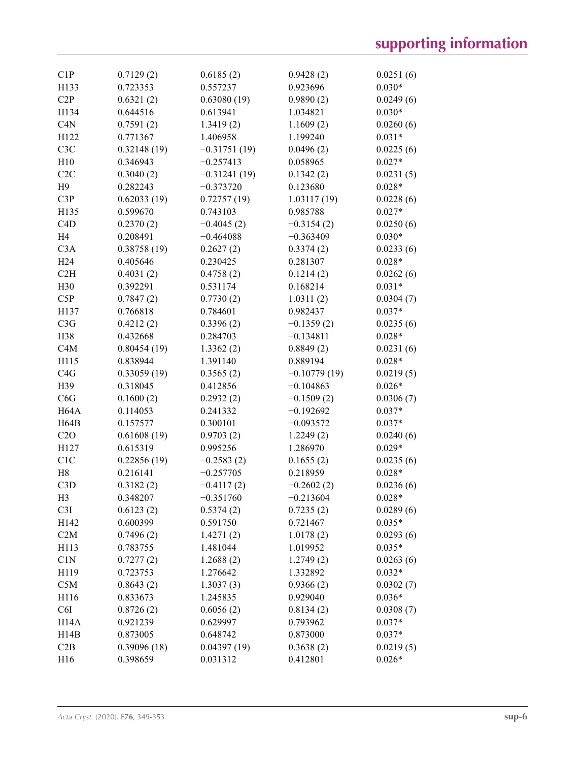| | | | | |
|---|---|---|---|---|
| C1P | 0.7129 (2) | 0.6185 (2) | 0.9428 (2) | 0.0251 (6) |
| H133 | 0.723353 | 0.557237 | 0.923696 | 0.030* |
| C2P | 0.6321 (2) | 0.63080 (19) | 0.9890 (2) | 0.0249 (6) |
| H134 | 0.644516 | 0.613941 | 1.034821 | 0.030* |
| C4N | 0.7591 (2) | 1.3419 (2) | 1.1609 (2) | 0.0260 (6) |
| H122 | 0.771367 | 1.406958 | 1.199240 | 0.031* |
| C3C | 0.32148 (19) | −0.31751 (19) | 0.0496 (2) | 0.0225 (6) |
| H10 | 0.346943 | −0.257413 | 0.058965 | 0.027* |
| C2C | 0.3040 (2) | −0.31241 (19) | 0.1342 (2) | 0.0231 (5) |
| H9 | 0.282243 | −0.373720 | 0.123680 | 0.028* |
| C3P | 0.62033 (19) | 0.72757 (19) | 1.03117 (19) | 0.0228 (6) |
| H135 | 0.599670 | 0.743103 | 0.985788 | 0.027* |
| C4D | 0.2370 (2) | −0.4045 (2) | −0.3154 (2) | 0.0250 (6) |
| H4 | 0.208491 | −0.464088 | −0.363409 | 0.030* |
| C3A | 0.38758 (19) | 0.2627 (2) | 0.3374 (2) | 0.0233 (6) |
| H24 | 0.405646 | 0.230425 | 0.281307 | 0.028* |
| C2H | 0.4031 (2) | 0.4758 (2) | 0.1214 (2) | 0.0262 (6) |
| H30 | 0.392291 | 0.531174 | 0.168214 | 0.031* |
| C5P | 0.7847 (2) | 0.7730 (2) | 1.0311 (2) | 0.0304 (7) |
| H137 | 0.766818 | 0.784601 | 0.982437 | 0.037* |
| C3G | 0.4212 (2) | 0.3396 (2) | −0.1359 (2) | 0.0235 (6) |
| H38 | 0.432668 | 0.284703 | −0.134811 | 0.028* |
| C4M | 0.80454 (19) | 1.3362 (2) | 0.8849 (2) | 0.0231 (6) |
| H115 | 0.838944 | 1.391140 | 0.889194 | 0.028* |
| C4G | 0.33059 (19) | 0.3565 (2) | −0.10779 (19) | 0.0219 (5) |
| H39 | 0.318045 | 0.412856 | −0.104863 | 0.026* |
| C6G | 0.1600 (2) | 0.2932 (2) | −0.1509 (2) | 0.0306 (7) |
| H64A | 0.114053 | 0.241332 | −0.192692 | 0.037* |
| H64B | 0.157577 | 0.300101 | −0.093572 | 0.037* |
| C2O | 0.61608 (19) | 0.9703 (2) | 1.2249 (2) | 0.0240 (6) |
| H127 | 0.615319 | 0.995256 | 1.286970 | 0.029* |
| C1C | 0.22856 (19) | −0.2583 (2) | 0.1655 (2) | 0.0235 (6) |
| H8 | 0.216141 | −0.257705 | 0.218959 | 0.028* |
| C3D | 0.3182 (2) | −0.4117 (2) | −0.2602 (2) | 0.0236 (6) |
| H3 | 0.348207 | −0.351760 | −0.213604 | 0.028* |
| C3I | 0.6123 (2) | 0.5374 (2) | 0.7235 (2) | 0.0289 (6) |
| H142 | 0.600399 | 0.591750 | 0.721467 | 0.035* |
| C2M | 0.7496 (2) | 1.4271 (2) | 1.0178 (2) | 0.0293 (6) |
| H113 | 0.783755 | 1.481044 | 1.019952 | 0.035* |
| C1N | 0.7277 (2) | 1.2688 (2) | 1.2749 (2) | 0.0263 (6) |
| H119 | 0.723753 | 1.276642 | 1.332892 | 0.032* |
| C5M | 0.8643 (2) | 1.3037 (3) | 0.9366 (2) | 0.0302 (7) |
| H116 | 0.833673 | 1.245835 | 0.929040 | 0.036* |
| C6I | 0.8726 (2) | 0.6056 (2) | 0.8134 (2) | 0.0308 (7) |
| H14A | 0.921239 | 0.629997 | 0.793962 | 0.037* |
| H14B | 0.873005 | 0.648742 | 0.873000 | 0.037* |
| C2B | 0.39096 (18) | 0.04397 (19) | 0.3638 (2) | 0.0219 (5) |
| H16 | 0.398659 | 0.031312 | 0.412801 | 0.026* |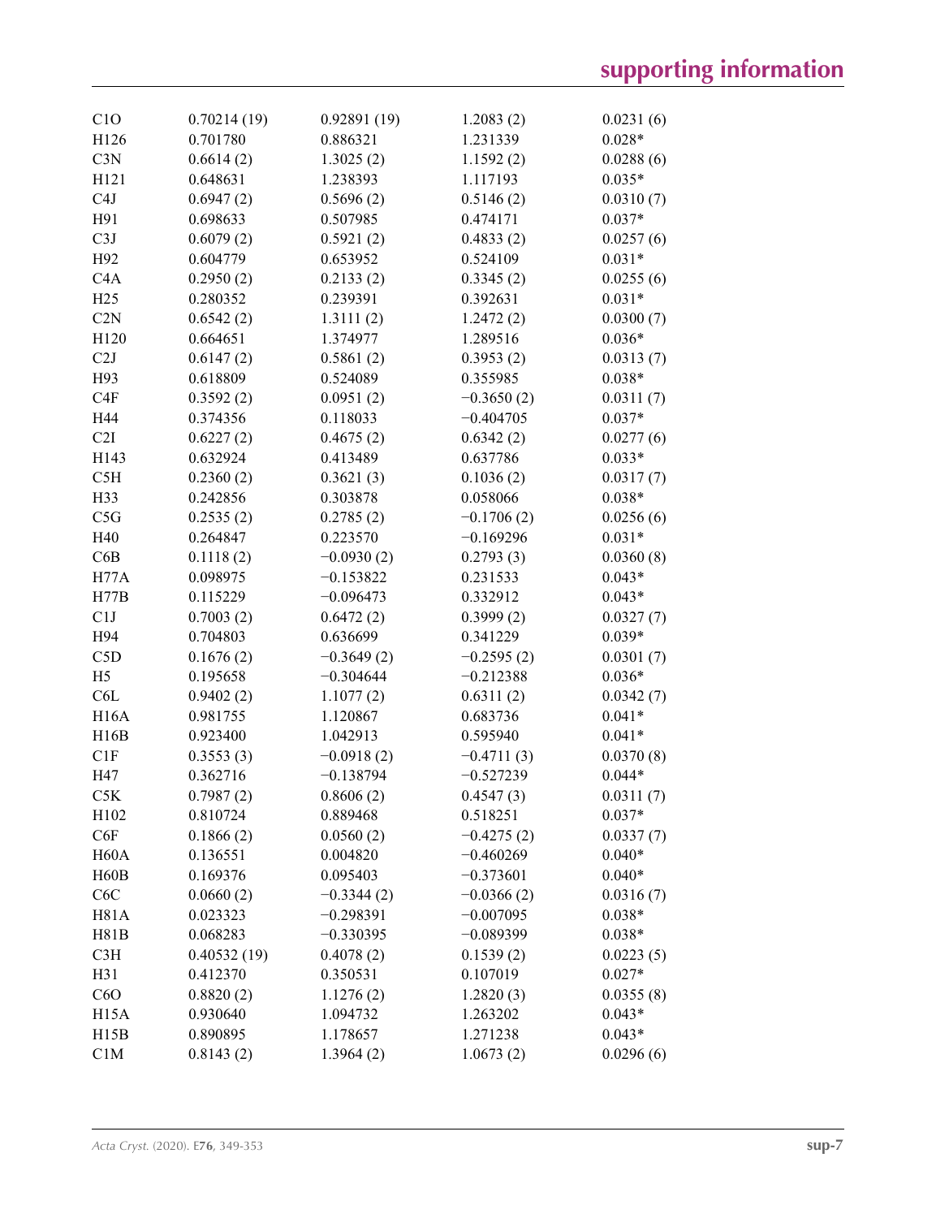| | | | | |
|---|---|---|---|---|
| C1O | 0.70214 (19) | 0.92891 (19) | 1.2083 (2) | 0.0231 (6) |
| H126 | 0.701780 | 0.886321 | 1.231339 | 0.028* |
| C3N | 0.6614 (2) | 1.3025 (2) | 1.1592 (2) | 0.0288 (6) |
| H121 | 0.648631 | 1.238393 | 1.117193 | 0.035* |
| C4J | 0.6947 (2) | 0.5696 (2) | 0.5146 (2) | 0.0310 (7) |
| H91 | 0.698633 | 0.507985 | 0.474171 | 0.037* |
| C3J | 0.6079 (2) | 0.5921 (2) | 0.4833 (2) | 0.0257 (6) |
| H92 | 0.604779 | 0.653952 | 0.524109 | 0.031* |
| C4A | 0.2950 (2) | 0.2133 (2) | 0.3345 (2) | 0.0255 (6) |
| H25 | 0.280352 | 0.239391 | 0.392631 | 0.031* |
| C2N | 0.6542 (2) | 1.3111 (2) | 1.2472 (2) | 0.0300 (7) |
| H120 | 0.664651 | 1.374977 | 1.289516 | 0.036* |
| C2J | 0.6147 (2) | 0.5861 (2) | 0.3953 (2) | 0.0313 (7) |
| H93 | 0.618809 | 0.524089 | 0.355985 | 0.038* |
| C4F | 0.3592 (2) | 0.0951 (2) | −0.3650 (2) | 0.0311 (7) |
| H44 | 0.374356 | 0.118033 | −0.404705 | 0.037* |
| C2I | 0.6227 (2) | 0.4675 (2) | 0.6342 (2) | 0.0277 (6) |
| H143 | 0.632924 | 0.413489 | 0.637786 | 0.033* |
| C5H | 0.2360 (2) | 0.3621 (3) | 0.1036 (2) | 0.0317 (7) |
| H33 | 0.242856 | 0.303878 | 0.058066 | 0.038* |
| C5G | 0.2535 (2) | 0.2785 (2) | −0.1706 (2) | 0.0256 (6) |
| H40 | 0.264847 | 0.223570 | −0.169296 | 0.031* |
| C6B | 0.1118 (2) | −0.0930 (2) | 0.2793 (3) | 0.0360 (8) |
| H77A | 0.098975 | −0.153822 | 0.231533 | 0.043* |
| H77B | 0.115229 | −0.096473 | 0.332912 | 0.043* |
| C1J | 0.7003 (2) | 0.6472 (2) | 0.3999 (2) | 0.0327 (7) |
| H94 | 0.704803 | 0.636699 | 0.341229 | 0.039* |
| C5D | 0.1676 (2) | −0.3649 (2) | −0.2595 (2) | 0.0301 (7) |
| H5 | 0.195658 | −0.304644 | −0.212388 | 0.036* |
| C6L | 0.9402 (2) | 1.1077 (2) | 0.6311 (2) | 0.0342 (7) |
| H16A | 0.981755 | 1.120867 | 0.683736 | 0.041* |
| H16B | 0.923400 | 1.042913 | 0.595940 | 0.041* |
| C1F | 0.3553 (3) | −0.0918 (2) | −0.4711 (3) | 0.0370 (8) |
| H47 | 0.362716 | −0.138794 | −0.527239 | 0.044* |
| C5K | 0.7987 (2) | 0.8606 (2) | 0.4547 (3) | 0.0311 (7) |
| H102 | 0.810724 | 0.889468 | 0.518251 | 0.037* |
| C6F | 0.1866 (2) | 0.0560 (2) | −0.4275 (2) | 0.0337 (7) |
| H60A | 0.136551 | 0.004820 | −0.460269 | 0.040* |
| H60B | 0.169376 | 0.095403 | −0.373601 | 0.040* |
| C6C | 0.0660 (2) | −0.3344 (2) | −0.0366 (2) | 0.0316 (7) |
| H81A | 0.023323 | −0.298391 | −0.007095 | 0.038* |
| H81B | 0.068283 | −0.330395 | −0.089399 | 0.038* |
| C3H | 0.40532 (19) | 0.4078 (2) | 0.1539 (2) | 0.0223 (5) |
| H31 | 0.412370 | 0.350531 | 0.107019 | 0.027* |
| C6O | 0.8820 (2) | 1.1276 (2) | 1.2820 (3) | 0.0355 (8) |
| H15A | 0.930640 | 1.094732 | 1.263202 | 0.043* |
| H15B | 0.890895 | 1.178657 | 1.271238 | 0.043* |
| C1M | 0.8143 (2) | 1.3964 (2) | 1.0673 (2) | 0.0296 (6) |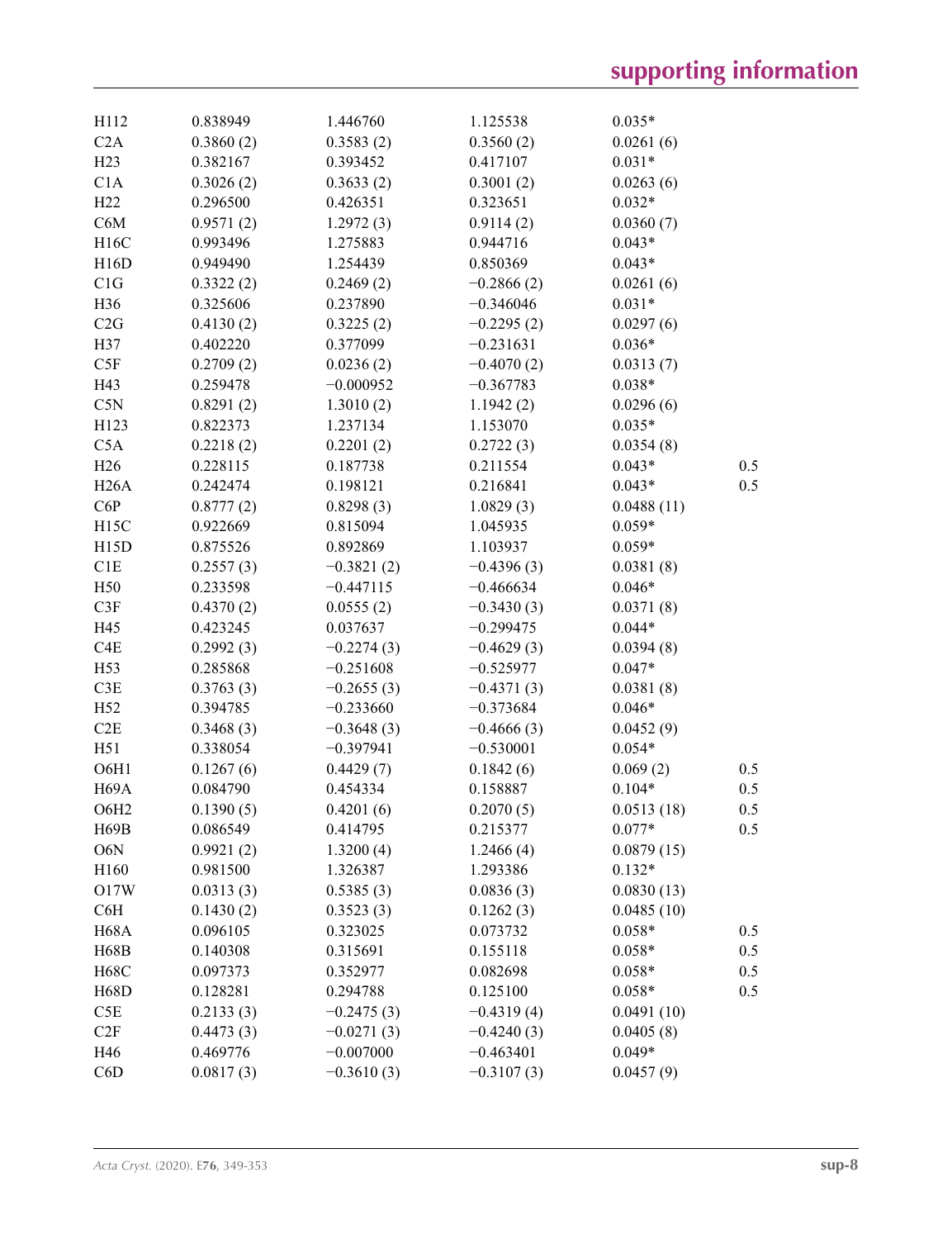| | | | | | |
|---|---|---|---|---|---|
| H112 | 0.838949 | 1.446760 | 1.125538 | 0.035* | |
| C2A | 0.3860 (2) | 0.3583 (2) | 0.3560 (2) | 0.0261 (6) | |
| H23 | 0.382167 | 0.393452 | 0.417107 | 0.031* | |
| C1A | 0.3026 (2) | 0.3633 (2) | 0.3001 (2) | 0.0263 (6) | |
| H22 | 0.296500 | 0.426351 | 0.323651 | 0.032* | |
| C6M | 0.9571 (2) | 1.2972 (3) | 0.9114 (2) | 0.0360 (7) | |
| H16C | 0.993496 | 1.275883 | 0.944716 | 0.043* | |
| H16D | 0.949490 | 1.254439 | 0.850369 | 0.043* | |
| C1G | 0.3322 (2) | 0.2469 (2) | −0.2866 (2) | 0.0261 (6) | |
| H36 | 0.325606 | 0.237890 | −0.346046 | 0.031* | |
| C2G | 0.4130 (2) | 0.3225 (2) | −0.2295 (2) | 0.0297 (6) | |
| H37 | 0.402220 | 0.377099 | −0.231631 | 0.036* | |
| C5F | 0.2709 (2) | 0.0236 (2) | −0.4070 (2) | 0.0313 (7) | |
| H43 | 0.259478 | −0.000952 | −0.367783 | 0.038* | |
| C5N | 0.8291 (2) | 1.3010 (2) | 1.1942 (2) | 0.0296 (6) | |
| H123 | 0.822373 | 1.237134 | 1.153070 | 0.035* | |
| C5A | 0.2218 (2) | 0.2201 (2) | 0.2722 (3) | 0.0354 (8) | |
| H26 | 0.228115 | 0.187738 | 0.211554 | 0.043* | 0.5 |
| H26A | 0.242474 | 0.198121 | 0.216841 | 0.043* | 0.5 |
| C6P | 0.8777 (2) | 0.8298 (3) | 1.0829 (3) | 0.0488 (11) | |
| H15C | 0.922669 | 0.815094 | 1.045935 | 0.059* | |
| H15D | 0.875526 | 0.892869 | 1.103937 | 0.059* | |
| C1E | 0.2557 (3) | −0.3821 (2) | −0.4396 (3) | 0.0381 (8) | |
| H50 | 0.233598 | −0.447115 | −0.466634 | 0.046* | |
| C3F | 0.4370 (2) | 0.0555 (2) | −0.3430 (3) | 0.0371 (8) | |
| H45 | 0.423245 | 0.037637 | −0.299475 | 0.044* | |
| C4E | 0.2992 (3) | −0.2274 (3) | −0.4629 (3) | 0.0394 (8) | |
| H53 | 0.285868 | −0.251608 | −0.525977 | 0.047* | |
| C3E | 0.3763 (3) | −0.2655 (3) | −0.4371 (3) | 0.0381 (8) | |
| H52 | 0.394785 | −0.233660 | −0.373684 | 0.046* | |
| C2E | 0.3468 (3) | −0.3648 (3) | −0.4666 (3) | 0.0452 (9) | |
| H51 | 0.338054 | −0.397941 | −0.530001 | 0.054* | |
| O6H1 | 0.1267 (6) | 0.4429 (7) | 0.1842 (6) | 0.069 (2) | 0.5 |
| H69A | 0.084790 | 0.454334 | 0.158887 | 0.104* | 0.5 |
| O6H2 | 0.1390 (5) | 0.4201 (6) | 0.2070 (5) | 0.0513 (18) | 0.5 |
| H69B | 0.086549 | 0.414795 | 0.215377 | 0.077* | 0.5 |
| O6N | 0.9921 (2) | 1.3200 (4) | 1.2466 (4) | 0.0879 (15) | |
| H160 | 0.981500 | 1.326387 | 1.293386 | 0.132* | |
| O17W | 0.0313 (3) | 0.5385 (3) | 0.0836 (3) | 0.0830 (13) | |
| C6H | 0.1430 (2) | 0.3523 (3) | 0.1262 (3) | 0.0485 (10) | |
| H68A | 0.096105 | 0.323025 | 0.073732 | 0.058* | 0.5 |
| H68B | 0.140308 | 0.315691 | 0.155118 | 0.058* | 0.5 |
| H68C | 0.097373 | 0.352977 | 0.082698 | 0.058* | 0.5 |
| H68D | 0.128281 | 0.294788 | 0.125100 | 0.058* | 0.5 |
| C5E | 0.2133 (3) | −0.2475 (3) | −0.4319 (4) | 0.0491 (10) | |
| C2F | 0.4473 (3) | −0.0271 (3) | −0.4240 (3) | 0.0405 (8) | |
| H46 | 0.469776 | −0.007000 | −0.463401 | 0.049* | |
| C6D | 0.0817 (3) | −0.3610 (3) | −0.3107 (3) | 0.0457 (9) | |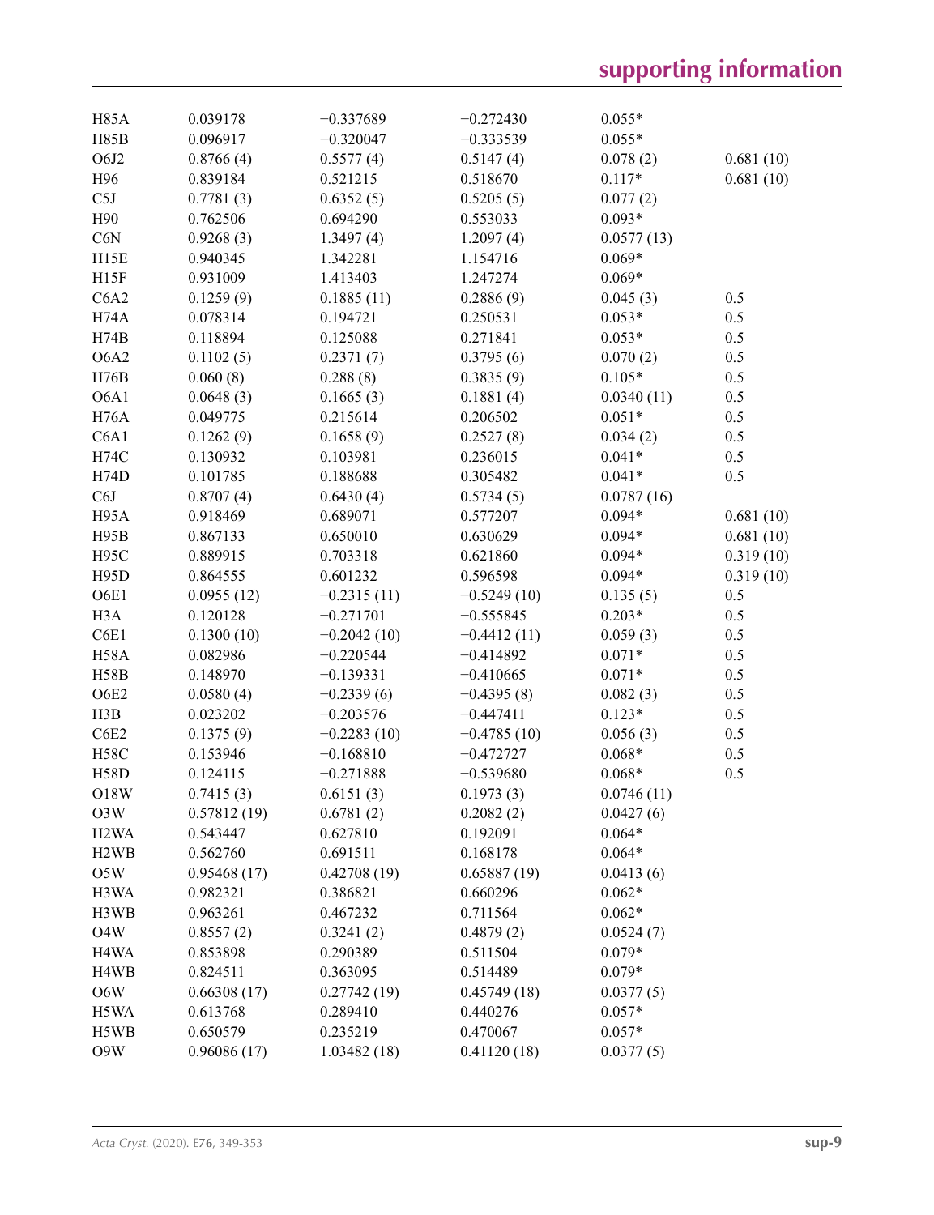| | | | | | |
|---|---|---|---|---|---|
| H85A | 0.039178 | −0.337689 | −0.272430 | 0.055* | |
| H85B | 0.096917 | −0.320047 | −0.333539 | 0.055* | |
| O6J2 | 0.8766 (4) | 0.5577 (4) | 0.5147 (4) | 0.078 (2) | 0.681 (10) |
| H96 | 0.839184 | 0.521215 | 0.518670 | 0.117* | 0.681 (10) |
| C5J | 0.7781 (3) | 0.6352 (5) | 0.5205 (5) | 0.077 (2) | |
| H90 | 0.762506 | 0.694290 | 0.553033 | 0.093* | |
| C6N | 0.9268 (3) | 1.3497 (4) | 1.2097 (4) | 0.0577 (13) | |
| H15E | 0.940345 | 1.342281 | 1.154716 | 0.069* | |
| H15F | 0.931009 | 1.413403 | 1.247274 | 0.069* | |
| C6A2 | 0.1259 (9) | 0.1885 (11) | 0.2886 (9) | 0.045 (3) | 0.5 |
| H74A | 0.078314 | 0.194721 | 0.250531 | 0.053* | 0.5 |
| H74B | 0.118894 | 0.125088 | 0.271841 | 0.053* | 0.5 |
| O6A2 | 0.1102 (5) | 0.2371 (7) | 0.3795 (6) | 0.070 (2) | 0.5 |
| H76B | 0.060 (8) | 0.288 (8) | 0.3835 (9) | 0.105* | 0.5 |
| O6A1 | 0.0648 (3) | 0.1665 (3) | 0.1881 (4) | 0.0340 (11) | 0.5 |
| H76A | 0.049775 | 0.215614 | 0.206502 | 0.051* | 0.5 |
| C6A1 | 0.1262 (9) | 0.1658 (9) | 0.2527 (8) | 0.034 (2) | 0.5 |
| H74C | 0.130932 | 0.103981 | 0.236015 | 0.041* | 0.5 |
| H74D | 0.101785 | 0.188688 | 0.305482 | 0.041* | 0.5 |
| C6J | 0.8707 (4) | 0.6430 (4) | 0.5734 (5) | 0.0787 (16) | |
| H95A | 0.918469 | 0.689071 | 0.577207 | 0.094* | 0.681 (10) |
| H95B | 0.867133 | 0.650010 | 0.630629 | 0.094* | 0.681 (10) |
| H95C | 0.889915 | 0.703318 | 0.621860 | 0.094* | 0.319 (10) |
| H95D | 0.864555 | 0.601232 | 0.596598 | 0.094* | 0.319 (10) |
| O6E1 | 0.0955 (12) | −0.2315 (11) | −0.5249 (10) | 0.135 (5) | 0.5 |
| H3A | 0.120128 | −0.271701 | −0.555845 | 0.203* | 0.5 |
| C6E1 | 0.1300 (10) | −0.2042 (10) | −0.4412 (11) | 0.059 (3) | 0.5 |
| H58A | 0.082986 | −0.220544 | −0.414892 | 0.071* | 0.5 |
| H58B | 0.148970 | −0.139331 | −0.410665 | 0.071* | 0.5 |
| O6E2 | 0.0580 (4) | −0.2339 (6) | −0.4395 (8) | 0.082 (3) | 0.5 |
| H3B | 0.023202 | −0.203576 | −0.447411 | 0.123* | 0.5 |
| C6E2 | 0.1375 (9) | −0.2283 (10) | −0.4785 (10) | 0.056 (3) | 0.5 |
| H58C | 0.153946 | −0.168810 | −0.472727 | 0.068* | 0.5 |
| H58D | 0.124115 | −0.271888 | −0.539680 | 0.068* | 0.5 |
| O18W | 0.7415 (3) | 0.6151 (3) | 0.1973 (3) | 0.0746 (11) | |
| O3W | 0.57812 (19) | 0.6781 (2) | 0.2082 (2) | 0.0427 (6) | |
| H2WA | 0.543447 | 0.627810 | 0.192091 | 0.064* | |
| H2WB | 0.562760 | 0.691511 | 0.168178 | 0.064* | |
| O5W | 0.95468 (17) | 0.42708 (19) | 0.65887 (19) | 0.0413 (6) | |
| H3WA | 0.982321 | 0.386821 | 0.660296 | 0.062* | |
| H3WB | 0.963261 | 0.467232 | 0.711564 | 0.062* | |
| O4W | 0.8557 (2) | 0.3241 (2) | 0.4879 (2) | 0.0524 (7) | |
| H4WA | 0.853898 | 0.290389 | 0.511504 | 0.079* | |
| H4WB | 0.824511 | 0.363095 | 0.514489 | 0.079* | |
| O6W | 0.66308 (17) | 0.27742 (19) | 0.45749 (18) | 0.0377 (5) | |
| H5WA | 0.613768 | 0.289410 | 0.440276 | 0.057* | |
| H5WB | 0.650579 | 0.235219 | 0.470067 | 0.057* | |
| O9W | 0.96086 (17) | 1.03482 (18) | 0.41120 (18) | 0.0377 (5) | |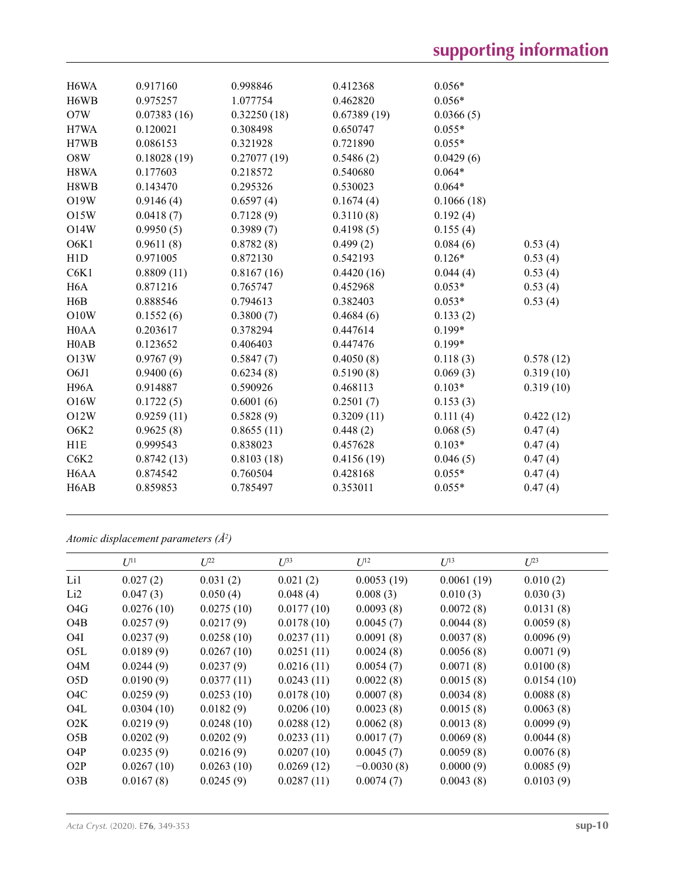| | | | | | |
|---|---|---|---|---|---|
| H6WA | 0.917160 | 0.998846 | 0.412368 | 0.056* | |
| H6WB | 0.975257 | 1.077754 | 0.462820 | 0.056* | |
| O7W | 0.07383 (16) | 0.32250 (18) | 0.67389 (19) | 0.0366 (5) | |
| H7WA | 0.120021 | 0.308498 | 0.650747 | 0.055* | |
| H7WB | 0.086153 | 0.321928 | 0.721890 | 0.055* | |
| O8W | 0.18028 (19) | 0.27077 (19) | 0.5486 (2) | 0.0429 (6) | |
| H8WA | 0.177603 | 0.218572 | 0.540680 | 0.064* | |
| H8WB | 0.143470 | 0.295326 | 0.530023 | 0.064* | |
| O19W | 0.9146 (4) | 0.6597 (4) | 0.1674 (4) | 0.1066 (18) | |
| O15W | 0.0418 (7) | 0.7128 (9) | 0.3110 (8) | 0.192 (4) | |
| O14W | 0.9950 (5) | 0.3989 (7) | 0.4198 (5) | 0.155 (4) | |
| O6K1 | 0.9611 (8) | 0.8782 (8) | 0.499 (2) | 0.084 (6) | 0.53 (4) |
| H1D | 0.971005 | 0.872130 | 0.542193 | 0.126* | 0.53 (4) |
| C6K1 | 0.8809 (11) | 0.8167 (16) | 0.4420 (16) | 0.044 (4) | 0.53 (4) |
| H6A | 0.871216 | 0.765747 | 0.452968 | 0.053* | 0.53 (4) |
| H6B | 0.888546 | 0.794613 | 0.382403 | 0.053* | 0.53 (4) |
| O10W | 0.1552 (6) | 0.3800 (7) | 0.4684 (6) | 0.133 (2) | |
| H0AA | 0.203617 | 0.378294 | 0.447614 | 0.199* | |
| H0AB | 0.123652 | 0.406403 | 0.447476 | 0.199* | |
| O13W | 0.9767 (9) | 0.5847 (7) | 0.4050 (8) | 0.118 (3) | 0.578 (12) |
| O6J1 | 0.9400 (6) | 0.6234 (8) | 0.5190 (8) | 0.069 (3) | 0.319 (10) |
| H96A | 0.914887 | 0.590926 | 0.468113 | 0.103* | 0.319 (10) |
| O16W | 0.1722 (5) | 0.6001 (6) | 0.2501 (7) | 0.153 (3) | |
| O12W | 0.9259 (11) | 0.5828 (9) | 0.3209 (11) | 0.111 (4) | 0.422 (12) |
| O6K2 | 0.9625 (8) | 0.8655 (11) | 0.448 (2) | 0.068 (5) | 0.47 (4) |
| H1E | 0.999543 | 0.838023 | 0.457628 | 0.103* | 0.47 (4) |
| C6K2 | 0.8742 (13) | 0.8103 (18) | 0.4156 (19) | 0.046 (5) | 0.47 (4) |
| H6AA | 0.874542 | 0.760504 | 0.428168 | 0.055* | 0.47 (4) |
| H6AB | 0.859853 | 0.785497 | 0.353011 | 0.055* | 0.47 (4) |

*Atomic displacement parameters (Å²)*

| | $U^{11}$ | $U^{22}$ | $U^{33}$ | $U^{12}$ | $U^{13}$ | $U^{23}$ |
|---|---|---|---|---|---|---|
| Li1 | 0.027 (2) | 0.031 (2) | 0.021 (2) | 0.0053 (19) | 0.0061 (19) | 0.010 (2) |
| Li2 | 0.047 (3) | 0.050 (4) | 0.048 (4) | 0.008 (3) | 0.010 (3) | 0.030 (3) |
| O4G | 0.0276 (10) | 0.0275 (10) | 0.0177 (10) | 0.0093 (8) | 0.0072 (8) | 0.0131 (8) |
| O4B | 0.0257 (9) | 0.0217 (9) | 0.0178 (10) | 0.0045 (7) | 0.0044 (8) | 0.0059 (8) |
| O4I | 0.0237 (9) | 0.0258 (10) | 0.0237 (11) | 0.0091 (8) | 0.0037 (8) | 0.0096 (9) |
| O5L | 0.0189 (9) | 0.0267 (10) | 0.0251 (11) | 0.0024 (8) | 0.0056 (8) | 0.0071 (9) |
| O4M | 0.0244 (9) | 0.0237 (9) | 0.0216 (11) | 0.0054 (7) | 0.0071 (8) | 0.0100 (8) |
| O5D | 0.0190 (9) | 0.0377 (11) | 0.0243 (11) | 0.0022 (8) | 0.0015 (8) | 0.0154 (10) |
| O4C | 0.0259 (9) | 0.0253 (10) | 0.0178 (10) | 0.0007 (8) | 0.0034 (8) | 0.0088 (8) |
| O4L | 0.0304 (10) | 0.0182 (9) | 0.0206 (10) | 0.0023 (8) | 0.0015 (8) | 0.0063 (8) |
| O2K | 0.0219 (9) | 0.0248 (10) | 0.0288 (12) | 0.0062 (8) | 0.0013 (8) | 0.0099 (9) |
| O5B | 0.0202 (9) | 0.0202 (9) | 0.0233 (11) | 0.0017 (7) | 0.0069 (8) | 0.0044 (8) |
| O4P | 0.0235 (9) | 0.0216 (9) | 0.0207 (10) | 0.0045 (7) | 0.0059 (8) | 0.0076 (8) |
| O2P | 0.0267 (10) | 0.0263 (10) | 0.0269 (12) | −0.0030 (8) | 0.0000 (9) | 0.0085 (9) |
| O3B | 0.0167 (8) | 0.0245 (9) | 0.0287 (11) | 0.0074 (7) | 0.0043 (8) | 0.0103 (9) |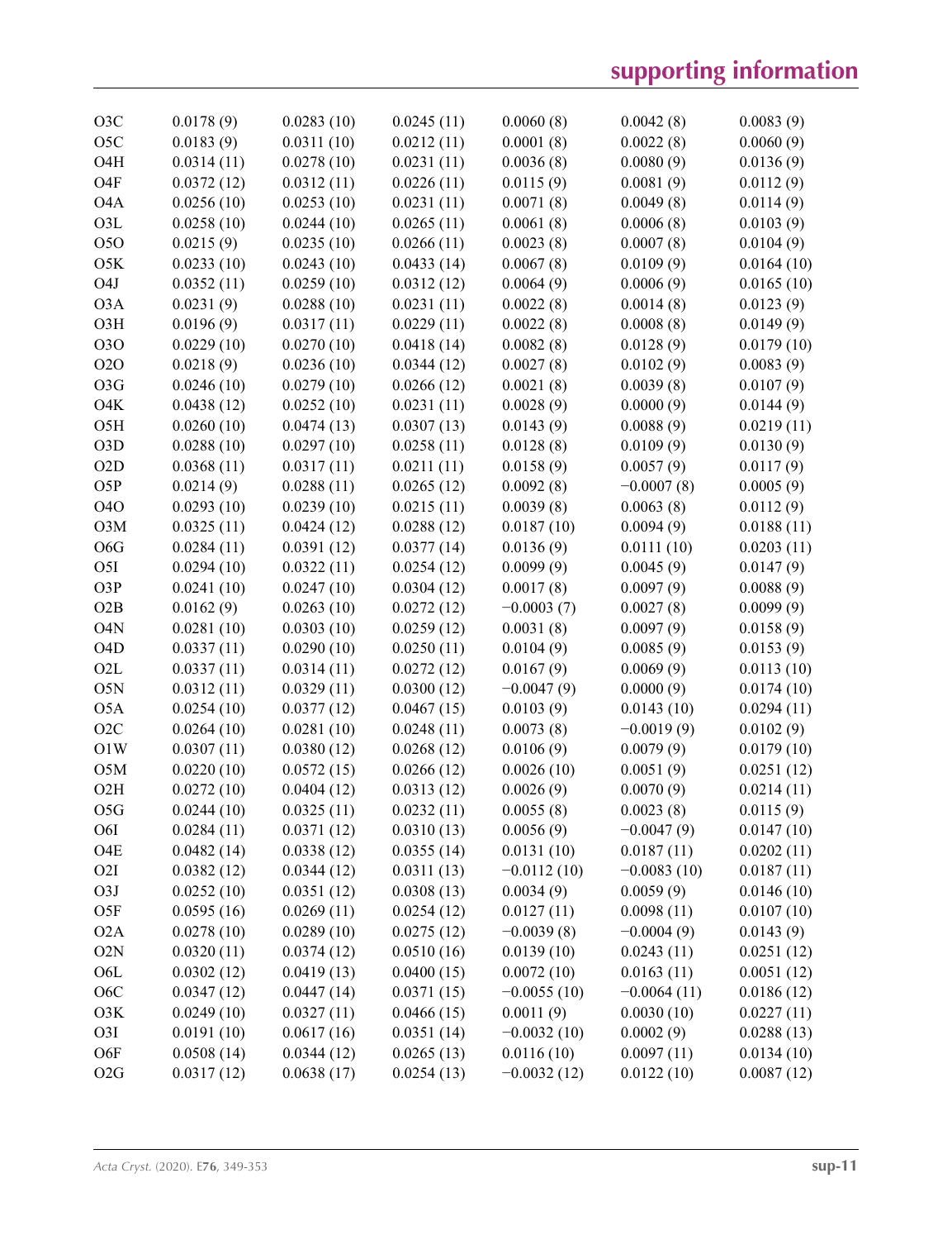| | | | | | | |
|---|---|---|---|---|---|---|
| O3C | 0.0178 (9) | 0.0283 (10) | 0.0245 (11) | 0.0060 (8) | 0.0042 (8) | 0.0083 (9) |
| O5C | 0.0183 (9) | 0.0311 (10) | 0.0212 (11) | 0.0001 (8) | 0.0022 (8) | 0.0060 (9) |
| O4H | 0.0314 (11) | 0.0278 (10) | 0.0231 (11) | 0.0036 (8) | 0.0080 (9) | 0.0136 (9) |
| O4F | 0.0372 (12) | 0.0312 (11) | 0.0226 (11) | 0.0115 (9) | 0.0081 (9) | 0.0112 (9) |
| O4A | 0.0256 (10) | 0.0253 (10) | 0.0231 (11) | 0.0071 (8) | 0.0049 (8) | 0.0114 (9) |
| O3L | 0.0258 (10) | 0.0244 (10) | 0.0265 (11) | 0.0061 (8) | 0.0006 (8) | 0.0103 (9) |
| O5O | 0.0215 (9) | 0.0235 (10) | 0.0266 (11) | 0.0023 (8) | 0.0007 (8) | 0.0104 (9) |
| O5K | 0.0233 (10) | 0.0243 (10) | 0.0433 (14) | 0.0067 (8) | 0.0109 (9) | 0.0164 (10) |
| O4J | 0.0352 (11) | 0.0259 (10) | 0.0312 (12) | 0.0064 (9) | 0.0006 (9) | 0.0165 (10) |
| O3A | 0.0231 (9) | 0.0288 (10) | 0.0231 (11) | 0.0022 (8) | 0.0014 (8) | 0.0123 (9) |
| O3H | 0.0196 (9) | 0.0317 (11) | 0.0229 (11) | 0.0022 (8) | 0.0008 (8) | 0.0149 (9) |
| O3O | 0.0229 (10) | 0.0270 (10) | 0.0418 (14) | 0.0082 (8) | 0.0128 (9) | 0.0179 (10) |
| O2O | 0.0218 (9) | 0.0236 (10) | 0.0344 (12) | 0.0027 (8) | 0.0102 (9) | 0.0083 (9) |
| O3G | 0.0246 (10) | 0.0279 (10) | 0.0266 (12) | 0.0021 (8) | 0.0039 (8) | 0.0107 (9) |
| O4K | 0.0438 (12) | 0.0252 (10) | 0.0231 (11) | 0.0028 (9) | 0.0000 (9) | 0.0144 (9) |
| O5H | 0.0260 (10) | 0.0474 (13) | 0.0307 (13) | 0.0143 (9) | 0.0088 (9) | 0.0219 (11) |
| O3D | 0.0288 (10) | 0.0297 (10) | 0.0258 (11) | 0.0128 (8) | 0.0109 (9) | 0.0130 (9) |
| O2D | 0.0368 (11) | 0.0317 (11) | 0.0211 (11) | 0.0158 (9) | 0.0057 (9) | 0.0117 (9) |
| O5P | 0.0214 (9) | 0.0288 (11) | 0.0265 (12) | 0.0092 (8) | −0.0007 (8) | 0.0005 (9) |
| O4O | 0.0293 (10) | 0.0239 (10) | 0.0215 (11) | 0.0039 (8) | 0.0063 (8) | 0.0112 (9) |
| O3M | 0.0325 (11) | 0.0424 (12) | 0.0288 (12) | 0.0187 (10) | 0.0094 (9) | 0.0188 (11) |
| O6G | 0.0284 (11) | 0.0391 (12) | 0.0377 (14) | 0.0136 (9) | 0.0111 (10) | 0.0203 (11) |
| O5I | 0.0294 (10) | 0.0322 (11) | 0.0254 (12) | 0.0099 (9) | 0.0045 (9) | 0.0147 (9) |
| O3P | 0.0241 (10) | 0.0247 (10) | 0.0304 (12) | 0.0017 (8) | 0.0097 (9) | 0.0088 (9) |
| O2B | 0.0162 (9) | 0.0263 (10) | 0.0272 (12) | −0.0003 (7) | 0.0027 (8) | 0.0099 (9) |
| O4N | 0.0281 (10) | 0.0303 (10) | 0.0259 (12) | 0.0031 (8) | 0.0097 (9) | 0.0158 (9) |
| O4D | 0.0337 (11) | 0.0290 (10) | 0.0250 (11) | 0.0104 (9) | 0.0085 (9) | 0.0153 (9) |
| O2L | 0.0337 (11) | 0.0314 (11) | 0.0272 (12) | 0.0167 (9) | 0.0069 (9) | 0.0113 (10) |
| O5N | 0.0312 (11) | 0.0329 (11) | 0.0300 (12) | −0.0047 (9) | 0.0000 (9) | 0.0174 (10) |
| O5A | 0.0254 (10) | 0.0377 (12) | 0.0467 (15) | 0.0103 (9) | 0.0143 (10) | 0.0294 (11) |
| O2C | 0.0264 (10) | 0.0281 (10) | 0.0248 (11) | 0.0073 (8) | −0.0019 (9) | 0.0102 (9) |
| O1W | 0.0307 (11) | 0.0380 (12) | 0.0268 (12) | 0.0106 (9) | 0.0079 (9) | 0.0179 (10) |
| O5M | 0.0220 (10) | 0.0572 (15) | 0.0266 (12) | 0.0026 (10) | 0.0051 (9) | 0.0251 (12) |
| O2H | 0.0272 (10) | 0.0404 (12) | 0.0313 (12) | 0.0026 (9) | 0.0070 (9) | 0.0214 (11) |
| O5G | 0.0244 (10) | 0.0325 (11) | 0.0232 (11) | 0.0055 (8) | 0.0023 (8) | 0.0115 (9) |
| O6I | 0.0284 (11) | 0.0371 (12) | 0.0310 (13) | 0.0056 (9) | −0.0047 (9) | 0.0147 (10) |
| O4E | 0.0482 (14) | 0.0338 (12) | 0.0355 (14) | 0.0131 (10) | 0.0187 (11) | 0.0202 (11) |
| O2I | 0.0382 (12) | 0.0344 (12) | 0.0311 (13) | −0.0112 (10) | −0.0083 (10) | 0.0187 (11) |
| O3J | 0.0252 (10) | 0.0351 (12) | 0.0308 (13) | 0.0034 (9) | 0.0059 (9) | 0.0146 (10) |
| O5F | 0.0595 (16) | 0.0269 (11) | 0.0254 (12) | 0.0127 (11) | 0.0098 (11) | 0.0107 (10) |
| O2A | 0.0278 (10) | 0.0289 (10) | 0.0275 (12) | −0.0039 (8) | −0.0004 (9) | 0.0143 (9) |
| O2N | 0.0320 (11) | 0.0374 (12) | 0.0510 (16) | 0.0139 (10) | 0.0243 (11) | 0.0251 (12) |
| O6L | 0.0302 (12) | 0.0419 (13) | 0.0400 (15) | 0.0072 (10) | 0.0163 (11) | 0.0051 (12) |
| O6C | 0.0347 (12) | 0.0447 (14) | 0.0371 (15) | −0.0055 (10) | −0.0064 (11) | 0.0186 (12) |
| O3K | 0.0249 (10) | 0.0327 (11) | 0.0466 (15) | 0.0011 (9) | 0.0030 (10) | 0.0227 (11) |
| O3I | 0.0191 (10) | 0.0617 (16) | 0.0351 (14) | −0.0032 (10) | 0.0002 (9) | 0.0288 (13) |
| O6F | 0.0508 (14) | 0.0344 (12) | 0.0265 (13) | 0.0116 (10) | 0.0097 (11) | 0.0134 (10) |
| O2G | 0.0317 (12) | 0.0638 (17) | 0.0254 (13) | −0.0032 (12) | 0.0122 (10) | 0.0087 (12) |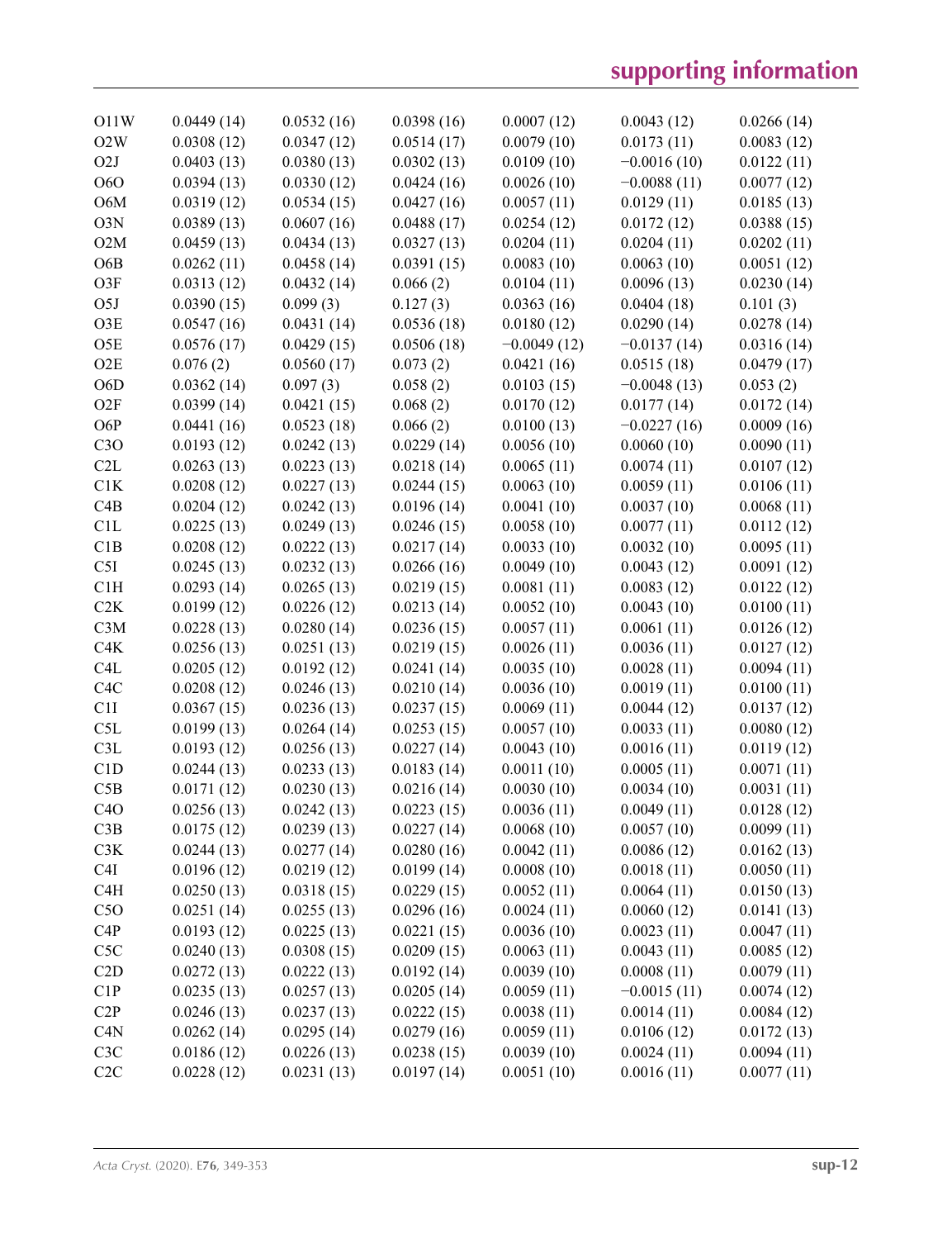| O11W | 0.0449 (14) | 0.0532 (16) | 0.0398 (16) | 0.0007 (12) | 0.0043 (12) | 0.0266 (14) |
|---|---|---|---|---|---|---|
| O2W | 0.0308 (12) | 0.0347 (12) | 0.0514 (17) | 0.0079 (10) | 0.0173 (11) | 0.0083 (12) |
| O2J | 0.0403 (13) | 0.0380 (13) | 0.0302 (13) | 0.0109 (10) | −0.0016 (10) | 0.0122 (11) |
| O6O | 0.0394 (13) | 0.0330 (12) | 0.0424 (16) | 0.0026 (10) | −0.0088 (11) | 0.0077 (12) |
| O6M | 0.0319 (12) | 0.0534 (15) | 0.0427 (16) | 0.0057 (11) | 0.0129 (11) | 0.0185 (13) |
| O3N | 0.0389 (13) | 0.0607 (16) | 0.0488 (17) | 0.0254 (12) | 0.0172 (12) | 0.0388 (15) |
| O2M | 0.0459 (13) | 0.0434 (13) | 0.0327 (13) | 0.0204 (11) | 0.0204 (11) | 0.0202 (11) |
| O6B | 0.0262 (11) | 0.0458 (14) | 0.0391 (15) | 0.0083 (10) | 0.0063 (10) | 0.0051 (12) |
| O3F | 0.0313 (12) | 0.0432 (14) | 0.066 (2) | 0.0104 (11) | 0.0096 (13) | 0.0230 (14) |
| O5J | 0.0390 (15) | 0.099 (3) | 0.127 (3) | 0.0363 (16) | 0.0404 (18) | 0.101 (3) |
| O3E | 0.0547 (16) | 0.0431 (14) | 0.0536 (18) | 0.0180 (12) | 0.0290 (14) | 0.0278 (14) |
| O5E | 0.0576 (17) | 0.0429 (15) | 0.0506 (18) | −0.0049 (12) | −0.0137 (14) | 0.0316 (14) |
| O2E | 0.076 (2) | 0.0560 (17) | 0.073 (2) | 0.0421 (16) | 0.0515 (18) | 0.0479 (17) |
| O6D | 0.0362 (14) | 0.097 (3) | 0.058 (2) | 0.0103 (15) | −0.0048 (13) | 0.053 (2) |
| O2F | 0.0399 (14) | 0.0421 (15) | 0.068 (2) | 0.0170 (12) | 0.0177 (14) | 0.0172 (14) |
| O6P | 0.0441 (16) | 0.0523 (18) | 0.066 (2) | 0.0100 (13) | −0.0227 (16) | 0.0009 (16) |
| C3O | 0.0193 (12) | 0.0242 (13) | 0.0229 (14) | 0.0056 (10) | 0.0060 (10) | 0.0090 (11) |
| C2L | 0.0263 (13) | 0.0223 (13) | 0.0218 (14) | 0.0065 (11) | 0.0074 (11) | 0.0107 (12) |
| C1K | 0.0208 (12) | 0.0227 (13) | 0.0244 (15) | 0.0063 (10) | 0.0059 (11) | 0.0106 (11) |
| C4B | 0.0204 (12) | 0.0242 (13) | 0.0196 (14) | 0.0041 (10) | 0.0037 (10) | 0.0068 (11) |
| C1L | 0.0225 (13) | 0.0249 (13) | 0.0246 (15) | 0.0058 (10) | 0.0077 (11) | 0.0112 (12) |
| C1B | 0.0208 (12) | 0.0222 (13) | 0.0217 (14) | 0.0033 (10) | 0.0032 (10) | 0.0095 (11) |
| C5I | 0.0245 (13) | 0.0232 (13) | 0.0266 (16) | 0.0049 (10) | 0.0043 (12) | 0.0091 (12) |
| C1H | 0.0293 (14) | 0.0265 (13) | 0.0219 (15) | 0.0081 (11) | 0.0083 (12) | 0.0122 (12) |
| C2K | 0.0199 (12) | 0.0226 (12) | 0.0213 (14) | 0.0052 (10) | 0.0043 (10) | 0.0100 (11) |
| C3M | 0.0228 (13) | 0.0280 (14) | 0.0236 (15) | 0.0057 (11) | 0.0061 (11) | 0.0126 (12) |
| C4K | 0.0256 (13) | 0.0251 (13) | 0.0219 (15) | 0.0026 (11) | 0.0036 (11) | 0.0127 (12) |
| C4L | 0.0205 (12) | 0.0192 (12) | 0.0241 (14) | 0.0035 (10) | 0.0028 (11) | 0.0094 (11) |
| C4C | 0.0208 (12) | 0.0246 (13) | 0.0210 (14) | 0.0036 (10) | 0.0019 (11) | 0.0100 (11) |
| C1I | 0.0367 (15) | 0.0236 (13) | 0.0237 (15) | 0.0069 (11) | 0.0044 (12) | 0.0137 (12) |
| C5L | 0.0199 (13) | 0.0264 (14) | 0.0253 (15) | 0.0057 (10) | 0.0033 (11) | 0.0080 (12) |
| C3L | 0.0193 (12) | 0.0256 (13) | 0.0227 (14) | 0.0043 (10) | 0.0016 (11) | 0.0119 (12) |
| C1D | 0.0244 (13) | 0.0233 (13) | 0.0183 (14) | 0.0011 (10) | 0.0005 (11) | 0.0071 (11) |
| C5B | 0.0171 (12) | 0.0230 (13) | 0.0216 (14) | 0.0030 (10) | 0.0034 (10) | 0.0031 (11) |
| C4O | 0.0256 (13) | 0.0242 (13) | 0.0223 (15) | 0.0036 (11) | 0.0049 (11) | 0.0128 (12) |
| C3B | 0.0175 (12) | 0.0239 (13) | 0.0227 (14) | 0.0068 (10) | 0.0057 (10) | 0.0099 (11) |
| C3K | 0.0244 (13) | 0.0277 (14) | 0.0280 (16) | 0.0042 (11) | 0.0086 (12) | 0.0162 (13) |
| C4I | 0.0196 (12) | 0.0219 (12) | 0.0199 (14) | 0.0008 (10) | 0.0018 (11) | 0.0050 (11) |
| C4H | 0.0250 (13) | 0.0318 (15) | 0.0229 (15) | 0.0052 (11) | 0.0064 (11) | 0.0150 (13) |
| C5O | 0.0251 (14) | 0.0255 (13) | 0.0296 (16) | 0.0024 (11) | 0.0060 (12) | 0.0141 (13) |
| C4P | 0.0193 (12) | 0.0225 (13) | 0.0221 (15) | 0.0036 (10) | 0.0023 (11) | 0.0047 (11) |
| C5C | 0.0240 (13) | 0.0308 (15) | 0.0209 (15) | 0.0063 (11) | 0.0043 (11) | 0.0085 (12) |
| C2D | 0.0272 (13) | 0.0222 (13) | 0.0192 (14) | 0.0039 (10) | 0.0008 (11) | 0.0079 (11) |
| C1P | 0.0235 (13) | 0.0257 (13) | 0.0205 (14) | 0.0059 (11) | −0.0015 (11) | 0.0074 (12) |
| C2P | 0.0246 (13) | 0.0237 (13) | 0.0222 (15) | 0.0038 (11) | 0.0014 (11) | 0.0084 (12) |
| C4N | 0.0262 (14) | 0.0295 (14) | 0.0279 (16) | 0.0059 (11) | 0.0106 (12) | 0.0172 (13) |
| C3C | 0.0186 (12) | 0.0226 (13) | 0.0238 (15) | 0.0039 (10) | 0.0024 (11) | 0.0094 (11) |
| C2C | 0.0228 (12) | 0.0231 (13) | 0.0197 (14) | 0.0051 (10) | 0.0016 (11) | 0.0077 (11) |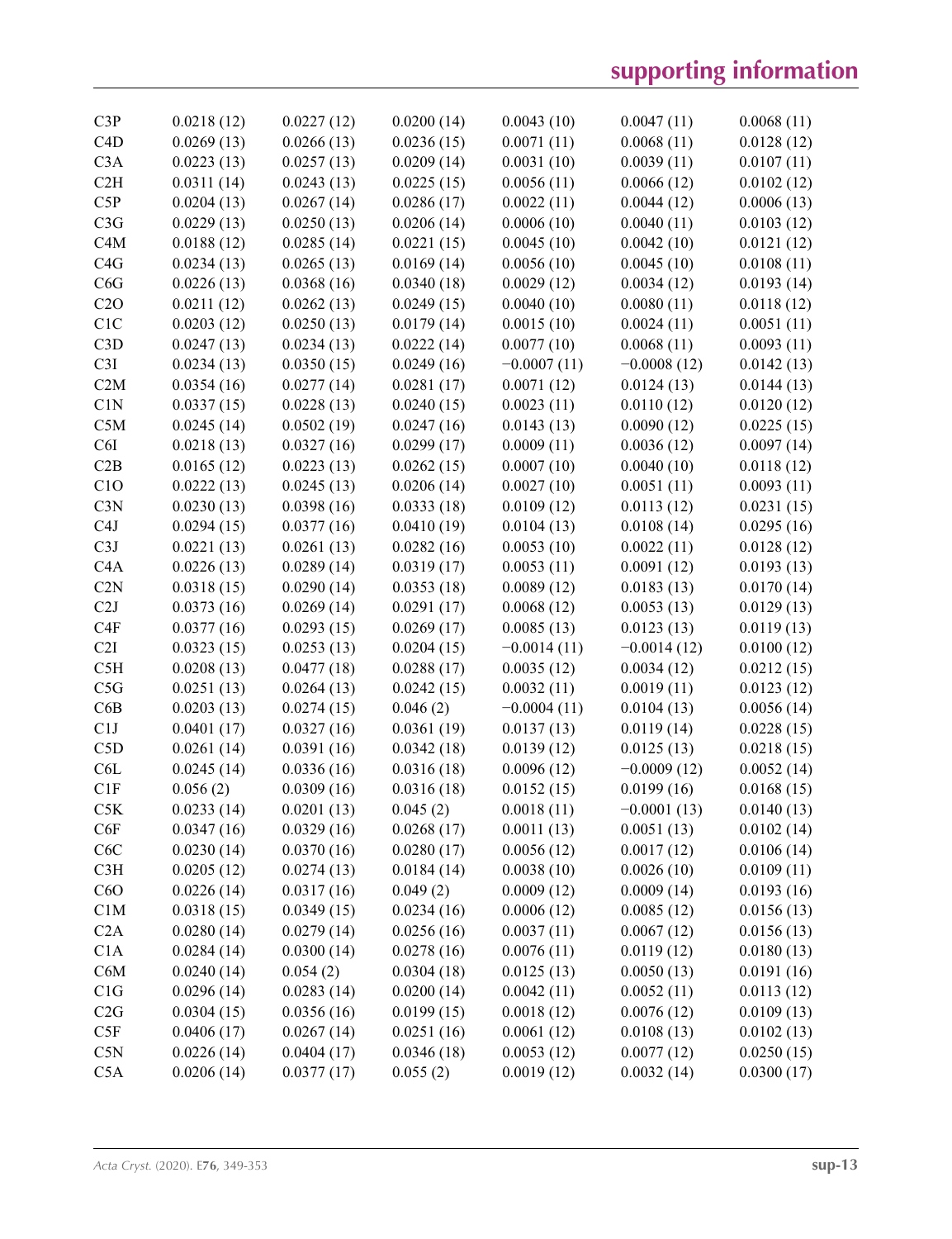| | | | | | | |
|---|---|---|---|---|---|---|
| C3P | 0.0218 (12) | 0.0227 (12) | 0.0200 (14) | 0.0043 (10) | 0.0047 (11) | 0.0068 (11) |
| C4D | 0.0269 (13) | 0.0266 (13) | 0.0236 (15) | 0.0071 (11) | 0.0068 (11) | 0.0128 (12) |
| C3A | 0.0223 (13) | 0.0257 (13) | 0.0209 (14) | 0.0031 (10) | 0.0039 (11) | 0.0107 (11) |
| C2H | 0.0311 (14) | 0.0243 (13) | 0.0225 (15) | 0.0056 (11) | 0.0066 (12) | 0.0102 (12) |
| C5P | 0.0204 (13) | 0.0267 (14) | 0.0286 (17) | 0.0022 (11) | 0.0044 (12) | 0.0006 (13) |
| C3G | 0.0229 (13) | 0.0250 (13) | 0.0206 (14) | 0.0006 (10) | 0.0040 (11) | 0.0103 (12) |
| C4M | 0.0188 (12) | 0.0285 (14) | 0.0221 (15) | 0.0045 (10) | 0.0042 (10) | 0.0121 (12) |
| C4G | 0.0234 (13) | 0.0265 (13) | 0.0169 (14) | 0.0056 (10) | 0.0045 (10) | 0.0108 (11) |
| C6G | 0.0226 (13) | 0.0368 (16) | 0.0340 (18) | 0.0029 (12) | 0.0034 (12) | 0.0193 (14) |
| C2O | 0.0211 (12) | 0.0262 (13) | 0.0249 (15) | 0.0040 (10) | 0.0080 (11) | 0.0118 (12) |
| C1C | 0.0203 (12) | 0.0250 (13) | 0.0179 (14) | 0.0015 (10) | 0.0024 (11) | 0.0051 (11) |
| C3D | 0.0247 (13) | 0.0234 (13) | 0.0222 (14) | 0.0077 (10) | 0.0068 (11) | 0.0093 (11) |
| C3I | 0.0234 (13) | 0.0350 (15) | 0.0249 (16) | −0.0007 (11) | −0.0008 (12) | 0.0142 (13) |
| C2M | 0.0354 (16) | 0.0277 (14) | 0.0281 (17) | 0.0071 (12) | 0.0124 (13) | 0.0144 (13) |
| C1N | 0.0337 (15) | 0.0228 (13) | 0.0240 (15) | 0.0023 (11) | 0.0110 (12) | 0.0120 (12) |
| C5M | 0.0245 (14) | 0.0502 (19) | 0.0247 (16) | 0.0143 (13) | 0.0090 (12) | 0.0225 (15) |
| C6I | 0.0218 (13) | 0.0327 (16) | 0.0299 (17) | 0.0009 (11) | 0.0036 (12) | 0.0097 (14) |
| C2B | 0.0165 (12) | 0.0223 (13) | 0.0262 (15) | 0.0007 (10) | 0.0040 (10) | 0.0118 (12) |
| C1O | 0.0222 (13) | 0.0245 (13) | 0.0206 (14) | 0.0027 (10) | 0.0051 (11) | 0.0093 (11) |
| C3N | 0.0230 (13) | 0.0398 (16) | 0.0333 (18) | 0.0109 (12) | 0.0113 (12) | 0.0231 (15) |
| C4J | 0.0294 (15) | 0.0377 (16) | 0.0410 (19) | 0.0104 (13) | 0.0108 (14) | 0.0295 (16) |
| C3J | 0.0221 (13) | 0.0261 (13) | 0.0282 (16) | 0.0053 (10) | 0.0022 (11) | 0.0128 (12) |
| C4A | 0.0226 (13) | 0.0289 (14) | 0.0319 (17) | 0.0053 (11) | 0.0091 (12) | 0.0193 (13) |
| C2N | 0.0318 (15) | 0.0290 (14) | 0.0353 (18) | 0.0089 (12) | 0.0183 (13) | 0.0170 (14) |
| C2J | 0.0373 (16) | 0.0269 (14) | 0.0291 (17) | 0.0068 (12) | 0.0053 (13) | 0.0129 (13) |
| C4F | 0.0377 (16) | 0.0293 (15) | 0.0269 (17) | 0.0085 (13) | 0.0123 (13) | 0.0119 (13) |
| C2I | 0.0323 (15) | 0.0253 (13) | 0.0204 (15) | −0.0014 (11) | −0.0014 (12) | 0.0100 (12) |
| C5H | 0.0208 (13) | 0.0477 (18) | 0.0288 (17) | 0.0035 (12) | 0.0034 (12) | 0.0212 (15) |
| C5G | 0.0251 (13) | 0.0264 (13) | 0.0242 (15) | 0.0032 (11) | 0.0019 (11) | 0.0123 (12) |
| C6B | 0.0203 (13) | 0.0274 (15) | 0.046 (2) | −0.0004 (11) | 0.0104 (13) | 0.0056 (14) |
| C1J | 0.0401 (17) | 0.0327 (16) | 0.0361 (19) | 0.0137 (13) | 0.0119 (14) | 0.0228 (15) |
| C5D | 0.0261 (14) | 0.0391 (16) | 0.0342 (18) | 0.0139 (12) | 0.0125 (13) | 0.0218 (15) |
| C6L | 0.0245 (14) | 0.0336 (16) | 0.0316 (18) | 0.0096 (12) | −0.0009 (12) | 0.0052 (14) |
| C1F | 0.056 (2) | 0.0309 (16) | 0.0316 (18) | 0.0152 (15) | 0.0199 (16) | 0.0168 (15) |
| C5K | 0.0233 (14) | 0.0201 (13) | 0.045 (2) | 0.0018 (11) | −0.0001 (13) | 0.0140 (13) |
| C6F | 0.0347 (16) | 0.0329 (16) | 0.0268 (17) | 0.0011 (13) | 0.0051 (13) | 0.0102 (14) |
| C6C | 0.0230 (14) | 0.0370 (16) | 0.0280 (17) | 0.0056 (12) | 0.0017 (12) | 0.0106 (14) |
| C3H | 0.0205 (12) | 0.0274 (13) | 0.0184 (14) | 0.0038 (10) | 0.0026 (10) | 0.0109 (11) |
| C6O | 0.0226 (14) | 0.0317 (16) | 0.049 (2) | 0.0009 (12) | 0.0009 (14) | 0.0193 (16) |
| C1M | 0.0318 (15) | 0.0349 (15) | 0.0234 (16) | 0.0006 (12) | 0.0085 (12) | 0.0156 (13) |
| C2A | 0.0280 (14) | 0.0279 (14) | 0.0256 (16) | 0.0037 (11) | 0.0067 (12) | 0.0156 (13) |
| C1A | 0.0284 (14) | 0.0300 (14) | 0.0278 (16) | 0.0076 (11) | 0.0119 (12) | 0.0180 (13) |
| C6M | 0.0240 (14) | 0.054 (2) | 0.0304 (18) | 0.0125 (13) | 0.0050 (13) | 0.0191 (16) |
| C1G | 0.0296 (14) | 0.0283 (14) | 0.0200 (14) | 0.0042 (11) | 0.0052 (11) | 0.0113 (12) |
| C2G | 0.0304 (15) | 0.0356 (16) | 0.0199 (15) | 0.0018 (12) | 0.0076 (12) | 0.0109 (13) |
| C5F | 0.0406 (17) | 0.0267 (14) | 0.0251 (16) | 0.0061 (12) | 0.0108 (13) | 0.0102 (13) |
| C5N | 0.0226 (14) | 0.0404 (17) | 0.0346 (18) | 0.0053 (12) | 0.0077 (12) | 0.0250 (15) |
| C5A | 0.0206 (14) | 0.0377 (17) | 0.055 (2) | 0.0019 (12) | 0.0032 (14) | 0.0300 (17) |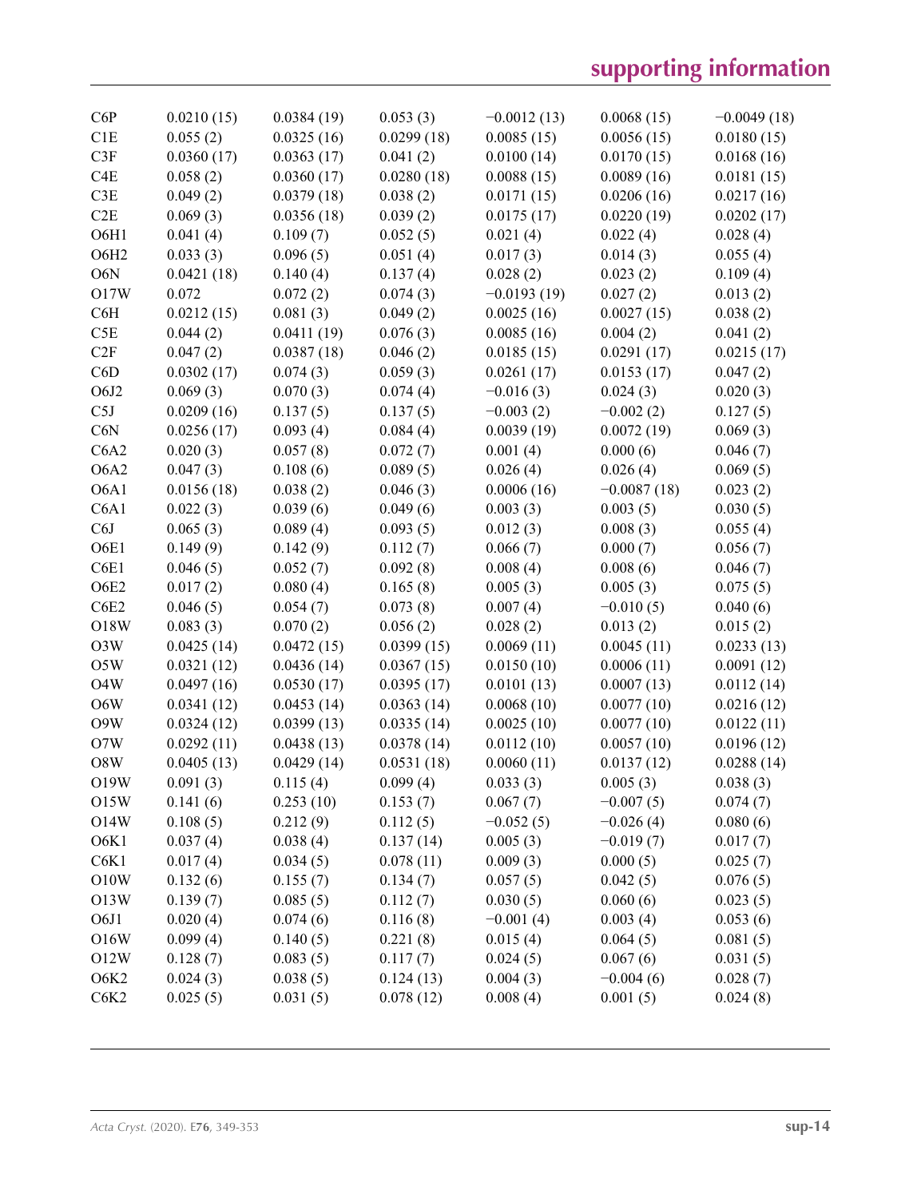| | | | | | | |
|---|---|---|---|---|---|---|
| C6P | 0.0210 (15) | 0.0384 (19) | 0.053 (3) | −0.0012 (13) | 0.0068 (15) | −0.0049 (18) |
| C1E | 0.055 (2) | 0.0325 (16) | 0.0299 (18) | 0.0085 (15) | 0.0056 (15) | 0.0180 (15) |
| C3F | 0.0360 (17) | 0.0363 (17) | 0.041 (2) | 0.0100 (14) | 0.0170 (15) | 0.0168 (16) |
| C4E | 0.058 (2) | 0.0360 (17) | 0.0280 (18) | 0.0088 (15) | 0.0089 (16) | 0.0181 (15) |
| C3E | 0.049 (2) | 0.0379 (18) | 0.038 (2) | 0.0171 (15) | 0.0206 (16) | 0.0217 (16) |
| C2E | 0.069 (3) | 0.0356 (18) | 0.039 (2) | 0.0175 (17) | 0.0220 (19) | 0.0202 (17) |
| O6H1 | 0.041 (4) | 0.109 (7) | 0.052 (5) | 0.021 (4) | 0.022 (4) | 0.028 (4) |
| O6H2 | 0.033 (3) | 0.096 (5) | 0.051 (4) | 0.017 (3) | 0.014 (3) | 0.055 (4) |
| O6N | 0.0421 (18) | 0.140 (4) | 0.137 (4) | 0.028 (2) | 0.023 (2) | 0.109 (4) |
| O17W | 0.072 | 0.072 (2) | 0.074 (3) | −0.0193 (19) | 0.027 (2) | 0.013 (2) |
| C6H | 0.0212 (15) | 0.081 (3) | 0.049 (2) | 0.0025 (16) | 0.0027 (15) | 0.038 (2) |
| C5E | 0.044 (2) | 0.0411 (19) | 0.076 (3) | 0.0085 (16) | 0.004 (2) | 0.041 (2) |
| C2F | 0.047 (2) | 0.0387 (18) | 0.046 (2) | 0.0185 (15) | 0.0291 (17) | 0.0215 (17) |
| C6D | 0.0302 (17) | 0.074 (3) | 0.059 (3) | 0.0261 (17) | 0.0153 (17) | 0.047 (2) |
| O6J2 | 0.069 (3) | 0.070 (3) | 0.074 (4) | −0.016 (3) | 0.024 (3) | 0.020 (3) |
| C5J | 0.0209 (16) | 0.137 (5) | 0.137 (5) | −0.003 (2) | −0.002 (2) | 0.127 (5) |
| C6N | 0.0256 (17) | 0.093 (4) | 0.084 (4) | 0.0039 (19) | 0.0072 (19) | 0.069 (3) |
| C6A2 | 0.020 (3) | 0.057 (8) | 0.072 (7) | 0.001 (4) | 0.000 (6) | 0.046 (7) |
| O6A2 | 0.047 (3) | 0.108 (6) | 0.089 (5) | 0.026 (4) | 0.026 (4) | 0.069 (5) |
| O6A1 | 0.0156 (18) | 0.038 (2) | 0.046 (3) | 0.0006 (16) | −0.0087 (18) | 0.023 (2) |
| C6A1 | 0.022 (3) | 0.039 (6) | 0.049 (6) | 0.003 (3) | 0.003 (5) | 0.030 (5) |
| C6J | 0.065 (3) | 0.089 (4) | 0.093 (5) | 0.012 (3) | 0.008 (3) | 0.055 (4) |
| O6E1 | 0.149 (9) | 0.142 (9) | 0.112 (7) | 0.066 (7) | 0.000 (7) | 0.056 (7) |
| C6E1 | 0.046 (5) | 0.052 (7) | 0.092 (8) | 0.008 (4) | 0.008 (6) | 0.046 (7) |
| O6E2 | 0.017 (2) | 0.080 (4) | 0.165 (8) | 0.005 (3) | 0.005 (3) | 0.075 (5) |
| C6E2 | 0.046 (5) | 0.054 (7) | 0.073 (8) | 0.007 (4) | −0.010 (5) | 0.040 (6) |
| O18W | 0.083 (3) | 0.070 (2) | 0.056 (2) | 0.028 (2) | 0.013 (2) | 0.015 (2) |
| O3W | 0.0425 (14) | 0.0472 (15) | 0.0399 (15) | 0.0069 (11) | 0.0045 (11) | 0.0233 (13) |
| O5W | 0.0321 (12) | 0.0436 (14) | 0.0367 (15) | 0.0150 (10) | 0.0006 (11) | 0.0091 (12) |
| O4W | 0.0497 (16) | 0.0530 (17) | 0.0395 (17) | 0.0101 (13) | 0.0007 (13) | 0.0112 (14) |
| O6W | 0.0341 (12) | 0.0453 (14) | 0.0363 (14) | 0.0068 (10) | 0.0077 (10) | 0.0216 (12) |
| O9W | 0.0324 (12) | 0.0399 (13) | 0.0335 (14) | 0.0025 (10) | 0.0077 (10) | 0.0122 (11) |
| O7W | 0.0292 (11) | 0.0438 (13) | 0.0378 (14) | 0.0112 (10) | 0.0057 (10) | 0.0196 (12) |
| O8W | 0.0405 (13) | 0.0429 (14) | 0.0531 (18) | 0.0060 (11) | 0.0137 (12) | 0.0288 (14) |
| O19W | 0.091 (3) | 0.115 (4) | 0.099 (4) | 0.033 (3) | 0.005 (3) | 0.038 (3) |
| O15W | 0.141 (6) | 0.253 (10) | 0.153 (7) | 0.067 (7) | −0.007 (5) | 0.074 (7) |
| O14W | 0.108 (5) | 0.212 (9) | 0.112 (5) | −0.052 (5) | −0.026 (4) | 0.080 (6) |
| O6K1 | 0.037 (4) | 0.038 (4) | 0.137 (14) | 0.005 (3) | −0.019 (7) | 0.017 (7) |
| C6K1 | 0.017 (4) | 0.034 (5) | 0.078 (11) | 0.009 (3) | 0.000 (5) | 0.025 (7) |
| O10W | 0.132 (6) | 0.155 (7) | 0.134 (7) | 0.057 (5) | 0.042 (5) | 0.076 (5) |
| O13W | 0.139 (7) | 0.085 (5) | 0.112 (7) | 0.030 (5) | 0.060 (6) | 0.023 (5) |
| O6J1 | 0.020 (4) | 0.074 (6) | 0.116 (8) | −0.001 (4) | 0.003 (4) | 0.053 (6) |
| O16W | 0.099 (4) | 0.140 (5) | 0.221 (8) | 0.015 (4) | 0.064 (5) | 0.081 (5) |
| O12W | 0.128 (7) | 0.083 (5) | 0.117 (7) | 0.024 (5) | 0.067 (6) | 0.031 (5) |
| O6K2 | 0.024 (3) | 0.038 (5) | 0.124 (13) | 0.004 (3) | −0.004 (6) | 0.028 (7) |
| C6K2 | 0.025 (5) | 0.031 (5) | 0.078 (12) | 0.008 (4) | 0.001 (5) | 0.024 (8) |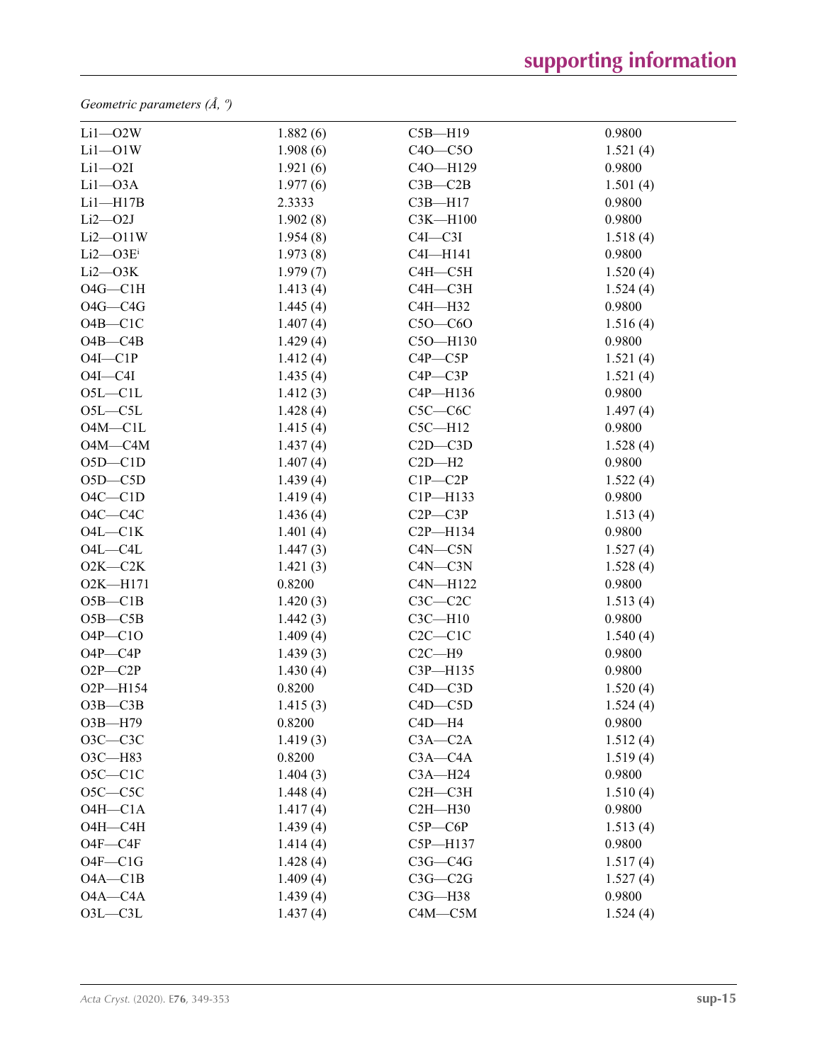*Geometric parameters (Å, º)*

| | | | |
|---|---|---|---|
| Li1—O2W | 1.882 (6) | C5B—H19 | 0.9800 |
| Li1—O1W | 1.908 (6) | C4O—C5O | 1.521 (4) |
| Li1—O2I | 1.921 (6) | C4O—H129 | 0.9800 |
| Li1—O3A | 1.977 (6) | C3B—C2B | 1.501 (4) |
| Li1—H17B | 2.3333 | C3B—H17 | 0.9800 |
| Li2—O2J | 1.902 (8) | C3K—H100 | 0.9800 |
| Li2—O11W | 1.954 (8) | C4I—C3I | 1.518 (4) |
| Li2—O3E$^{i}$ | 1.973 (8) | C4I—H141 | 0.9800 |
| Li2—O3K | 1.979 (7) | C4H—C5H | 1.520 (4) |
| O4G—C1H | 1.413 (4) | C4H—C3H | 1.524 (4) |
| O4G—C4G | 1.445 (4) | C4H—H32 | 0.9800 |
| O4B—C1C | 1.407 (4) | C5O—C6O | 1.516 (4) |
| O4B—C4B | 1.429 (4) | C5O—H130 | 0.9800 |
| O4I—C1P | 1.412 (4) | C4P—C5P | 1.521 (4) |
| O4I—C4I | 1.435 (4) | C4P—C3P | 1.521 (4) |
| O5L—C1L | 1.412 (3) | C4P—H136 | 0.9800 |
| O5L—C5L | 1.428 (4) | C5C—C6C | 1.497 (4) |
| O4M—C1L | 1.415 (4) | C5C—H12 | 0.9800 |
| O4M—C4M | 1.437 (4) | C2D—C3D | 1.528 (4) |
| O5D—C1D | 1.407 (4) | C2D—H2 | 0.9800 |
| O5D—C5D | 1.439 (4) | C1P—C2P | 1.522 (4) |
| O4C—C1D | 1.419 (4) | C1P—H133 | 0.9800 |
| O4C—C4C | 1.436 (4) | C2P—C3P | 1.513 (4) |
| O4L—C1K | 1.401 (4) | C2P—H134 | 0.9800 |
| O4L—C4L | 1.447 (3) | C4N—C5N | 1.527 (4) |
| O2K—C2K | 1.421 (3) | C4N—C3N | 1.528 (4) |
| O2K—H171 | 0.8200 | C4N—H122 | 0.9800 |
| O5B—C1B | 1.420 (3) | C3C—C2C | 1.513 (4) |
| O5B—C5B | 1.442 (3) | C3C—H10 | 0.9800 |
| O4P—C1O | 1.409 (4) | C2C—C1C | 1.540 (4) |
| O4P—C4P | 1.439 (3) | C2C—H9 | 0.9800 |
| O2P—C2P | 1.430 (4) | C3P—H135 | 0.9800 |
| O2P—H154 | 0.8200 | C4D—C3D | 1.520 (4) |
| O3B—C3B | 1.415 (3) | C4D—C5D | 1.524 (4) |
| O3B—H79 | 0.8200 | C4D—H4 | 0.9800 |
| O3C—C3C | 1.419 (3) | C3A—C2A | 1.512 (4) |
| O3C—H83 | 0.8200 | C3A—C4A | 1.519 (4) |
| O5C—C1C | 1.404 (3) | C3A—H24 | 0.9800 |
| O5C—C5C | 1.448 (4) | C2H—C3H | 1.510 (4) |
| O4H—C1A | 1.417 (4) | C2H—H30 | 0.9800 |
| O4H—C4H | 1.439 (4) | C5P—C6P | 1.513 (4) |
| O4F—C4F | 1.414 (4) | C5P—H137 | 0.9800 |
| O4F—C1G | 1.428 (4) | C3G—C4G | 1.517 (4) |
| O4A—C1B | 1.409 (4) | C3G—C2G | 1.527 (4) |
| O4A—C4A | 1.439 (4) | C3G—H38 | 0.9800 |
| O3L—C3L | 1.437 (4) | C4M—C5M | 1.524 (4) |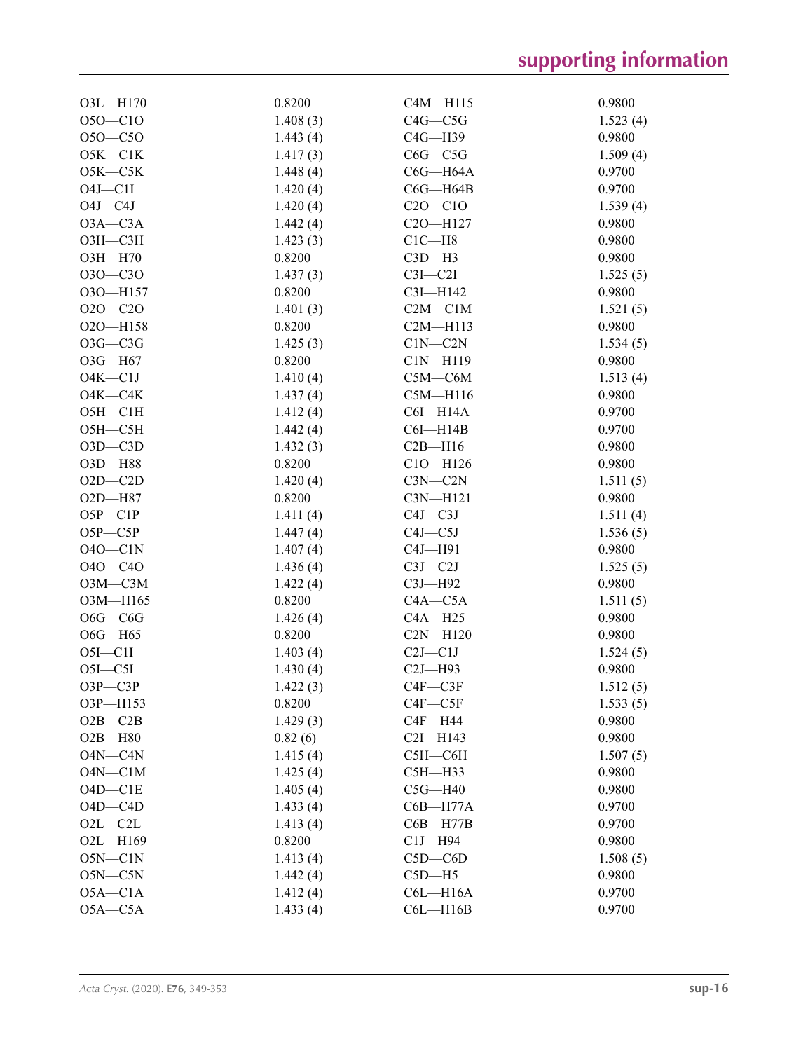| | | | |
|---|---|---|---|
| O3L—H170 | 0.8200 | C4M—H115 | 0.9800 |
| O5O—C1O | 1.408 (3) | C4G—C5G | 1.523 (4) |
| O5O—C5O | 1.443 (4) | C4G—H39 | 0.9800 |
| O5K—C1K | 1.417 (3) | C6G—C5G | 1.509 (4) |
| O5K—C5K | 1.448 (4) | C6G—H64A | 0.9700 |
| O4J—C1I | 1.420 (4) | C6G—H64B | 0.9700 |
| O4J—C4J | 1.420 (4) | C2O—C1O | 1.539 (4) |
| O3A—C3A | 1.442 (4) | C2O—H127 | 0.9800 |
| O3H—C3H | 1.423 (3) | C1C—H8 | 0.9800 |
| O3H—H70 | 0.8200 | C3D—H3 | 0.9800 |
| O3O—C3O | 1.437 (3) | C3I—C2I | 1.525 (5) |
| O3O—H157 | 0.8200 | C3I—H142 | 0.9800 |
| O2O—C2O | 1.401 (3) | C2M—C1M | 1.521 (5) |
| O2O—H158 | 0.8200 | C2M—H113 | 0.9800 |
| O3G—C3G | 1.425 (3) | C1N—C2N | 1.534 (5) |
| O3G—H67 | 0.8200 | C1N—H119 | 0.9800 |
| O4K—C1J | 1.410 (4) | C5M—C6M | 1.513 (4) |
| O4K—C4K | 1.437 (4) | C5M—H116 | 0.9800 |
| O5H—C1H | 1.412 (4) | C6I—H14A | 0.9700 |
| O5H—C5H | 1.442 (4) | C6I—H14B | 0.9700 |
| O3D—C3D | 1.432 (3) | C2B—H16 | 0.9800 |
| O3D—H88 | 0.8200 | C1O—H126 | 0.9800 |
| O2D—C2D | 1.420 (4) | C3N—C2N | 1.511 (5) |
| O2D—H87 | 0.8200 | C3N—H121 | 0.9800 |
| O5P—C1P | 1.411 (4) | C4J—C3J | 1.511 (4) |
| O5P—C5P | 1.447 (4) | C4J—C5J | 1.536 (5) |
| O4O—C1N | 1.407 (4) | C4J—H91 | 0.9800 |
| O4O—C4O | 1.436 (4) | C3J—C2J | 1.525 (5) |
| O3M—C3M | 1.422 (4) | C3J—H92 | 0.9800 |
| O3M—H165 | 0.8200 | C4A—C5A | 1.511 (5) |
| O6G—C6G | 1.426 (4) | C4A—H25 | 0.9800 |
| O6G—H65 | 0.8200 | C2N—H120 | 0.9800 |
| O5I—C1I | 1.403 (4) | C2J—C1J | 1.524 (5) |
| O5I—C5I | 1.430 (4) | C2J—H93 | 0.9800 |
| O3P—C3P | 1.422 (3) | C4F—C3F | 1.512 (5) |
| O3P—H153 | 0.8200 | C4F—C5F | 1.533 (5) |
| O2B—C2B | 1.429 (3) | C4F—H44 | 0.9800 |
| O2B—H80 | 0.82 (6) | C2I—H143 | 0.9800 |
| O4N—C4N | 1.415 (4) | C5H—C6H | 1.507 (5) |
| O4N—C1M | 1.425 (4) | C5H—H33 | 0.9800 |
| O4D—C1E | 1.405 (4) | C5G—H40 | 0.9800 |
| O4D—C4D | 1.433 (4) | C6B—H77A | 0.9700 |
| O2L—C2L | 1.413 (4) | C6B—H77B | 0.9700 |
| O2L—H169 | 0.8200 | C1J—H94 | 0.9800 |
| O5N—C1N | 1.413 (4) | C5D—C6D | 1.508 (5) |
| O5N—C5N | 1.442 (4) | C5D—H5 | 0.9800 |
| O5A—C1A | 1.412 (4) | C6L—H16A | 0.9700 |
| O5A—C5A | 1.433 (4) | C6L—H16B | 0.9700 |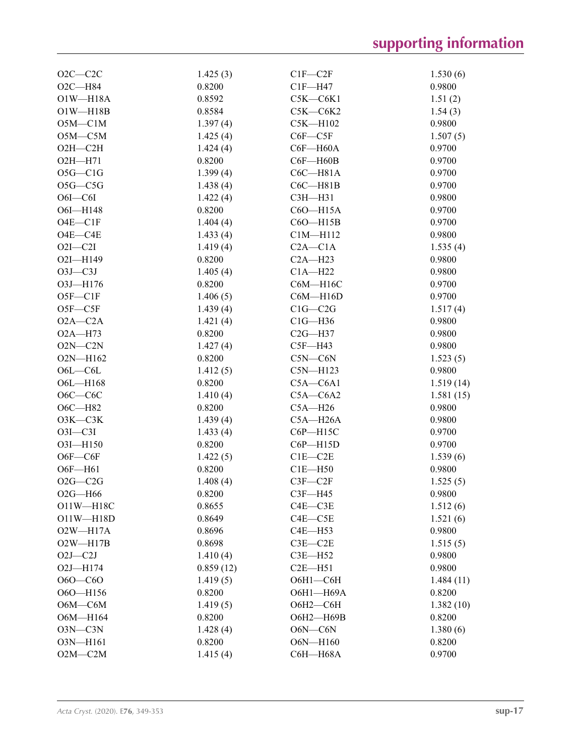| | | | |
|---|---|---|---|
| O2C—C2C | 1.425 (3) | C1F—C2F | 1.530 (6) |
| O2C—H84 | 0.8200 | C1F—H47 | 0.9800 |
| O1W—H18A | 0.8592 | C5K—C6K1 | 1.51 (2) |
| O1W—H18B | 0.8584 | C5K—C6K2 | 1.54 (3) |
| O5M—C1M | 1.397 (4) | C5K—H102 | 0.9800 |
| O5M—C5M | 1.425 (4) | C6F—C5F | 1.507 (5) |
| O2H—C2H | 1.424 (4) | C6F—H60A | 0.9700 |
| O2H—H71 | 0.8200 | C6F—H60B | 0.9700 |
| O5G—C1G | 1.399 (4) | C6C—H81A | 0.9700 |
| O5G—C5G | 1.438 (4) | C6C—H81B | 0.9700 |
| O6I—C6I | 1.422 (4) | C3H—H31 | 0.9800 |
| O6I—H148 | 0.8200 | C6O—H15A | 0.9700 |
| O4E—C1F | 1.404 (4) | C6O—H15B | 0.9700 |
| O4E—C4E | 1.433 (4) | C1M—H112 | 0.9800 |
| O2I—C2I | 1.419 (4) | C2A—C1A | 1.535 (4) |
| O2I—H149 | 0.8200 | C2A—H23 | 0.9800 |
| O3J—C3J | 1.405 (4) | C1A—H22 | 0.9800 |
| O3J—H176 | 0.8200 | C6M—H16C | 0.9700 |
| O5F—C1F | 1.406 (5) | C6M—H16D | 0.9700 |
| O5F—C5F | 1.439 (4) | C1G—C2G | 1.517 (4) |
| O2A—C2A | 1.421 (4) | C1G—H36 | 0.9800 |
| O2A—H73 | 0.8200 | C2G—H37 | 0.9800 |
| O2N—C2N | 1.427 (4) | C5F—H43 | 0.9800 |
| O2N—H162 | 0.8200 | C5N—C6N | 1.523 (5) |
| O6L—C6L | 1.412 (5) | C5N—H123 | 0.9800 |
| O6L—H168 | 0.8200 | C5A—C6A1 | 1.519 (14) |
| O6C—C6C | 1.410 (4) | C5A—C6A2 | 1.581 (15) |
| O6C—H82 | 0.8200 | C5A—H26 | 0.9800 |
| O3K—C3K | 1.439 (4) | C5A—H26A | 0.9800 |
| O3I—C3I | 1.433 (4) | C6P—H15C | 0.9700 |
| O3I—H150 | 0.8200 | C6P—H15D | 0.9700 |
| O6F—C6F | 1.422 (5) | C1E—C2E | 1.539 (6) |
| O6F—H61 | 0.8200 | C1E—H50 | 0.9800 |
| O2G—C2G | 1.408 (4) | C3F—C2F | 1.525 (5) |
| O2G—H66 | 0.8200 | C3F—H45 | 0.9800 |
| O11W—H18C | 0.8655 | C4E—C3E | 1.512 (6) |
| O11W—H18D | 0.8649 | C4E—C5E | 1.521 (6) |
| O2W—H17A | 0.8696 | C4E—H53 | 0.9800 |
| O2W—H17B | 0.8698 | C3E—C2E | 1.515 (5) |
| O2J—C2J | 1.410 (4) | C3E—H52 | 0.9800 |
| O2J—H174 | 0.859 (12) | C2E—H51 | 0.9800 |
| O6O—C6O | 1.419 (5) | O6H1—C6H | 1.484 (11) |
| O6O—H156 | 0.8200 | O6H1—H69A | 0.8200 |
| O6M—C6M | 1.419 (5) | O6H2—C6H | 1.382 (10) |
| O6M—H164 | 0.8200 | O6H2—H69B | 0.8200 |
| O3N—C3N | 1.428 (4) | O6N—C6N | 1.380 (6) |
| O3N—H161 | 0.8200 | O6N—H160 | 0.8200 |
| O2M—C2M | 1.415 (4) | C6H—H68A | 0.9700 |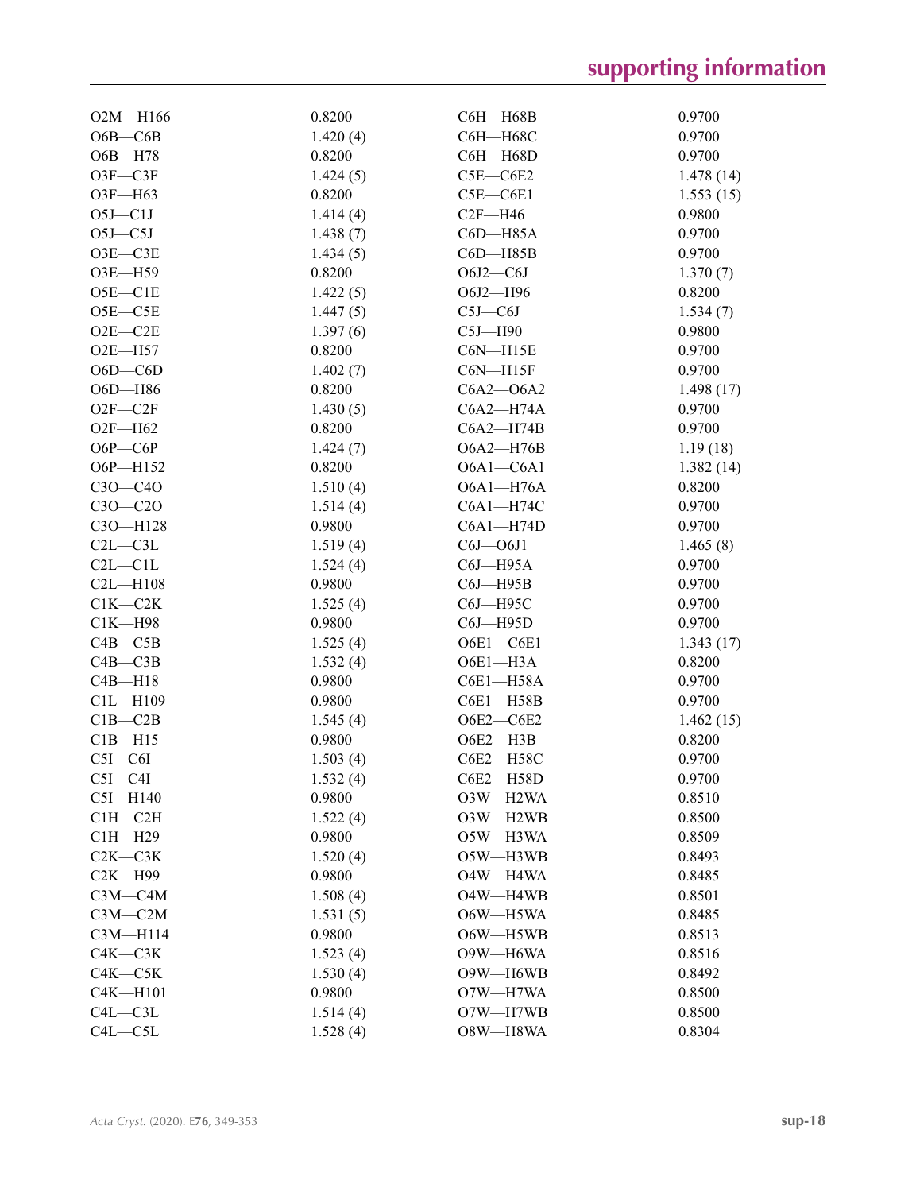| | | | |
|---|---|---|---|
| O2M—H166 | 0.8200 | C6H—H68B | 0.9700 |
| O6B—C6B | 1.420 (4) | C6H—H68C | 0.9700 |
| O6B—H78 | 0.8200 | C6H—H68D | 0.9700 |
| O3F—C3F | 1.424 (5) | C5E—C6E2 | 1.478 (14) |
| O3F—H63 | 0.8200 | C5E—C6E1 | 1.553 (15) |
| O5J—C1J | 1.414 (4) | C2F—H46 | 0.9800 |
| O5J—C5J | 1.438 (7) | C6D—H85A | 0.9700 |
| O3E—C3E | 1.434 (5) | C6D—H85B | 0.9700 |
| O3E—H59 | 0.8200 | O6J2—C6J | 1.370 (7) |
| O5E—C1E | 1.422 (5) | O6J2—H96 | 0.8200 |
| O5E—C5E | 1.447 (5) | C5J—C6J | 1.534 (7) |
| O2E—C2E | 1.397 (6) | C5J—H90 | 0.9800 |
| O2E—H57 | 0.8200 | C6N—H15E | 0.9700 |
| O6D—C6D | 1.402 (7) | C6N—H15F | 0.9700 |
| O6D—H86 | 0.8200 | C6A2—O6A2 | 1.498 (17) |
| O2F—C2F | 1.430 (5) | C6A2—H74A | 0.9700 |
| O2F—H62 | 0.8200 | C6A2—H74B | 0.9700 |
| O6P—C6P | 1.424 (7) | O6A2—H76B | 1.19 (18) |
| O6P—H152 | 0.8200 | O6A1—C6A1 | 1.382 (14) |
| C3O—C4O | 1.510 (4) | O6A1—H76A | 0.8200 |
| C3O—C2O | 1.514 (4) | C6A1—H74C | 0.9700 |
| C3O—H128 | 0.9800 | C6A1—H74D | 0.9700 |
| C2L—C3L | 1.519 (4) | C6J—O6J1 | 1.465 (8) |
| C2L—C1L | 1.524 (4) | C6J—H95A | 0.9700 |
| C2L—H108 | 0.9800 | C6J—H95B | 0.9700 |
| C1K—C2K | 1.525 (4) | C6J—H95C | 0.9700 |
| C1K—H98 | 0.9800 | C6J—H95D | 0.9700 |
| C4B—C5B | 1.525 (4) | O6E1—C6E1 | 1.343 (17) |
| C4B—C3B | 1.532 (4) | O6E1—H3A | 0.8200 |
| C4B—H18 | 0.9800 | C6E1—H58A | 0.9700 |
| C1L—H109 | 0.9800 | C6E1—H58B | 0.9700 |
| C1B—C2B | 1.545 (4) | O6E2—C6E2 | 1.462 (15) |
| C1B—H15 | 0.9800 | O6E2—H3B | 0.8200 |
| C5I—C6I | 1.503 (4) | C6E2—H58C | 0.9700 |
| C5I—C4I | 1.532 (4) | C6E2—H58D | 0.9700 |
| C5I—H140 | 0.9800 | O3W—H2WA | 0.8510 |
| C1H—C2H | 1.522 (4) | O3W—H2WB | 0.8500 |
| C1H—H29 | 0.9800 | O5W—H3WA | 0.8509 |
| C2K—C3K | 1.520 (4) | O5W—H3WB | 0.8493 |
| C2K—H99 | 0.9800 | O4W—H4WA | 0.8485 |
| C3M—C4M | 1.508 (4) | O4W—H4WB | 0.8501 |
| C3M—C2M | 1.531 (5) | O6W—H5WA | 0.8485 |
| C3M—H114 | 0.9800 | O6W—H5WB | 0.8513 |
| C4K—C3K | 1.523 (4) | O9W—H6WA | 0.8516 |
| C4K—C5K | 1.530 (4) | O9W—H6WB | 0.8492 |
| C4K—H101 | 0.9800 | O7W—H7WA | 0.8500 |
| C4L—C3L | 1.514 (4) | O7W—H7WB | 0.8500 |
| C4L—C5L | 1.528 (4) | O8W—H8WA | 0.8304 |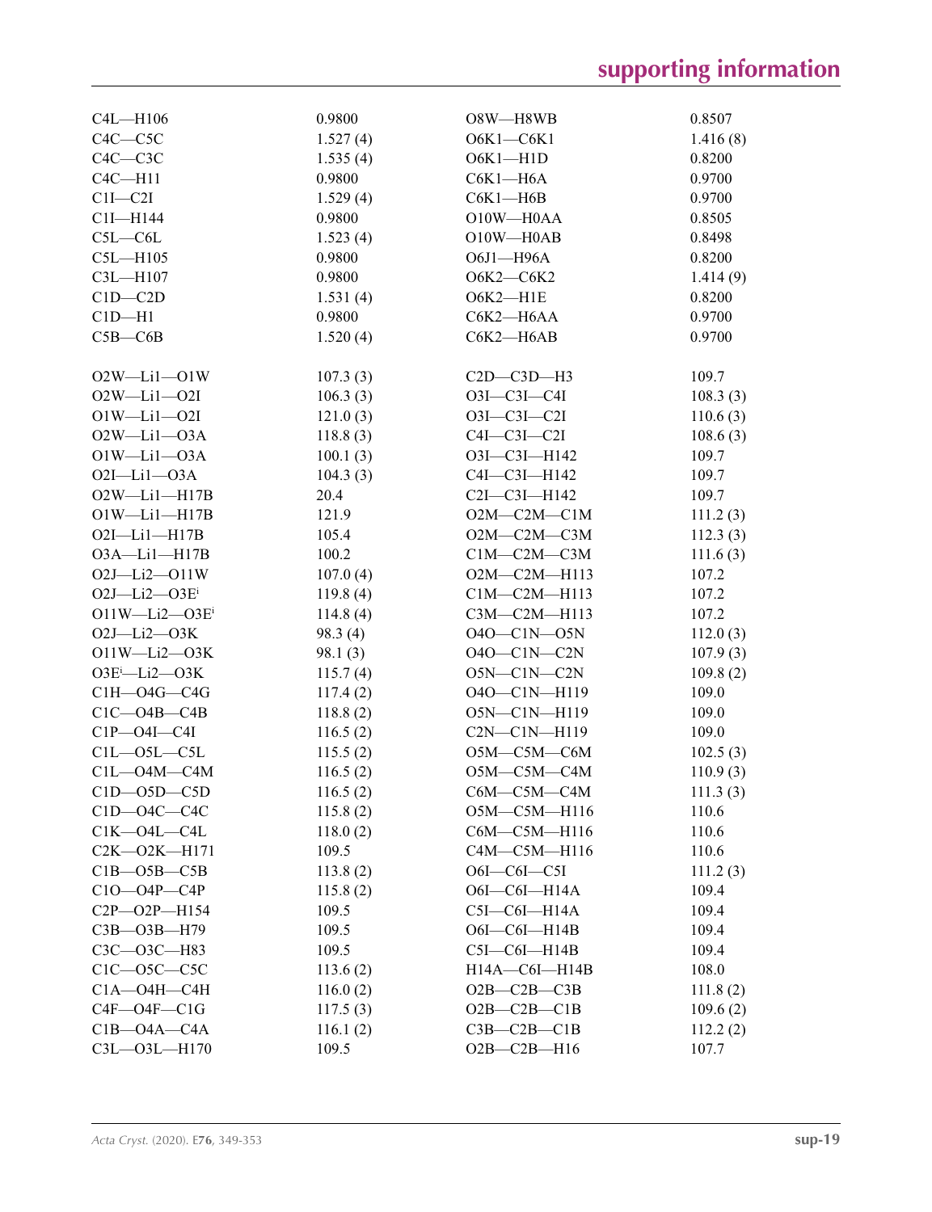| | | | |
|---|---|---|---|
| C4L—H106 | 0.9800 | O8W—H8WB | 0.8507 |
| C4C—C5C | 1.527 (4) | O6K1—C6K1 | 1.416 (8) |
| C4C—C3C | 1.535 (4) | O6K1—H1D | 0.8200 |
| C4C—H11 | 0.9800 | C6K1—H6A | 0.9700 |
| C1I—C2I | 1.529 (4) | C6K1—H6B | 0.9700 |
| C1I—H144 | 0.9800 | O10W—H0AA | 0.8505 |
| C5L—C6L | 1.523 (4) | O10W—H0AB | 0.8498 |
| C5L—H105 | 0.9800 | O6J1—H96A | 0.8200 |
| C3L—H107 | 0.9800 | O6K2—C6K2 | 1.414 (9) |
| C1D—C2D | 1.531 (4) | O6K2—H1E | 0.8200 |
| C1D—H1 | 0.9800 | C6K2—H6AA | 0.9700 |
| C5B—C6B | 1.520 (4) | C6K2—H6AB | 0.9700 |
| | | | |
| O2W—Li1—O1W | 107.3 (3) | C2D—C3D—H3 | 109.7 |
| O2W—Li1—O2I | 106.3 (3) | O3I—C3I—C4I | 108.3 (3) |
| O1W—Li1—O2I | 121.0 (3) | O3I—C3I—C2I | 110.6 (3) |
| O2W—Li1—O3A | 118.8 (3) | C4I—C3I—C2I | 108.6 (3) |
| O1W—Li1—O3A | 100.1 (3) | O3I—C3I—H142 | 109.7 |
| O2I—Li1—O3A | 104.3 (3) | C4I—C3I—H142 | 109.7 |
| O2W—Li1—H17B | 20.4 | C2I—C3I—H142 | 109.7 |
| O1W—Li1—H17B | 121.9 | O2M—C2M—C1M | 111.2 (3) |
| O2I—Li1—H17B | 105.4 | O2M—C2M—C3M | 112.3 (3) |
| O3A—Li1—H17B | 100.2 | C1M—C2M—C3M | 111.6 (3) |
| O2J—Li2—O11W | 107.0 (4) | O2M—C2M—H113 | 107.2 |
| O2J—Li2—O3E[i] | 119.8 (4) | C1M—C2M—H113 | 107.2 |
| O11W—Li2—O3E[i] | 114.8 (4) | C3M—C2M—H113 | 107.2 |
| O2J—Li2—O3K | 98.3 (4) | O4O—C1N—O5N | 112.0 (3) |
| O11W—Li2—O3K | 98.1 (3) | O4O—C1N—C2N | 107.9 (3) |
| O3E[i]—Li2—O3K | 115.7 (4) | O5N—C1N—C2N | 109.8 (2) |
| C1H—O4G—C4G | 117.4 (2) | O4O—C1N—H119 | 109.0 |
| C1C—O4B—C4B | 118.8 (2) | O5N—C1N—H119 | 109.0 |
| C1P—O4I—C4I | 116.5 (2) | C2N—C1N—H119 | 109.0 |
| C1L—O5L—C5L | 115.5 (2) | O5M—C5M—C6M | 102.5 (3) |
| C1L—O4M—C4M | 116.5 (2) | O5M—C5M—C4M | 110.9 (3) |
| C1D—O5D—C5D | 116.5 (2) | C6M—C5M—C4M | 111.3 (3) |
| C1D—O4C—C4C | 115.8 (2) | O5M—C5M—H116 | 110.6 |
| C1K—O4L—C4L | 118.0 (2) | C6M—C5M—H116 | 110.6 |
| C2K—O2K—H171 | 109.5 | C4M—C5M—H116 | 110.6 |
| C1B—O5B—C5B | 113.8 (2) | O6I—C6I—C5I | 111.2 (3) |
| C1O—O4P—C4P | 115.8 (2) | O6I—C6I—H14A | 109.4 |
| C2P—O2P—H154 | 109.5 | C5I—C6I—H14A | 109.4 |
| C3B—O3B—H79 | 109.5 | O6I—C6I—H14B | 109.4 |
| C3C—O3C—H83 | 109.5 | C5I—C6I—H14B | 109.4 |
| C1C—O5C—C5C | 113.6 (2) | H14A—C6I—H14B | 108.0 |
| C1A—O4H—C4H | 116.0 (2) | O2B—C2B—C3B | 111.8 (2) |
| C4F—O4F—C1G | 117.5 (3) | O2B—C2B—C1B | 109.6 (2) |
| C1B—O4A—C4A | 116.1 (2) | C3B—C2B—C1B | 112.2 (2) |
| C3L—O3L—H170 | 109.5 | O2B—C2B—H16 | 107.7 |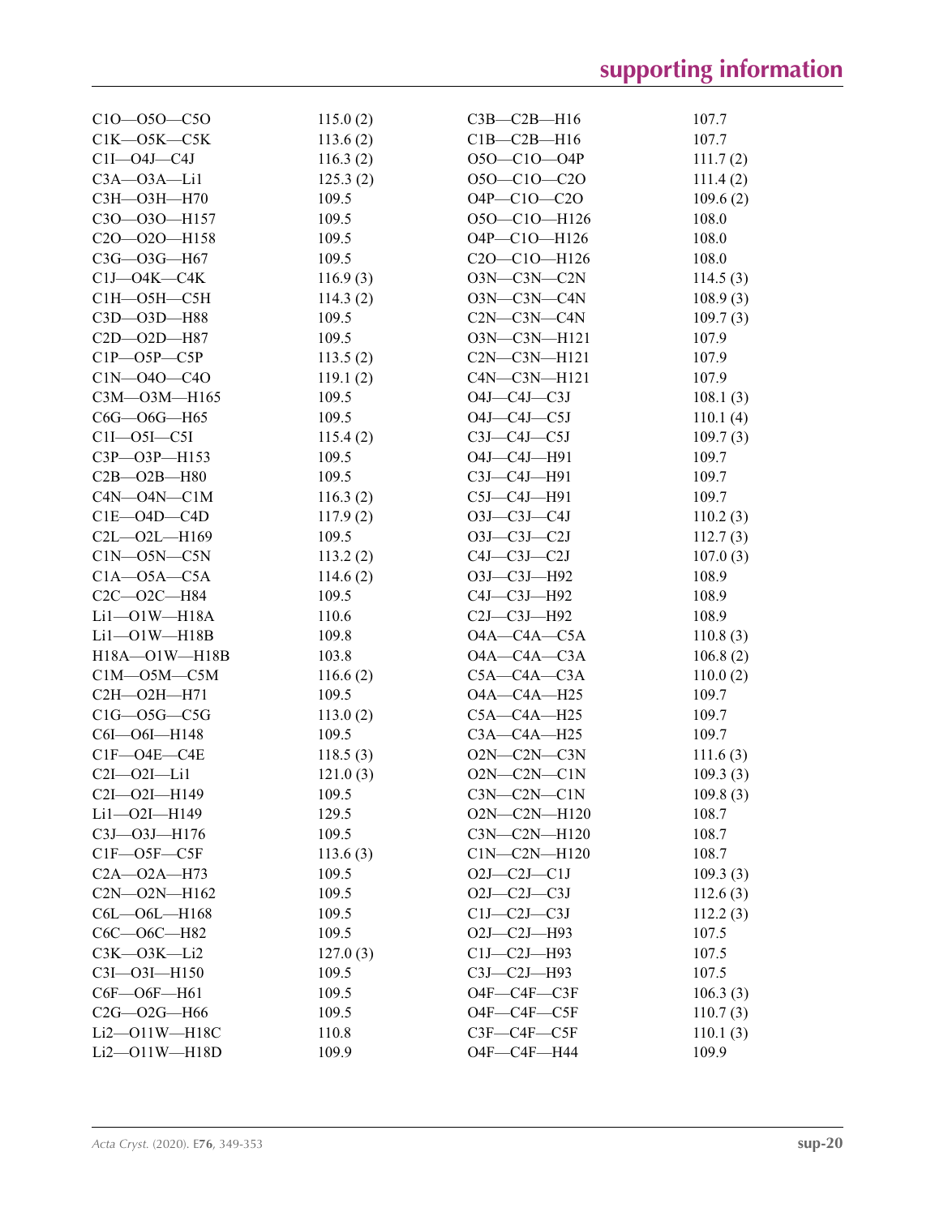| | | | |
|---|---|---|---|
| C1O—O5O—C5O | 115.0 (2) | C3B—C2B—H16 | 107.7 |
| C1K—O5K—C5K | 113.6 (2) | C1B—C2B—H16 | 107.7 |
| C1I—O4J—C4J | 116.3 (2) | O5O—C1O—O4P | 111.7 (2) |
| C3A—O3A—Li1 | 125.3 (2) | O5O—C1O—C2O | 111.4 (2) |
| C3H—O3H—H70 | 109.5 | O4P—C1O—C2O | 109.6 (2) |
| C3O—O3O—H157 | 109.5 | O5O—C1O—H126 | 108.0 |
| C2O—O2O—H158 | 109.5 | O4P—C1O—H126 | 108.0 |
| C3G—O3G—H67 | 109.5 | C2O—C1O—H126 | 108.0 |
| C1J—O4K—C4K | 116.9 (3) | O3N—C3N—C2N | 114.5 (3) |
| C1H—O5H—C5H | 114.3 (2) | O3N—C3N—C4N | 108.9 (3) |
| C3D—O3D—H88 | 109.5 | C2N—C3N—C4N | 109.7 (3) |
| C2D—O2D—H87 | 109.5 | O3N—C3N—H121 | 107.9 |
| C1P—O5P—C5P | 113.5 (2) | C2N—C3N—H121 | 107.9 |
| C1N—O4O—C4O | 119.1 (2) | C4N—C3N—H121 | 107.9 |
| C3M—O3M—H165 | 109.5 | O4J—C4J—C3J | 108.1 (3) |
| C6G—O6G—H65 | 109.5 | O4J—C4J—C5J | 110.1 (4) |
| C1I—O5I—C5I | 115.4 (2) | C3J—C4J—C5J | 109.7 (3) |
| C3P—O3P—H153 | 109.5 | O4J—C4J—H91 | 109.7 |
| C2B—O2B—H80 | 109.5 | C3J—C4J—H91 | 109.7 |
| C4N—O4N—C1M | 116.3 (2) | C5J—C4J—H91 | 109.7 |
| C1E—O4D—C4D | 117.9 (2) | O3J—C3J—C4J | 110.2 (3) |
| C2L—O2L—H169 | 109.5 | O3J—C3J—C2J | 112.7 (3) |
| C1N—O5N—C5N | 113.2 (2) | C4J—C3J—C2J | 107.0 (3) |
| C1A—O5A—C5A | 114.6 (2) | O3J—C3J—H92 | 108.9 |
| C2C—O2C—H84 | 109.5 | C4J—C3J—H92 | 108.9 |
| Li1—O1W—H18A | 110.6 | C2J—C3J—H92 | 108.9 |
| Li1—O1W—H18B | 109.8 | O4A—C4A—C5A | 110.8 (3) |
| H18A—O1W—H18B | 103.8 | O4A—C4A—C3A | 106.8 (2) |
| C1M—O5M—C5M | 116.6 (2) | C5A—C4A—C3A | 110.0 (2) |
| C2H—O2H—H71 | 109.5 | O4A—C4A—H25 | 109.7 |
| C1G—O5G—C5G | 113.0 (2) | C5A—C4A—H25 | 109.7 |
| C6I—O6I—H148 | 109.5 | C3A—C4A—H25 | 109.7 |
| C1F—O4E—C4E | 118.5 (3) | O2N—C2N—C3N | 111.6 (3) |
| C2I—O2I—Li1 | 121.0 (3) | O2N—C2N—C1N | 109.3 (3) |
| C2I—O2I—H149 | 109.5 | C3N—C2N—C1N | 109.8 (3) |
| Li1—O2I—H149 | 129.5 | O2N—C2N—H120 | 108.7 |
| C3J—O3J—H176 | 109.5 | C3N—C2N—H120 | 108.7 |
| C1F—O5F—C5F | 113.6 (3) | C1N—C2N—H120 | 108.7 |
| C2A—O2A—H73 | 109.5 | O2J—C2J—C1J | 109.3 (3) |
| C2N—O2N—H162 | 109.5 | O2J—C2J—C3J | 112.6 (3) |
| C6L—O6L—H168 | 109.5 | C1J—C2J—C3J | 112.2 (3) |
| C6C—O6C—H82 | 109.5 | O2J—C2J—H93 | 107.5 |
| C3K—O3K—Li2 | 127.0 (3) | C1J—C2J—H93 | 107.5 |
| C3I—O3I—H150 | 109.5 | C3J—C2J—H93 | 107.5 |
| C6F—O6F—H61 | 109.5 | O4F—C4F—C3F | 106.3 (3) |
| C2G—O2G—H66 | 109.5 | O4F—C4F—C5F | 110.7 (3) |
| Li2—O11W—H18C | 110.8 | C3F—C4F—C5F | 110.1 (3) |
| Li2—O11W—H18D | 109.9 | O4F—C4F—H44 | 109.9 |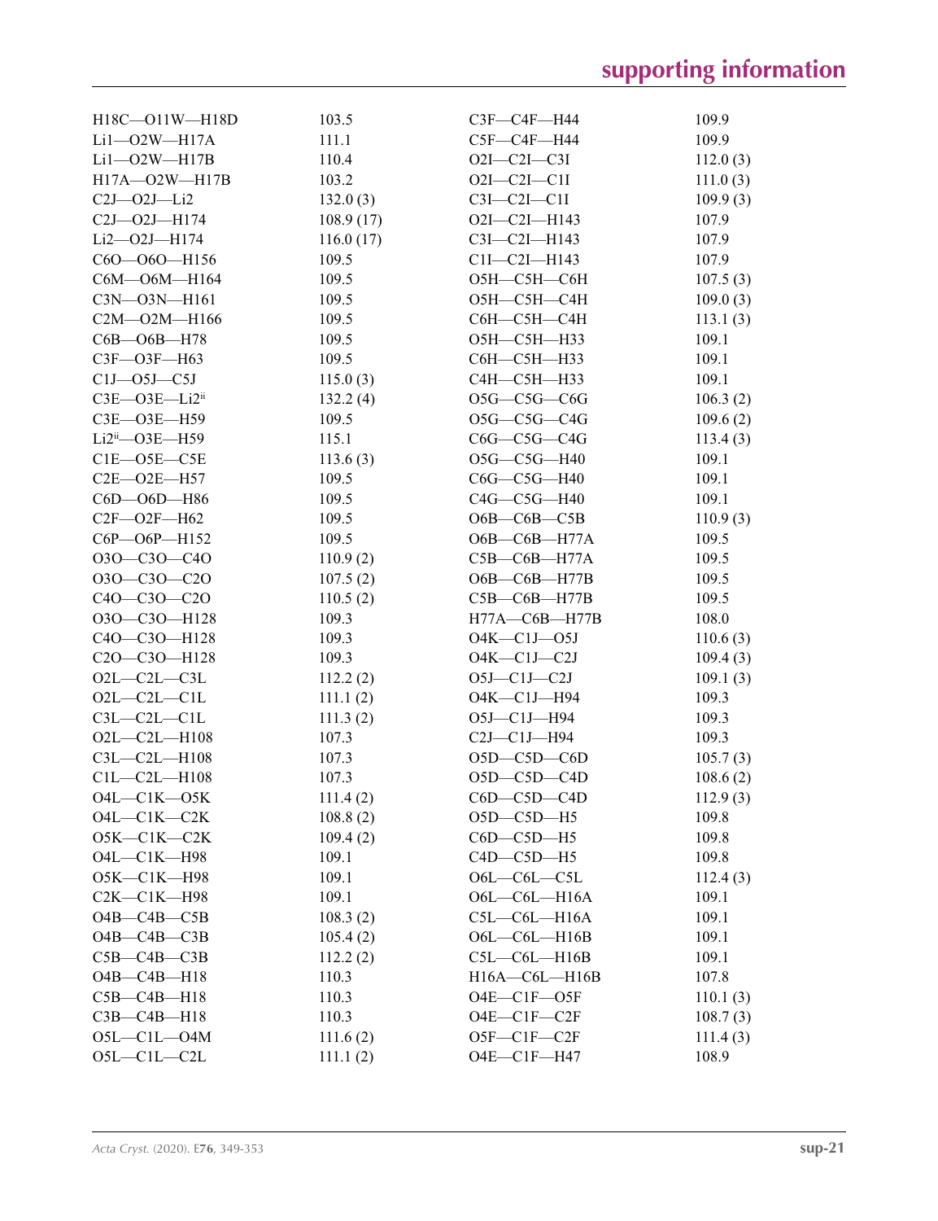| | | | |
|---|---|---|---|
| H18C—O11W—H18D | 103.5 | C3F—C4F—H44 | 109.9 |
| Li1—O2W—H17A | 111.1 | C5F—C4F—H44 | 109.9 |
| Li1—O2W—H17B | 110.4 | O2I—C2I—C3I | 112.0 (3) |
| H17A—O2W—H17B | 103.2 | O2I—C2I—C1I | 111.0 (3) |
| C2J—O2J—Li2 | 132.0 (3) | C3I—C2I—C1I | 109.9 (3) |
| C2J—O2J—H174 | 108.9 (17) | O2I—C2I—H143 | 107.9 |
| Li2—O2J—H174 | 116.0 (17) | C3I—C2I—H143 | 107.9 |
| C6O—O6O—H156 | 109.5 | C1I—C2I—H143 | 107.9 |
| C6M—O6M—H164 | 109.5 | O5H—C5H—C6H | 107.5 (3) |
| C3N—O3N—H161 | 109.5 | O5H—C5H—C4H | 109.0 (3) |
| C2M—O2M—H166 | 109.5 | C6H—C5H—C4H | 113.1 (3) |
| C6B—O6B—H78 | 109.5 | O5H—C5H—H33 | 109.1 |
| C3F—O3F—H63 | 109.5 | C6H—C5H—H33 | 109.1 |
| C1J—O5J—C5J | 115.0 (3) | C4H—C5H—H33 | 109.1 |
| C3E—O3E—Li2$^{ii}$ | 132.2 (4) | O5G—C5G—C6G | 106.3 (2) |
| C3E—O3E—H59 | 109.5 | O5G—C5G—C4G | 109.6 (2) |
| Li2$^{ii}$—O3E—H59 | 115.1 | C6G—C5G—C4G | 113.4 (3) |
| C1E—O5E—C5E | 113.6 (3) | O5G—C5G—H40 | 109.1 |
| C2E—O2E—H57 | 109.5 | C6G—C5G—H40 | 109.1 |
| C6D—O6D—H86 | 109.5 | C4G—C5G—H40 | 109.1 |
| C2F—O2F—H62 | 109.5 | O6B—C6B—C5B | 110.9 (3) |
| C6P—O6P—H152 | 109.5 | O6B—C6B—H77A | 109.5 |
| O3O—C3O—C4O | 110.9 (2) | C5B—C6B—H77A | 109.5 |
| O3O—C3O—C2O | 107.5 (2) | O6B—C6B—H77B | 109.5 |
| C4O—C3O—C2O | 110.5 (2) | C5B—C6B—H77B | 109.5 |
| O3O—C3O—H128 | 109.3 | H77A—C6B—H77B | 108.0 |
| C4O—C3O—H128 | 109.3 | O4K—C1J—O5J | 110.6 (3) |
| C2O—C3O—H128 | 109.3 | O4K—C1J—C2J | 109.4 (3) |
| O2L—C2L—C3L | 112.2 (2) | O5J—C1J—C2J | 109.1 (3) |
| O2L—C2L—C1L | 111.1 (2) | O4K—C1J—H94 | 109.3 |
| C3L—C2L—C1L | 111.3 (2) | O5J—C1J—H94 | 109.3 |
| O2L—C2L—H108 | 107.3 | C2J—C1J—H94 | 109.3 |
| C3L—C2L—H108 | 107.3 | O5D—C5D—C6D | 105.7 (3) |
| C1L—C2L—H108 | 107.3 | O5D—C5D—C4D | 108.6 (2) |
| O4L—C1K—O5K | 111.4 (2) | C6D—C5D—C4D | 112.9 (3) |
| O4L—C1K—C2K | 108.8 (2) | O5D—C5D—H5 | 109.8 |
| O5K—C1K—C2K | 109.4 (2) | C6D—C5D—H5 | 109.8 |
| O4L—C1K—H98 | 109.1 | C4D—C5D—H5 | 109.8 |
| O5K—C1K—H98 | 109.1 | O6L—C6L—C5L | 112.4 (3) |
| C2K—C1K—H98 | 109.1 | O6L—C6L—H16A | 109.1 |
| O4B—C4B—C5B | 108.3 (2) | C5L—C6L—H16A | 109.1 |
| O4B—C4B—C3B | 105.4 (2) | O6L—C6L—H16B | 109.1 |
| C5B—C4B—C3B | 112.2 (2) | C5L—C6L—H16B | 109.1 |
| O4B—C4B—H18 | 110.3 | H16A—C6L—H16B | 107.8 |
| C5B—C4B—H18 | 110.3 | O4E—C1F—O5F | 110.1 (3) |
| C3B—C4B—H18 | 110.3 | O4E—C1F—C2F | 108.7 (3) |
| O5L—C1L—O4M | 111.6 (2) | O5F—C1F—C2F | 111.4 (3) |
| O5L—C1L—C2L | 111.1 (2) | O4E—C1F—H47 | 108.9 |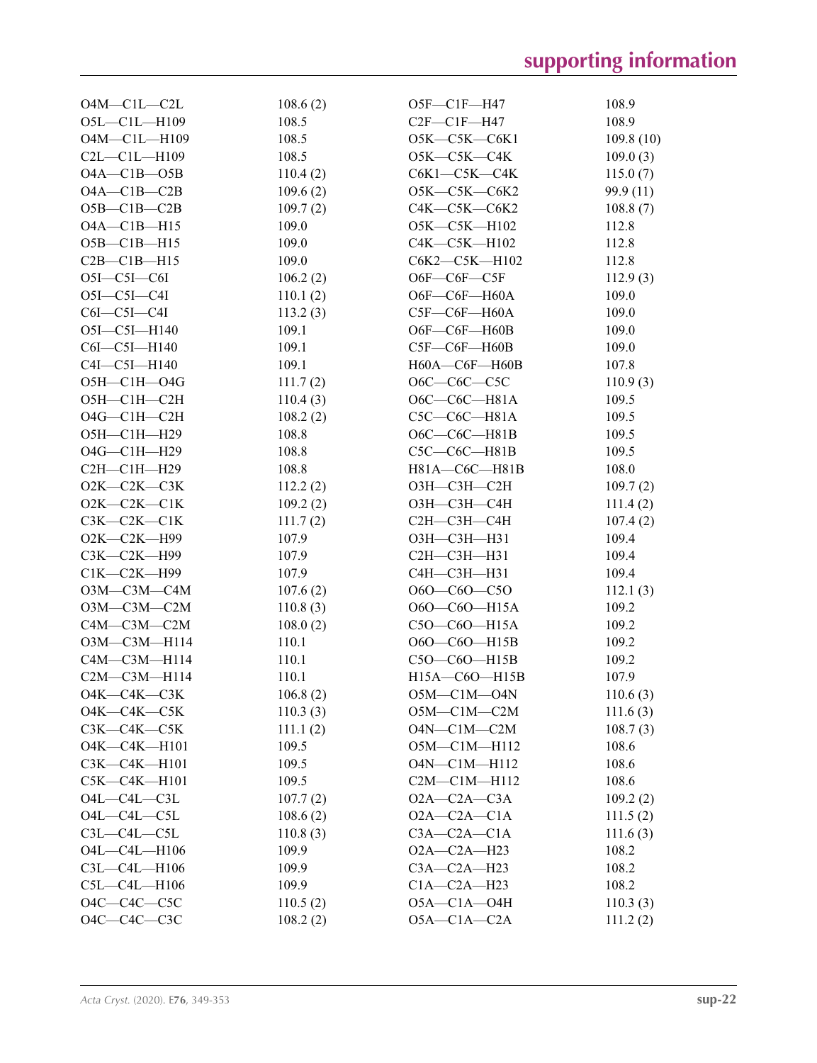| | | | |
|---|---|---|---|
| O4M—C1L—C2L | 108.6 (2) | O5F—C1F—H47 | 108.9 |
| O5L—C1L—H109 | 108.5 | C2F—C1F—H47 | 108.9 |
| O4M—C1L—H109 | 108.5 | O5K—C5K—C6K1 | 109.8 (10) |
| C2L—C1L—H109 | 108.5 | O5K—C5K—C4K | 109.0 (3) |
| O4A—C1B—O5B | 110.4 (2) | C6K1—C5K—C4K | 115.0 (7) |
| O4A—C1B—C2B | 109.6 (2) | O5K—C5K—C6K2 | 99.9 (11) |
| O5B—C1B—C2B | 109.7 (2) | C4K—C5K—C6K2 | 108.8 (7) |
| O4A—C1B—H15 | 109.0 | O5K—C5K—H102 | 112.8 |
| O5B—C1B—H15 | 109.0 | C4K—C5K—H102 | 112.8 |
| C2B—C1B—H15 | 109.0 | C6K2—C5K—H102 | 112.8 |
| O5I—C5I—C6I | 106.2 (2) | O6F—C6F—C5F | 112.9 (3) |
| O5I—C5I—C4I | 110.1 (2) | O6F—C6F—H60A | 109.0 |
| C6I—C5I—C4I | 113.2 (3) | C5F—C6F—H60A | 109.0 |
| O5I—C5I—H140 | 109.1 | O6F—C6F—H60B | 109.0 |
| C6I—C5I—H140 | 109.1 | C5F—C6F—H60B | 109.0 |
| C4I—C5I—H140 | 109.1 | H60A—C6F—H60B | 107.8 |
| O5H—C1H—O4G | 111.7 (2) | O6C—C6C—C5C | 110.9 (3) |
| O5H—C1H—C2H | 110.4 (3) | O6C—C6C—H81A | 109.5 |
| O4G—C1H—C2H | 108.2 (2) | C5C—C6C—H81A | 109.5 |
| O5H—C1H—H29 | 108.8 | O6C—C6C—H81B | 109.5 |
| O4G—C1H—H29 | 108.8 | C5C—C6C—H81B | 109.5 |
| C2H—C1H—H29 | 108.8 | H81A—C6C—H81B | 108.0 |
| O2K—C2K—C3K | 112.2 (2) | O3H—C3H—C2H | 109.7 (2) |
| O2K—C2K—C1K | 109.2 (2) | O3H—C3H—C4H | 111.4 (2) |
| C3K—C2K—C1K | 111.7 (2) | C2H—C3H—C4H | 107.4 (2) |
| O2K—C2K—H99 | 107.9 | O3H—C3H—H31 | 109.4 |
| C3K—C2K—H99 | 107.9 | C2H—C3H—H31 | 109.4 |
| C1K—C2K—H99 | 107.9 | C4H—C3H—H31 | 109.4 |
| O3M—C3M—C4M | 107.6 (2) | O6O—C6O—C5O | 112.1 (3) |
| O3M—C3M—C2M | 110.8 (3) | O6O—C6O—H15A | 109.2 |
| C4M—C3M—C2M | 108.0 (2) | C5O—C6O—H15A | 109.2 |
| O3M—C3M—H114 | 110.1 | O6O—C6O—H15B | 109.2 |
| C4M—C3M—H114 | 110.1 | C5O—C6O—H15B | 109.2 |
| C2M—C3M—H114 | 110.1 | H15A—C6O—H15B | 107.9 |
| O4K—C4K—C3K | 106.8 (2) | O5M—C1M—O4N | 110.6 (3) |
| O4K—C4K—C5K | 110.3 (3) | O5M—C1M—C2M | 111.6 (3) |
| C3K—C4K—C5K | 111.1 (2) | O4N—C1M—C2M | 108.7 (3) |
| O4K—C4K—H101 | 109.5 | O5M—C1M—H112 | 108.6 |
| C3K—C4K—H101 | 109.5 | O4N—C1M—H112 | 108.6 |
| C5K—C4K—H101 | 109.5 | C2M—C1M—H112 | 108.6 |
| O4L—C4L—C3L | 107.7 (2) | O2A—C2A—C3A | 109.2 (2) |
| O4L—C4L—C5L | 108.6 (2) | O2A—C2A—C1A | 111.5 (2) |
| C3L—C4L—C5L | 110.8 (3) | C3A—C2A—C1A | 111.6 (3) |
| O4L—C4L—H106 | 109.9 | O2A—C2A—H23 | 108.2 |
| C3L—C4L—H106 | 109.9 | C3A—C2A—H23 | 108.2 |
| C5L—C4L—H106 | 109.9 | C1A—C2A—H23 | 108.2 |
| O4C—C4C—C5C | 110.5 (2) | O5A—C1A—O4H | 110.3 (3) |
| O4C—C4C—C3C | 108.2 (2) | O5A—C1A—C2A | 111.2 (2) |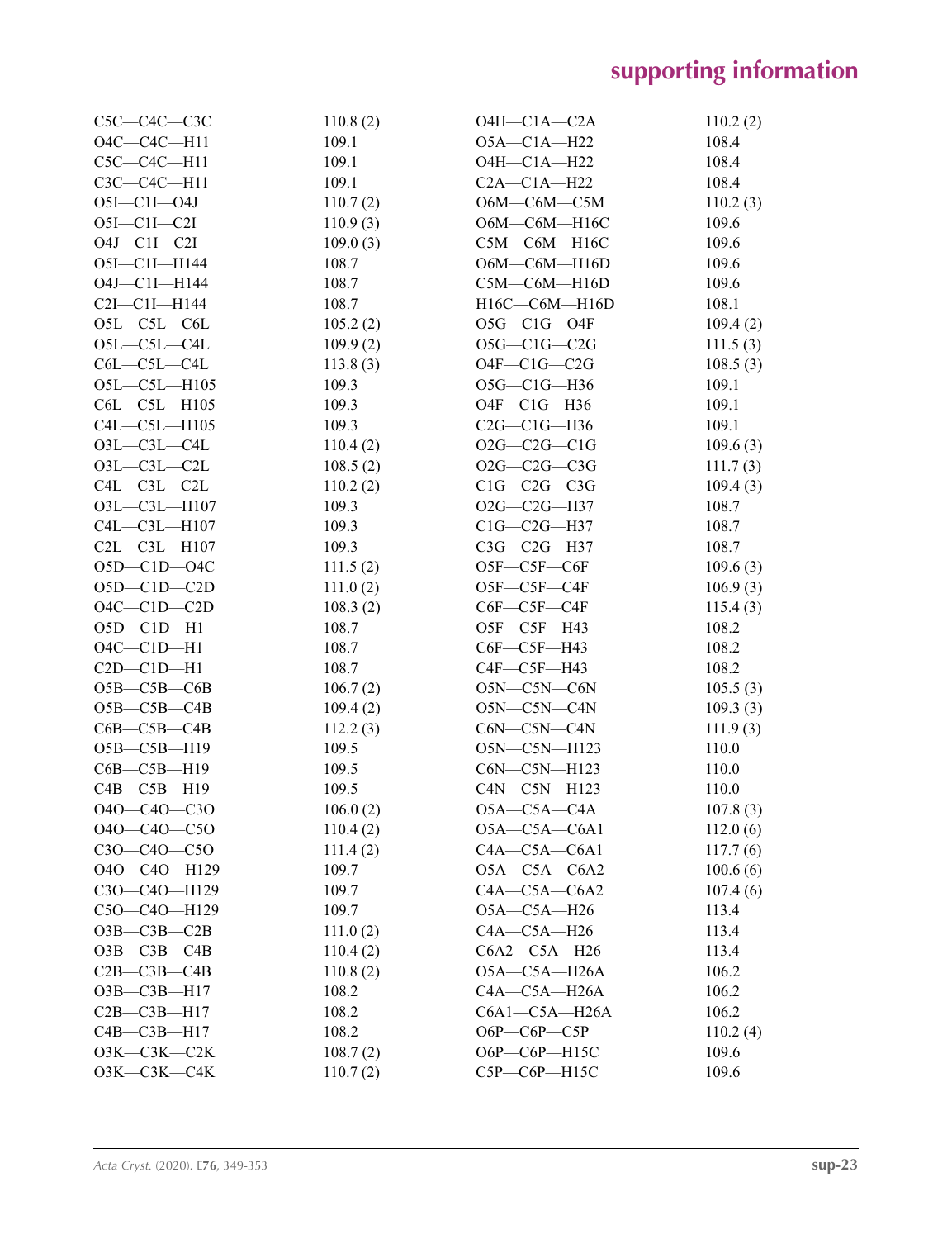| | | | |
|---|---|---|---|
| C5C—C4C—C3C | 110.8 (2) | O4H—C1A—C2A | 110.2 (2) |
| O4C—C4C—H11 | 109.1 | O5A—C1A—H22 | 108.4 |
| C5C—C4C—H11 | 109.1 | O4H—C1A—H22 | 108.4 |
| C3C—C4C—H11 | 109.1 | C2A—C1A—H22 | 108.4 |
| O5I—C1I—O4J | 110.7 (2) | O6M—C6M—C5M | 110.2 (3) |
| O5I—C1I—C2I | 110.9 (3) | O6M—C6M—H16C | 109.6 |
| O4J—C1I—C2I | 109.0 (3) | C5M—C6M—H16C | 109.6 |
| O5I—C1I—H144 | 108.7 | O6M—C6M—H16D | 109.6 |
| O4J—C1I—H144 | 108.7 | C5M—C6M—H16D | 109.6 |
| C2I—C1I—H144 | 108.7 | H16C—C6M—H16D | 108.1 |
| O5L—C5L—C6L | 105.2 (2) | O5G—C1G—O4F | 109.4 (2) |
| O5L—C5L—C4L | 109.9 (2) | O5G—C1G—C2G | 111.5 (3) |
| C6L—C5L—C4L | 113.8 (3) | O4F—C1G—C2G | 108.5 (3) |
| O5L—C5L—H105 | 109.3 | O5G—C1G—H36 | 109.1 |
| C6L—C5L—H105 | 109.3 | O4F—C1G—H36 | 109.1 |
| C4L—C5L—H105 | 109.3 | C2G—C1G—H36 | 109.1 |
| O3L—C3L—C4L | 110.4 (2) | O2G—C2G—C1G | 109.6 (3) |
| O3L—C3L—C2L | 108.5 (2) | O2G—C2G—C3G | 111.7 (3) |
| C4L—C3L—C2L | 110.2 (2) | C1G—C2G—C3G | 109.4 (3) |
| O3L—C3L—H107 | 109.3 | O2G—C2G—H37 | 108.7 |
| C4L—C3L—H107 | 109.3 | C1G—C2G—H37 | 108.7 |
| C2L—C3L—H107 | 109.3 | C3G—C2G—H37 | 108.7 |
| O5D—C1D—O4C | 111.5 (2) | O5F—C5F—C6F | 109.6 (3) |
| O5D—C1D—C2D | 111.0 (2) | O5F—C5F—C4F | 106.9 (3) |
| O4C—C1D—C2D | 108.3 (2) | C6F—C5F—C4F | 115.4 (3) |
| O5D—C1D—H1 | 108.7 | O5F—C5F—H43 | 108.2 |
| O4C—C1D—H1 | 108.7 | C6F—C5F—H43 | 108.2 |
| C2D—C1D—H1 | 108.7 | C4F—C5F—H43 | 108.2 |
| O5B—C5B—C6B | 106.7 (2) | O5N—C5N—C6N | 105.5 (3) |
| O5B—C5B—C4B | 109.4 (2) | O5N—C5N—C4N | 109.3 (3) |
| C6B—C5B—C4B | 112.2 (3) | C6N—C5N—C4N | 111.9 (3) |
| O5B—C5B—H19 | 109.5 | O5N—C5N—H123 | 110.0 |
| C6B—C5B—H19 | 109.5 | C6N—C5N—H123 | 110.0 |
| C4B—C5B—H19 | 109.5 | C4N—C5N—H123 | 110.0 |
| O4O—C4O—C3O | 106.0 (2) | O5A—C5A—C4A | 107.8 (3) |
| O4O—C4O—C5O | 110.4 (2) | O5A—C5A—C6A1 | 112.0 (6) |
| C3O—C4O—C5O | 111.4 (2) | C4A—C5A—C6A1 | 117.7 (6) |
| O4O—C4O—H129 | 109.7 | O5A—C5A—C6A2 | 100.6 (6) |
| C3O—C4O—H129 | 109.7 | C4A—C5A—C6A2 | 107.4 (6) |
| C5O—C4O—H129 | 109.7 | O5A—C5A—H26 | 113.4 |
| O3B—C3B—C2B | 111.0 (2) | C4A—C5A—H26 | 113.4 |
| O3B—C3B—C4B | 110.4 (2) | C6A2—C5A—H26 | 113.4 |
| C2B—C3B—C4B | 110.8 (2) | O5A—C5A—H26A | 106.2 |
| O3B—C3B—H17 | 108.2 | C4A—C5A—H26A | 106.2 |
| C2B—C3B—H17 | 108.2 | C6A1—C5A—H26A | 106.2 |
| C4B—C3B—H17 | 108.2 | O6P—C6P—C5P | 110.2 (4) |
| O3K—C3K—C2K | 108.7 (2) | O6P—C6P—H15C | 109.6 |
| O3K—C3K—C4K | 110.7 (2) | C5P—C6P—H15C | 109.6 |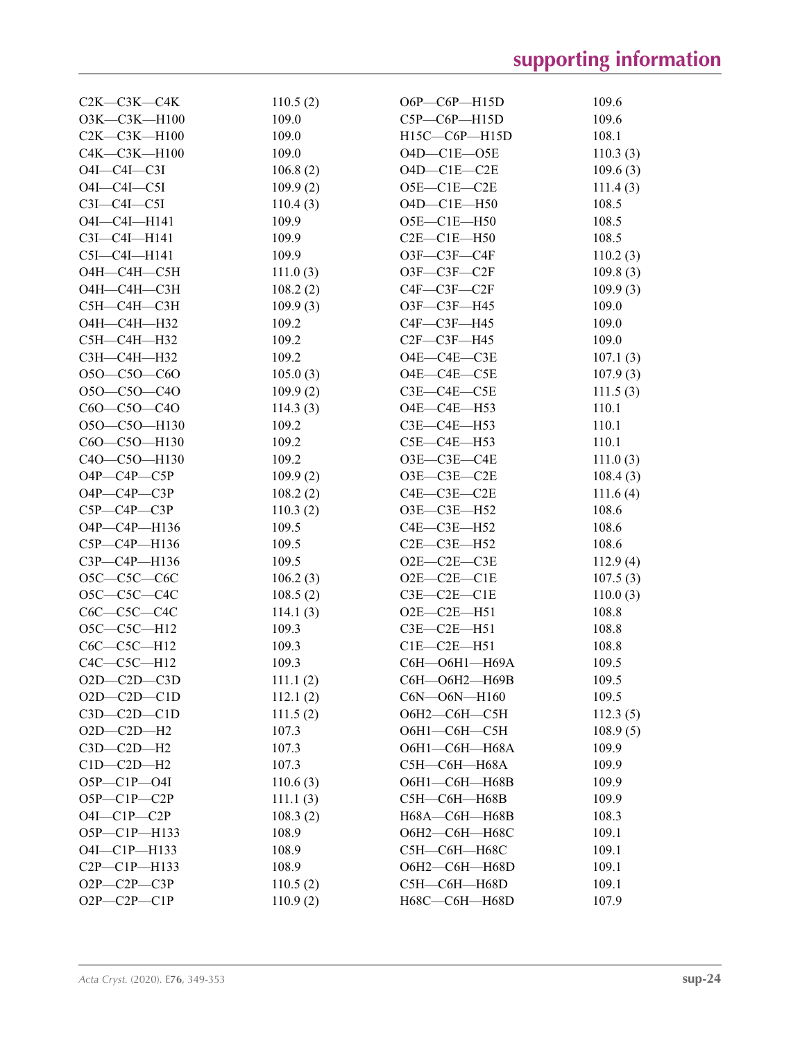| | | | |
|---|---|---|---|
| C2K—C3K—C4K | 110.5 (2) | O6P—C6P—H15D | 109.6 |
| O3K—C3K—H100 | 109.0 | C5P—C6P—H15D | 109.6 |
| C2K—C3K—H100 | 109.0 | H15C—C6P—H15D | 108.1 |
| C4K—C3K—H100 | 109.0 | O4D—C1E—O5E | 110.3 (3) |
| O4I—C4I—C3I | 106.8 (2) | O4D—C1E—C2E | 109.6 (3) |
| O4I—C4I—C5I | 109.9 (2) | O5E—C1E—C2E | 111.4 (3) |
| C3I—C4I—C5I | 110.4 (3) | O4D—C1E—H50 | 108.5 |
| O4I—C4I—H141 | 109.9 | O5E—C1E—H50 | 108.5 |
| C3I—C4I—H141 | 109.9 | C2E—C1E—H50 | 108.5 |
| C5I—C4I—H141 | 109.9 | O3F—C3F—C4F | 110.2 (3) |
| O4H—C4H—C5H | 111.0 (3) | O3F—C3F—C2F | 109.8 (3) |
| O4H—C4H—C3H | 108.2 (2) | C4F—C3F—C2F | 109.9 (3) |
| C5H—C4H—C3H | 109.9 (3) | O3F—C3F—H45 | 109.0 |
| O4H—C4H—H32 | 109.2 | C4F—C3F—H45 | 109.0 |
| C5H—C4H—H32 | 109.2 | C2F—C3F—H45 | 109.0 |
| C3H—C4H—H32 | 109.2 | O4E—C4E—C3E | 107.1 (3) |
| O5O—C5O—C6O | 105.0 (3) | O4E—C4E—C5E | 107.9 (3) |
| O5O—C5O—C4O | 109.9 (2) | C3E—C4E—C5E | 111.5 (3) |
| C6O—C5O—C4O | 114.3 (3) | O4E—C4E—H53 | 110.1 |
| O5O—C5O—H130 | 109.2 | C3E—C4E—H53 | 110.1 |
| C6O—C5O—H130 | 109.2 | C5E—C4E—H53 | 110.1 |
| C4O—C5O—H130 | 109.2 | O3E—C3E—C4E | 111.0 (3) |
| O4P—C4P—C5P | 109.9 (2) | O3E—C3E—C2E | 108.4 (3) |
| O4P—C4P—C3P | 108.2 (2) | C4E—C3E—C2E | 111.6 (4) |
| C5P—C4P—C3P | 110.3 (2) | O3E—C3E—H52 | 108.6 |
| O4P—C4P—H136 | 109.5 | C4E—C3E—H52 | 108.6 |
| C5P—C4P—H136 | 109.5 | C2E—C3E—H52 | 108.6 |
| C3P—C4P—H136 | 109.5 | O2E—C2E—C3E | 112.9 (4) |
| O5C—C5C—C6C | 106.2 (3) | O2E—C2E—C1E | 107.5 (3) |
| O5C—C5C—C4C | 108.5 (2) | C3E—C2E—C1E | 110.0 (3) |
| C6C—C5C—C4C | 114.1 (3) | O2E—C2E—H51 | 108.8 |
| O5C—C5C—H12 | 109.3 | C3E—C2E—H51 | 108.8 |
| C6C—C5C—H12 | 109.3 | C1E—C2E—H51 | 108.8 |
| C4C—C5C—H12 | 109.3 | C6H—O6H1—H69A | 109.5 |
| O2D—C2D—C3D | 111.1 (2) | C6H—O6H2—H69B | 109.5 |
| O2D—C2D—C1D | 112.1 (2) | C6N—O6N—H160 | 109.5 |
| C3D—C2D—C1D | 111.5 (2) | O6H2—C6H—C5H | 112.3 (5) |
| O2D—C2D—H2 | 107.3 | O6H1—C6H—C5H | 108.9 (5) |
| C3D—C2D—H2 | 107.3 | O6H1—C6H—H68A | 109.9 |
| C1D—C2D—H2 | 107.3 | C5H—C6H—H68A | 109.9 |
| O5P—C1P—O4I | 110.6 (3) | O6H1—C6H—H68B | 109.9 |
| O5P—C1P—C2P | 111.1 (3) | C5H—C6H—H68B | 109.9 |
| O4I—C1P—C2P | 108.3 (2) | H68A—C6H—H68B | 108.3 |
| O5P—C1P—H133 | 108.9 | O6H2—C6H—H68C | 109.1 |
| O4I—C1P—H133 | 108.9 | C5H—C6H—H68C | 109.1 |
| C2P—C1P—H133 | 108.9 | O6H2—C6H—H68D | 109.1 |
| O2P—C2P—C3P | 110.5 (2) | C5H—C6H—H68D | 109.1 |
| O2P—C2P—C1P | 110.9 (2) | H68C—C6H—H68D | 107.9 |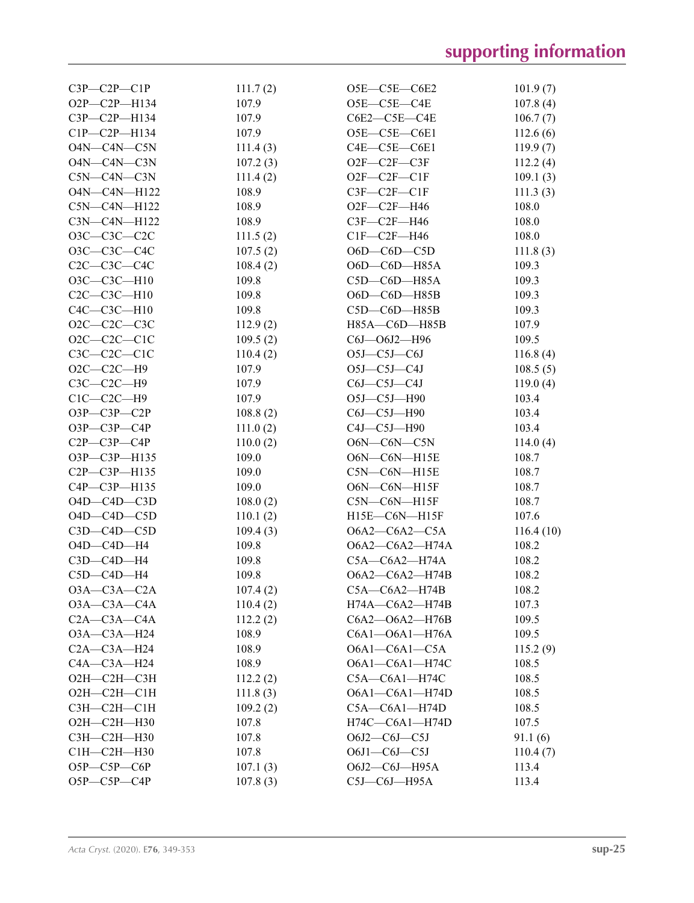| | | | |
|---|---|---|---|
| C3P—C2P—C1P | 111.7 (2) | O5E—C5E—C6E2 | 101.9 (7) |
| O2P—C2P—H134 | 107.9 | O5E—C5E—C4E | 107.8 (4) |
| C3P—C2P—H134 | 107.9 | C6E2—C5E—C4E | 106.7 (7) |
| C1P—C2P—H134 | 107.9 | O5E—C5E—C6E1 | 112.6 (6) |
| O4N—C4N—C5N | 111.4 (3) | C4E—C5E—C6E1 | 119.9 (7) |
| O4N—C4N—C3N | 107.2 (3) | O2F—C2F—C3F | 112.2 (4) |
| C5N—C4N—C3N | 111.4 (2) | O2F—C2F—C1F | 109.1 (3) |
| O4N—C4N—H122 | 108.9 | C3F—C2F—C1F | 111.3 (3) |
| C5N—C4N—H122 | 108.9 | O2F—C2F—H46 | 108.0 |
| C3N—C4N—H122 | 108.9 | C3F—C2F—H46 | 108.0 |
| O3C—C3C—C2C | 111.5 (2) | C1F—C2F—H46 | 108.0 |
| O3C—C3C—C4C | 107.5 (2) | O6D—C6D—C5D | 111.8 (3) |
| C2C—C3C—C4C | 108.4 (2) | O6D—C6D—H85A | 109.3 |
| O3C—C3C—H10 | 109.8 | C5D—C6D—H85A | 109.3 |
| C2C—C3C—H10 | 109.8 | O6D—C6D—H85B | 109.3 |
| C4C—C3C—H10 | 109.8 | C5D—C6D—H85B | 109.3 |
| O2C—C2C—C3C | 112.9 (2) | H85A—C6D—H85B | 107.9 |
| O2C—C2C—C1C | 109.5 (2) | C6J—O6J2—H96 | 109.5 |
| C3C—C2C—C1C | 110.4 (2) | O5J—C5J—C6J | 116.8 (4) |
| O2C—C2C—H9 | 107.9 | O5J—C5J—C4J | 108.5 (5) |
| C3C—C2C—H9 | 107.9 | C6J—C5J—C4J | 119.0 (4) |
| C1C—C2C—H9 | 107.9 | O5J—C5J—H90 | 103.4 |
| O3P—C3P—C2P | 108.8 (2) | C6J—C5J—H90 | 103.4 |
| O3P—C3P—C4P | 111.0 (2) | C4J—C5J—H90 | 103.4 |
| C2P—C3P—C4P | 110.0 (2) | O6N—C6N—C5N | 114.0 (4) |
| O3P—C3P—H135 | 109.0 | O6N—C6N—H15E | 108.7 |
| C2P—C3P—H135 | 109.0 | C5N—C6N—H15E | 108.7 |
| C4P—C3P—H135 | 109.0 | O6N—C6N—H15F | 108.7 |
| O4D—C4D—C3D | 108.0 (2) | C5N—C6N—H15F | 108.7 |
| O4D—C4D—C5D | 110.1 (2) | H15E—C6N—H15F | 107.6 |
| C3D—C4D—C5D | 109.4 (3) | O6A2—C6A2—C5A | 116.4 (10) |
| O4D—C4D—H4 | 109.8 | O6A2—C6A2—H74A | 108.2 |
| C3D—C4D—H4 | 109.8 | C5A—C6A2—H74A | 108.2 |
| C5D—C4D—H4 | 109.8 | O6A2—C6A2—H74B | 108.2 |
| O3A—C3A—C2A | 107.4 (2) | C5A—C6A2—H74B | 108.2 |
| O3A—C3A—C4A | 110.4 (2) | H74A—C6A2—H74B | 107.3 |
| C2A—C3A—C4A | 112.2 (2) | C6A2—O6A2—H76B | 109.5 |
| O3A—C3A—H24 | 108.9 | C6A1—O6A1—H76A | 109.5 |
| C2A—C3A—H24 | 108.9 | O6A1—C6A1—C5A | 115.2 (9) |
| C4A—C3A—H24 | 108.9 | O6A1—C6A1—H74C | 108.5 |
| O2H—C2H—C3H | 112.2 (2) | C5A—C6A1—H74C | 108.5 |
| O2H—C2H—C1H | 111.8 (3) | O6A1—C6A1—H74D | 108.5 |
| C3H—C2H—C1H | 109.2 (2) | C5A—C6A1—H74D | 108.5 |
| O2H—C2H—H30 | 107.8 | H74C—C6A1—H74D | 107.5 |
| C3H—C2H—H30 | 107.8 | O6J2—C6J—C5J | 91.1 (6) |
| C1H—C2H—H30 | 107.8 | O6J1—C6J—C5J | 110.4 (7) |
| O5P—C5P—C6P | 107.1 (3) | O6J2—C6J—H95A | 113.4 |
| O5P—C5P—C4P | 107.8 (3) | C5J—C6J—H95A | 113.4 |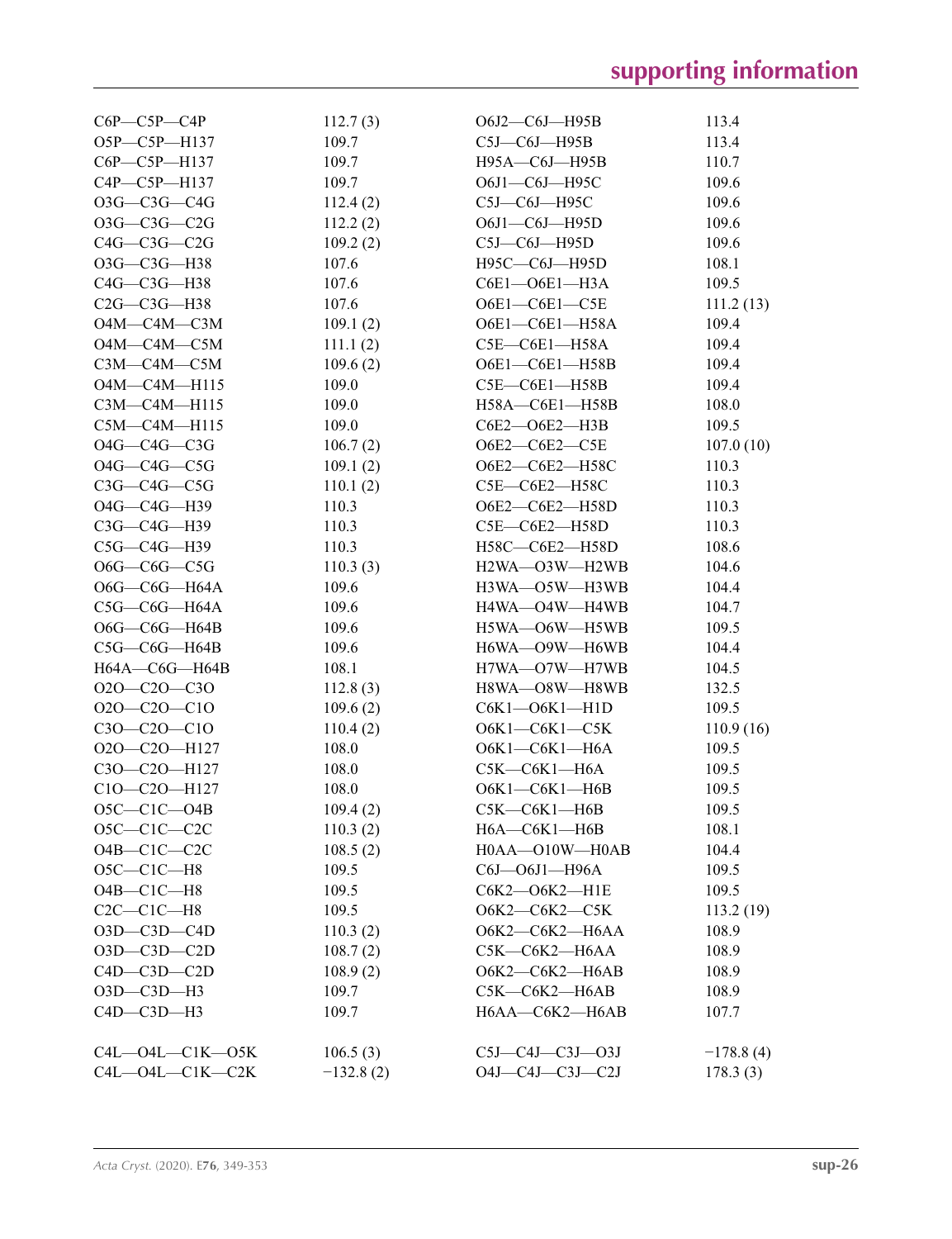| | | | |
|---|---|---|---|
| C6P—C5P—C4P | 112.7 (3) | O6J2—C6J—H95B | 113.4 |
| O5P—C5P—H137 | 109.7 | C5J—C6J—H95B | 113.4 |
| C6P—C5P—H137 | 109.7 | H95A—C6J—H95B | 110.7 |
| C4P—C5P—H137 | 109.7 | O6J1—C6J—H95C | 109.6 |
| O3G—C3G—C4G | 112.4 (2) | C5J—C6J—H95C | 109.6 |
| O3G—C3G—C2G | 112.2 (2) | O6J1—C6J—H95D | 109.6 |
| C4G—C3G—C2G | 109.2 (2) | C5J—C6J—H95D | 109.6 |
| O3G—C3G—H38 | 107.6 | H95C—C6J—H95D | 108.1 |
| C4G—C3G—H38 | 107.6 | C6E1—O6E1—H3A | 109.5 |
| C2G—C3G—H38 | 107.6 | O6E1—C6E1—C5E | 111.2 (13) |
| O4M—C4M—C3M | 109.1 (2) | O6E1—C6E1—H58A | 109.4 |
| O4M—C4M—C5M | 111.1 (2) | C5E—C6E1—H58A | 109.4 |
| C3M—C4M—C5M | 109.6 (2) | O6E1—C6E1—H58B | 109.4 |
| O4M—C4M—H115 | 109.0 | C5E—C6E1—H58B | 109.4 |
| C3M—C4M—H115 | 109.0 | H58A—C6E1—H58B | 108.0 |
| C5M—C4M—H115 | 109.0 | C6E2—O6E2—H3B | 109.5 |
| O4G—C4G—C3G | 106.7 (2) | O6E2—C6E2—C5E | 107.0 (10) |
| O4G—C4G—C5G | 109.1 (2) | O6E2—C6E2—H58C | 110.3 |
| C3G—C4G—C5G | 110.1 (2) | C5E—C6E2—H58C | 110.3 |
| O4G—C4G—H39 | 110.3 | O6E2—C6E2—H58D | 110.3 |
| C3G—C4G—H39 | 110.3 | C5E—C6E2—H58D | 110.3 |
| C5G—C4G—H39 | 110.3 | H58C—C6E2—H58D | 108.6 |
| O6G—C6G—C5G | 110.3 (3) | H2WA—O3W—H2WB | 104.6 |
| O6G—C6G—H64A | 109.6 | H3WA—O5W—H3WB | 104.4 |
| C5G—C6G—H64A | 109.6 | H4WA—O4W—H4WB | 104.7 |
| O6G—C6G—H64B | 109.6 | H5WA—O6W—H5WB | 109.5 |
| C5G—C6G—H64B | 109.6 | H6WA—O9W—H6WB | 104.4 |
| H64A—C6G—H64B | 108.1 | H7WA—O7W—H7WB | 104.5 |
| O2O—C2O—C3O | 112.8 (3) | H8WA—O8W—H8WB | 132.5 |
| O2O—C2O—C1O | 109.6 (2) | C6K1—O6K1—H1D | 109.5 |
| C3O—C2O—C1O | 110.4 (2) | O6K1—C6K1—C5K | 110.9 (16) |
| O2O—C2O—H127 | 108.0 | O6K1—C6K1—H6A | 109.5 |
| C3O—C2O—H127 | 108.0 | C5K—C6K1—H6A | 109.5 |
| C1O—C2O—H127 | 108.0 | O6K1—C6K1—H6B | 109.5 |
| O5C—C1C—O4B | 109.4 (2) | C5K—C6K1—H6B | 109.5 |
| O5C—C1C—C2C | 110.3 (2) | H6A—C6K1—H6B | 108.1 |
| O4B—C1C—C2C | 108.5 (2) | H0AA—O10W—H0AB | 104.4 |
| O5C—C1C—H8 | 109.5 | C6J—O6J1—H96A | 109.5 |
| O4B—C1C—H8 | 109.5 | C6K2—O6K2—H1E | 109.5 |
| C2C—C1C—H8 | 109.5 | O6K2—C6K2—C5K | 113.2 (19) |
| O3D—C3D—C4D | 110.3 (2) | O6K2—C6K2—H6AA | 108.9 |
| O3D—C3D—C2D | 108.7 (2) | C5K—C6K2—H6AA | 108.9 |
| C4D—C3D—C2D | 108.9 (2) | O6K2—C6K2—H6AB | 108.9 |
| O3D—C3D—H3 | 109.7 | C5K—C6K2—H6AB | 108.9 |
| C4D—C3D—H3 | 109.7 | H6AA—C6K2—H6AB | 107.7 |

| | | | |
|---|---|---|---|
| C4L—O4L—C1K—O5K | 106.5 (3) | C5J—C4J—C3J—O3J | −178.8 (4) |
| C4L—O4L—C1K—C2K | −132.8 (2) | O4J—C4J—C3J—C2J | 178.3 (3) |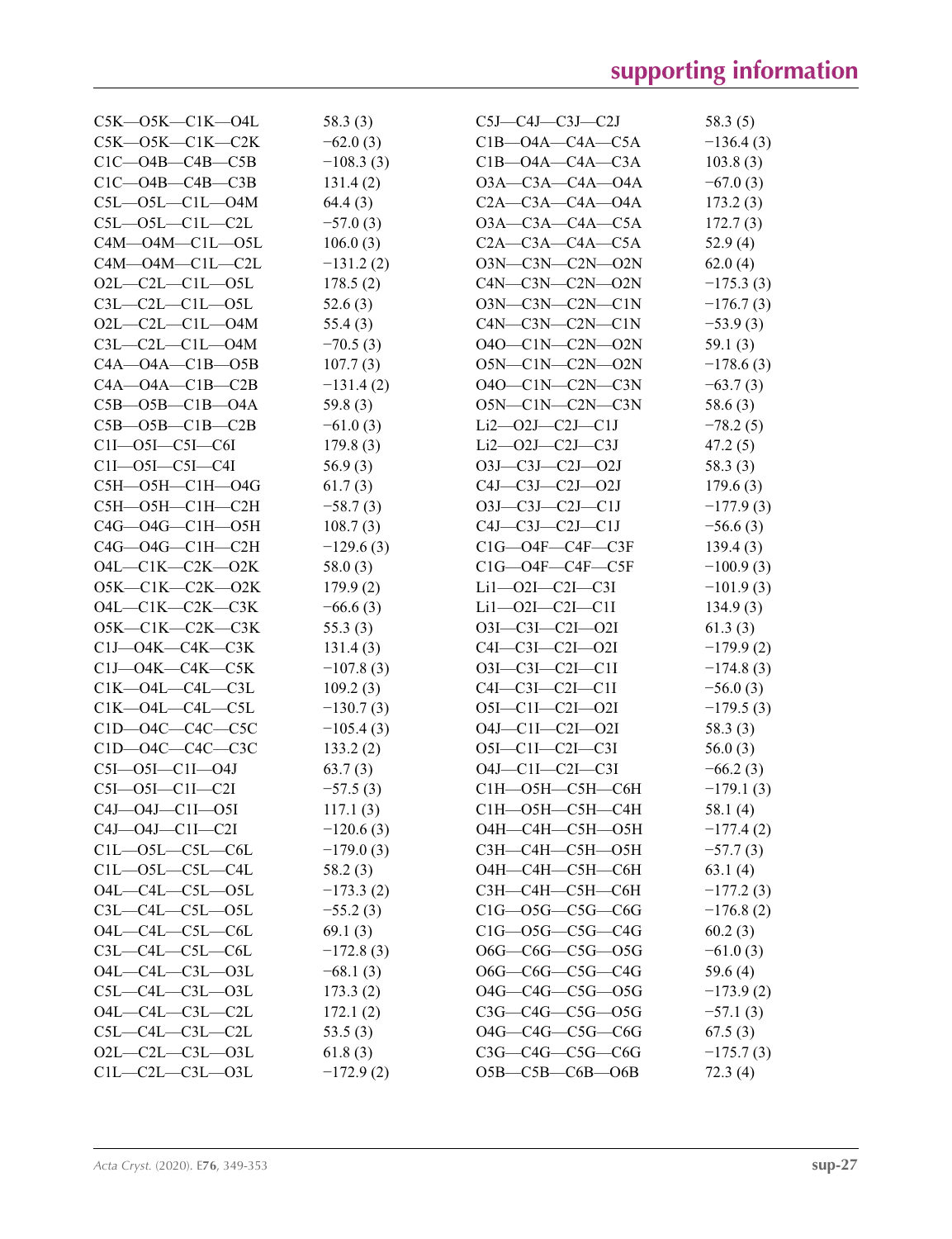| | | | |
|---|---|---|---|
| C5K—O5K—C1K—O4L | 58.3 (3) | C5J—C4J—C3J—C2J | 58.3 (5) |
| C5K—O5K—C1K—C2K | −62.0 (3) | C1B—O4A—C4A—C5A | −136.4 (3) |
| C1C—O4B—C4B—C5B | −108.3 (3) | C1B—O4A—C4A—C3A | 103.8 (3) |
| C1C—O4B—C4B—C3B | 131.4 (2) | O3A—C3A—C4A—O4A | −67.0 (3) |
| C5L—O5L—C1L—O4M | 64.4 (3) | C2A—C3A—C4A—O4A | 173.2 (3) |
| C5L—O5L—C1L—C2L | −57.0 (3) | O3A—C3A—C4A—C5A | 172.7 (3) |
| C4M—O4M—C1L—O5L | 106.0 (3) | C2A—C3A—C4A—C5A | 52.9 (4) |
| C4M—O4M—C1L—C2L | −131.2 (2) | O3N—C3N—C2N—O2N | 62.0 (4) |
| O2L—C2L—C1L—O5L | 178.5 (2) | C4N—C3N—C2N—O2N | −175.3 (3) |
| C3L—C2L—C1L—O5L | 52.6 (3) | O3N—C3N—C2N—C1N | −176.7 (3) |
| O2L—C2L—C1L—O4M | 55.4 (3) | C4N—C3N—C2N—C1N | −53.9 (3) |
| C3L—C2L—C1L—O4M | −70.5 (3) | O4O—C1N—C2N—O2N | 59.1 (3) |
| C4A—O4A—C1B—O5B | 107.7 (3) | O5N—C1N—C2N—O2N | −178.6 (3) |
| C4A—O4A—C1B—C2B | −131.4 (2) | O4O—C1N—C2N—C3N | −63.7 (3) |
| C5B—O5B—C1B—O4A | 59.8 (3) | O5N—C1N—C2N—C3N | 58.6 (3) |
| C5B—O5B—C1B—C2B | −61.0 (3) | Li2—O2J—C2J—C1J | −78.2 (5) |
| C1I—O5I—C5I—C6I | 179.8 (3) | Li2—O2J—C2J—C3J | 47.2 (5) |
| C1I—O5I—C5I—C4I | 56.9 (3) | O3J—C3J—C2J—O2J | 58.3 (3) |
| C5H—O5H—C1H—O4G | 61.7 (3) | C4J—C3J—C2J—O2J | 179.6 (3) |
| C5H—O5H—C1H—C2H | −58.7 (3) | O3J—C3J—C2J—C1J | −177.9 (3) |
| C4G—O4G—C1H—O5H | 108.7 (3) | C4J—C3J—C2J—C1J | −56.6 (3) |
| C4G—O4G—C1H—C2H | −129.6 (3) | C1G—O4F—C4F—C3F | 139.4 (3) |
| O4L—C1K—C2K—O2K | 58.0 (3) | C1G—O4F—C4F—C5F | −100.9 (3) |
| O5K—C1K—C2K—O2K | 179.9 (2) | Li1—O2I—C2I—C3I | −101.9 (3) |
| O4L—C1K—C2K—C3K | −66.6 (3) | Li1—O2I—C2I—C1I | 134.9 (3) |
| O5K—C1K—C2K—C3K | 55.3 (3) | O3I—C3I—C2I—O2I | 61.3 (3) |
| C1J—O4K—C4K—C3K | 131.4 (3) | C4I—C3I—C2I—O2I | −179.9 (2) |
| C1J—O4K—C4K—C5K | −107.8 (3) | O3I—C3I—C2I—C1I | −174.8 (3) |
| C1K—O4L—C4L—C3L | 109.2 (3) | C4I—C3I—C2I—C1I | −56.0 (3) |
| C1K—O4L—C4L—C5L | −130.7 (3) | O5I—C1I—C2I—O2I | −179.5 (3) |
| C1D—O4C—C4C—C5C | −105.4 (3) | O4J—C1I—C2I—O2I | 58.3 (3) |
| C1D—O4C—C4C—C3C | 133.2 (2) | O5I—C1I—C2I—C3I | 56.0 (3) |
| C5I—O5I—C1I—O4J | 63.7 (3) | O4J—C1I—C2I—C3I | −66.2 (3) |
| C5I—O5I—C1I—C2I | −57.5 (3) | C1H—O5H—C5H—C6H | −179.1 (3) |
| C4J—O4J—C1I—O5I | 117.1 (3) | C1H—O5H—C5H—C4H | 58.1 (4) |
| C4J—O4J—C1I—C2I | −120.6 (3) | O4H—C4H—C5H—O5H | −177.4 (2) |
| C1L—O5L—C5L—C6L | −179.0 (3) | C3H—C4H—C5H—O5H | −57.7 (3) |
| C1L—O5L—C5L—C4L | 58.2 (3) | O4H—C4H—C5H—C6H | 63.1 (4) |
| O4L—C4L—C5L—O5L | −173.3 (2) | C3H—C4H—C5H—C6H | −177.2 (3) |
| C3L—C4L—C5L—O5L | −55.2 (3) | C1G—O5G—C5G—C6G | −176.8 (2) |
| O4L—C4L—C5L—C6L | 69.1 (3) | C1G—O5G—C5G—C4G | 60.2 (3) |
| C3L—C4L—C5L—C6L | −172.8 (3) | O6G—C6G—C5G—O5G | −61.0 (3) |
| O4L—C4L—C3L—O3L | −68.1 (3) | O6G—C6G—C5G—C4G | 59.6 (4) |
| C5L—C4L—C3L—O3L | 173.3 (2) | O4G—C4G—C5G—O5G | −173.9 (2) |
| O4L—C4L—C3L—C2L | 172.1 (2) | C3G—C4G—C5G—O5G | −57.1 (3) |
| C5L—C4L—C3L—C2L | 53.5 (3) | O4G—C4G—C5G—C6G | 67.5 (3) |
| O2L—C2L—C3L—O3L | 61.8 (3) | C3G—C4G—C5G—C6G | −175.7 (3) |
| C1L—C2L—C3L—O3L | −172.9 (2) | O5B—C5B—C6B—O6B | 72.3 (4) |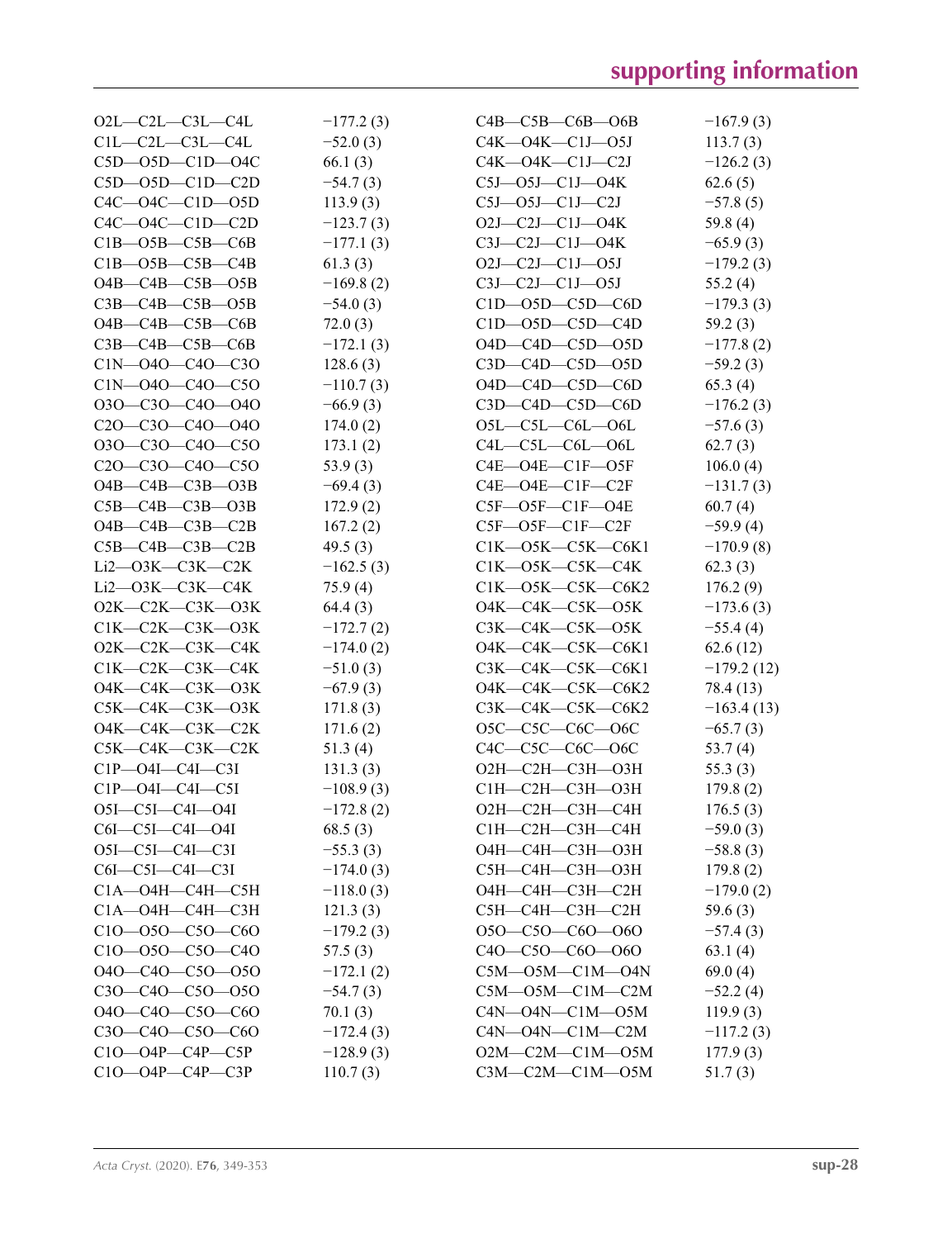| | | | |
|---|---|---|---|
| O2L—C2L—C3L—C4L | −177.2 (3) | C4B—C5B—C6B—O6B | −167.9 (3) |
| C1L—C2L—C3L—C4L | −52.0 (3) | C4K—O4K—C1J—O5J | 113.7 (3) |
| C5D—O5D—C1D—O4C | 66.1 (3) | C4K—O4K—C1J—C2J | −126.2 (3) |
| C5D—O5D—C1D—C2D | −54.7 (3) | C5J—O5J—C1J—O4K | 62.6 (5) |
| C4C—O4C—C1D—O5D | 113.9 (3) | C5J—O5J—C1J—C2J | −57.8 (5) |
| C4C—O4C—C1D—C2D | −123.7 (3) | O2J—C2J—C1J—O4K | 59.8 (4) |
| C1B—O5B—C5B—C6B | −177.1 (3) | C3J—C2J—C1J—O4K | −65.9 (3) |
| C1B—O5B—C5B—C4B | 61.3 (3) | O2J—C2J—C1J—O5J | −179.2 (3) |
| O4B—C4B—C5B—O5B | −169.8 (2) | C3J—C2J—C1J—O5J | 55.2 (4) |
| C3B—C4B—C5B—O5B | −54.0 (3) | C1D—O5D—C5D—C6D | −179.3 (3) |
| O4B—C4B—C5B—C6B | 72.0 (3) | C1D—O5D—C5D—C4D | 59.2 (3) |
| C3B—C4B—C5B—C6B | −172.1 (3) | O4D—C4D—C5D—O5D | −177.8 (2) |
| C1N—O4O—C4O—C3O | 128.6 (3) | C3D—C4D—C5D—O5D | −59.2 (3) |
| C1N—O4O—C4O—C5O | −110.7 (3) | O4D—C4D—C5D—C6D | 65.3 (4) |
| O3O—C3O—C4O—O4O | −66.9 (3) | C3D—C4D—C5D—C6D | −176.2 (3) |
| C2O—C3O—C4O—O4O | 174.0 (2) | O5L—C5L—C6L—O6L | −57.6 (3) |
| O3O—C3O—C4O—C5O | 173.1 (2) | C4L—C5L—C6L—O6L | 62.7 (3) |
| C2O—C3O—C4O—C5O | 53.9 (3) | C4E—O4E—C1F—O5F | 106.0 (4) |
| O4B—C4B—C3B—O3B | −69.4 (3) | C4E—O4E—C1F—C2F | −131.7 (3) |
| C5B—C4B—C3B—O3B | 172.9 (2) | C5F—O5F—C1F—O4E | 60.7 (4) |
| O4B—C4B—C3B—C2B | 167.2 (2) | C5F—O5F—C1F—C2F | −59.9 (4) |
| C5B—C4B—C3B—C2B | 49.5 (3) | C1K—O5K—C5K—C6K1 | −170.9 (8) |
| Li2—O3K—C3K—C2K | −162.5 (3) | C1K—O5K—C5K—C4K | 62.3 (3) |
| Li2—O3K—C3K—C4K | 75.9 (4) | C1K—O5K—C5K—C6K2 | 176.2 (9) |
| O2K—C2K—C3K—O3K | 64.4 (3) | O4K—C4K—C5K—O5K | −173.6 (3) |
| C1K—C2K—C3K—O3K | −172.7 (2) | C3K—C4K—C5K—O5K | −55.4 (4) |
| O2K—C2K—C3K—C4K | −174.0 (2) | O4K—C4K—C5K—C6K1 | 62.6 (12) |
| C1K—C2K—C3K—C4K | −51.0 (3) | C3K—C4K—C5K—C6K1 | −179.2 (12) |
| O4K—C4K—C3K—O3K | −67.9 (3) | O4K—C4K—C5K—C6K2 | 78.4 (13) |
| C5K—C4K—C3K—O3K | 171.8 (3) | C3K—C4K—C5K—C6K2 | −163.4 (13) |
| O4K—C4K—C3K—C2K | 171.6 (2) | O5C—C5C—C6C—O6C | −65.7 (3) |
| C5K—C4K—C3K—C2K | 51.3 (4) | C4C—C5C—C6C—O6C | 53.7 (4) |
| C1P—O4I—C4I—C3I | 131.3 (3) | O2H—C2H—C3H—O3H | 55.3 (3) |
| C1P—O4I—C4I—C5I | −108.9 (3) | C1H—C2H—C3H—O3H | 179.8 (2) |
| O5I—C5I—C4I—O4I | −172.8 (2) | O2H—C2H—C3H—C4H | 176.5 (3) |
| C6I—C5I—C4I—O4I | 68.5 (3) | C1H—C2H—C3H—C4H | −59.0 (3) |
| O5I—C5I—C4I—C3I | −55.3 (3) | O4H—C4H—C3H—O3H | −58.8 (3) |
| C6I—C5I—C4I—C3I | −174.0 (3) | C5H—C4H—C3H—O3H | 179.8 (2) |
| C1A—O4H—C4H—C5H | −118.0 (3) | O4H—C4H—C3H—C2H | −179.0 (2) |
| C1A—O4H—C4H—C3H | 121.3 (3) | C5H—C4H—C3H—C2H | 59.6 (3) |
| C1O—O5O—C5O—C6O | −179.2 (3) | O5O—C5O—C6O—O6O | −57.4 (3) |
| C1O—O5O—C5O—C4O | 57.5 (3) | C4O—C5O—C6O—O6O | 63.1 (4) |
| O4O—C4O—C5O—O5O | −172.1 (2) | C5M—O5M—C1M—O4N | 69.0 (4) |
| C3O—C4O—C5O—O5O | −54.7 (3) | C5M—O5M—C1M—C2M | −52.2 (4) |
| O4O—C4O—C5O—C6O | 70.1 (3) | C4N—O4N—C1M—O5M | 119.9 (3) |
| C3O—C4O—C5O—C6O | −172.4 (3) | C4N—O4N—C1M—C2M | −117.2 (3) |
| C1O—O4P—C4P—C5P | −128.9 (3) | O2M—C2M—C1M—O5M | 177.9 (3) |
| C1O—O4P—C4P—C3P | 110.7 (3) | C3M—C2M—C1M—O5M | 51.7 (3) |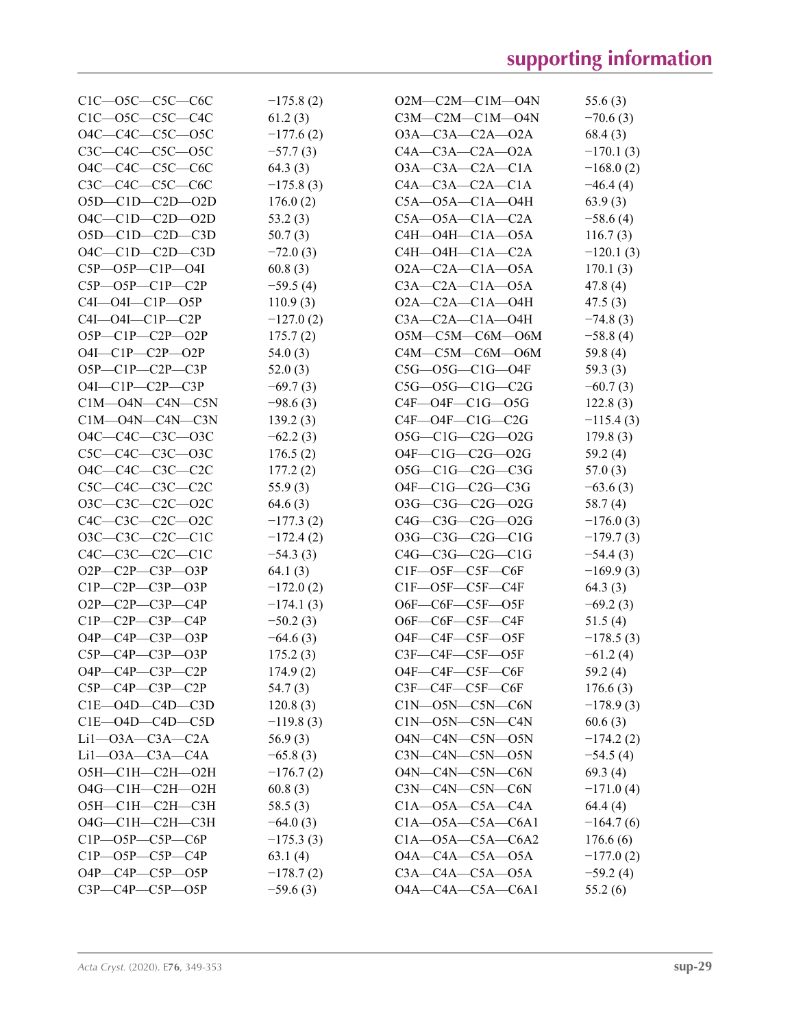| | | | |
|---|---|---|---|
| C1C—O5C—C5C—C6C | −175.8 (2) | O2M—C2M—C1M—O4N | 55.6 (3) |
| C1C—O5C—C5C—C4C | 61.2 (3) | C3M—C2M—C1M—O4N | −70.6 (3) |
| O4C—C4C—C5C—O5C | −177.6 (2) | O3A—C3A—C2A—O2A | 68.4 (3) |
| C3C—C4C—C5C—O5C | −57.7 (3) | C4A—C3A—C2A—O2A | −170.1 (3) |
| O4C—C4C—C5C—C6C | 64.3 (3) | O3A—C3A—C2A—C1A | −168.0 (2) |
| C3C—C4C—C5C—C6C | −175.8 (3) | C4A—C3A—C2A—C1A | −46.4 (4) |
| O5D—C1D—C2D—O2D | 176.0 (2) | C5A—O5A—C1A—O4H | 63.9 (3) |
| O4C—C1D—C2D—O2D | 53.2 (3) | C5A—O5A—C1A—C2A | −58.6 (4) |
| O5D—C1D—C2D—C3D | 50.7 (3) | C4H—O4H—C1A—O5A | 116.7 (3) |
| O4C—C1D—C2D—C3D | −72.0 (3) | C4H—O4H—C1A—C2A | −120.1 (3) |
| C5P—O5P—C1P—O4I | 60.8 (3) | O2A—C2A—C1A—O5A | 170.1 (3) |
| C5P—O5P—C1P—C2P | −59.5 (4) | C3A—C2A—C1A—O5A | 47.8 (4) |
| C4I—O4I—C1P—O5P | 110.9 (3) | O2A—C2A—C1A—O4H | 47.5 (3) |
| C4I—O4I—C1P—C2P | −127.0 (2) | C3A—C2A—C1A—O4H | −74.8 (3) |
| O5P—C1P—C2P—O2P | 175.7 (2) | O5M—C5M—C6M—O6M | −58.8 (4) |
| O4I—C1P—C2P—O2P | 54.0 (3) | C4M—C5M—C6M—O6M | 59.8 (4) |
| O5P—C1P—C2P—C3P | 52.0 (3) | C5G—O5G—C1G—O4F | 59.3 (3) |
| O4I—C1P—C2P—C3P | −69.7 (3) | C5G—O5G—C1G—C2G | −60.7 (3) |
| C1M—O4N—C4N—C5N | −98.6 (3) | C4F—O4F—C1G—O5G | 122.8 (3) |
| C1M—O4N—C4N—C3N | 139.2 (3) | C4F—O4F—C1G—C2G | −115.4 (3) |
| O4C—C4C—C3C—O3C | −62.2 (3) | O5G—C1G—C2G—O2G | 179.8 (3) |
| C5C—C4C—C3C—O3C | 176.5 (2) | O4F—C1G—C2G—O2G | 59.2 (4) |
| O4C—C4C—C3C—C2C | 177.2 (2) | O5G—C1G—C2G—C3G | 57.0 (3) |
| C5C—C4C—C3C—C2C | 55.9 (3) | O4F—C1G—C2G—C3G | −63.6 (3) |
| O3C—C3C—C2C—O2C | 64.6 (3) | O3G—C3G—C2G—O2G | 58.7 (4) |
| C4C—C3C—C2C—O2C | −177.3 (2) | C4G—C3G—C2G—O2G | −176.0 (3) |
| O3C—C3C—C2C—C1C | −172.4 (2) | O3G—C3G—C2G—C1G | −179.7 (3) |
| C4C—C3C—C2C—C1C | −54.3 (3) | C4G—C3G—C2G—C1G | −54.4 (3) |
| O2P—C2P—C3P—O3P | 64.1 (3) | C1F—O5F—C5F—C6F | −169.9 (3) |
| C1P—C2P—C3P—O3P | −172.0 (2) | C1F—O5F—C5F—C4F | 64.3 (3) |
| O2P—C2P—C3P—C4P | −174.1 (3) | O6F—C6F—C5F—O5F | −69.2 (3) |
| C1P—C2P—C3P—C4P | −50.2 (3) | O6F—C6F—C5F—C4F | 51.5 (4) |
| O4P—C4P—C3P—O3P | −64.6 (3) | O4F—C4F—C5F—O5F | −178.5 (3) |
| C5P—C4P—C3P—O3P | 175.2 (3) | C3F—C4F—C5F—O5F | −61.2 (4) |
| O4P—C4P—C3P—C2P | 174.9 (2) | O4F—C4F—C5F—C6F | 59.2 (4) |
| C5P—C4P—C3P—C2P | 54.7 (3) | C3F—C4F—C5F—C6F | 176.6 (3) |
| C1E—O4D—C4D—C3D | 120.8 (3) | C1N—O5N—C5N—C6N | −178.9 (3) |
| C1E—O4D—C4D—C5D | −119.8 (3) | C1N—O5N—C5N—C4N | 60.6 (3) |
| Li1—O3A—C3A—C2A | 56.9 (3) | O4N—C4N—C5N—O5N | −174.2 (2) |
| Li1—O3A—C3A—C4A | −65.8 (3) | C3N—C4N—C5N—O5N | −54.5 (4) |
| O5H—C1H—C2H—O2H | −176.7 (2) | O4N—C4N—C5N—C6N | 69.3 (4) |
| O4G—C1H—C2H—O2H | 60.8 (3) | C3N—C4N—C5N—C6N | −171.0 (4) |
| O5H—C1H—C2H—C3H | 58.5 (3) | C1A—O5A—C5A—C4A | 64.4 (4) |
| O4G—C1H—C2H—C3H | −64.0 (3) | C1A—O5A—C5A—C6A1 | −164.7 (6) |
| C1P—O5P—C5P—C6P | −175.3 (3) | C1A—O5A—C5A—C6A2 | 176.6 (6) |
| C1P—O5P—C5P—C4P | 63.1 (4) | O4A—C4A—C5A—O5A | −177.0 (2) |
| O4P—C4P—C5P—O5P | −178.7 (2) | C3A—C4A—C5A—O5A | −59.2 (4) |
| C3P—C4P—C5P—O5P | −59.6 (3) | O4A—C4A—C5A—C6A1 | 55.2 (6) |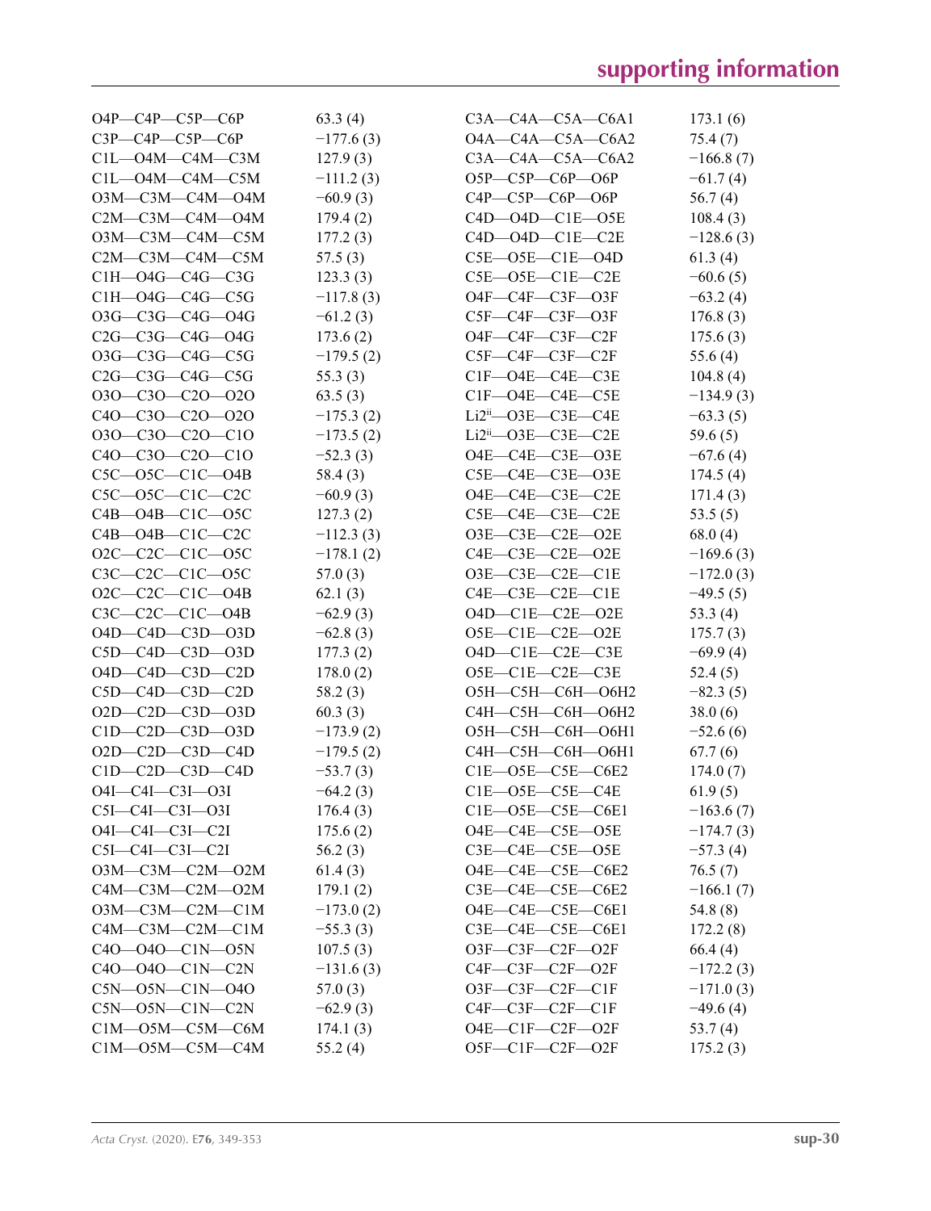| | | | |
|---|---|---|---|
| O4P—C4P—C5P—C6P | 63.3 (4) | C3A—C4A—C5A—C6A1 | 173.1 (6) |
| C3P—C4P—C5P—C6P | −177.6 (3) | O4A—C4A—C5A—C6A2 | 75.4 (7) |
| C1L—O4M—C4M—C3M | 127.9 (3) | C3A—C4A—C5A—C6A2 | −166.8 (7) |
| C1L—O4M—C4M—C5M | −111.2 (3) | O5P—C5P—C6P—O6P | −61.7 (4) |
| O3M—C3M—C4M—O4M | −60.9 (3) | C4P—C5P—C6P—O6P | 56.7 (4) |
| C2M—C3M—C4M—O4M | 179.4 (2) | C4D—O4D—C1E—O5E | 108.4 (3) |
| O3M—C3M—C4M—C5M | 177.2 (3) | C4D—O4D—C1E—C2E | −128.6 (3) |
| C2M—C3M—C4M—C5M | 57.5 (3) | C5E—O5E—C1E—O4D | 61.3 (4) |
| C1H—O4G—C4G—C3G | 123.3 (3) | C5E—O5E—C1E—C2E | −60.6 (5) |
| C1H—O4G—C4G—C5G | −117.8 (3) | O4F—C4F—C3F—O3F | −63.2 (4) |
| O3G—C3G—C4G—O4G | −61.2 (3) | C5F—C4F—C3F—O3F | 176.8 (3) |
| C2G—C3G—C4G—O4G | 173.6 (2) | O4F—C4F—C3F—C2F | 175.6 (3) |
| O3G—C3G—C4G—C5G | −179.5 (2) | C5F—C4F—C3F—C2F | 55.6 (4) |
| C2G—C3G—C4G—C5G | 55.3 (3) | C1F—O4E—C4E—C3E | 104.8 (4) |
| O3O—C3O—C2O—O2O | 63.5 (3) | C1F—O4E—C4E—C5E | −134.9 (3) |
| C4O—C3O—C2O—O2O | −175.3 (2) | Li2[ii]—O3E—C3E—C4E | −63.3 (5) |
| O3O—C3O—C2O—C1O | −173.5 (2) | Li2[ii]—O3E—C3E—C2E | 59.6 (5) |
| C4O—C3O—C2O—C1O | −52.3 (3) | O4E—C4E—C3E—O3E | −67.6 (4) |
| C5C—O5C—C1C—O4B | 58.4 (3) | C5E—C4E—C3E—O3E | 174.5 (4) |
| C5C—O5C—C1C—C2C | −60.9 (3) | O4E—C4E—C3E—C2E | 171.4 (3) |
| C4B—O4B—C1C—O5C | 127.3 (2) | C5E—C4E—C3E—C2E | 53.5 (5) |
| C4B—O4B—C1C—C2C | −112.3 (3) | O3E—C3E—C2E—O2E | 68.0 (4) |
| O2C—C2C—C1C—O5C | −178.1 (2) | C4E—C3E—C2E—O2E | −169.6 (3) |
| C3C—C2C—C1C—O5C | 57.0 (3) | O3E—C3E—C2E—C1E | −172.0 (3) |
| O2C—C2C—C1C—O4B | 62.1 (3) | C4E—C3E—C2E—C1E | −49.5 (5) |
| C3C—C2C—C1C—O4B | −62.9 (3) | O4D—C1E—C2E—O2E | 53.3 (4) |
| O4D—C4D—C3D—O3D | −62.8 (3) | O5E—C1E—C2E—O2E | 175.7 (3) |
| C5D—C4D—C3D—O3D | 177.3 (2) | O4D—C1E—C2E—C3E | −69.9 (4) |
| O4D—C4D—C3D—C2D | 178.0 (2) | O5E—C1E—C2E—C3E | 52.4 (5) |
| C5D—C4D—C3D—C2D | 58.2 (3) | O5H—C5H—C6H—O6H2 | −82.3 (5) |
| O2D—C2D—C3D—O3D | 60.3 (3) | C4H—C5H—C6H—O6H2 | 38.0 (6) |
| C1D—C2D—C3D—O3D | −173.9 (2) | O5H—C5H—C6H—O6H1 | −52.6 (6) |
| O2D—C2D—C3D—C4D | −179.5 (2) | C4H—C5H—C6H—O6H1 | 67.7 (6) |
| C1D—C2D—C3D—C4D | −53.7 (3) | C1E—O5E—C5E—C6E2 | 174.0 (7) |
| O4I—C4I—C3I—O3I | −64.2 (3) | C1E—O5E—C5E—C4E | 61.9 (5) |
| C5I—C4I—C3I—O3I | 176.4 (3) | C1E—O5E—C5E—C6E1 | −163.6 (7) |
| O4I—C4I—C3I—C2I | 175.6 (2) | O4E—C4E—C5E—O5E | −174.7 (3) |
| C5I—C4I—C3I—C2I | 56.2 (3) | C3E—C4E—C5E—O5E | −57.3 (4) |
| O3M—C3M—C2M—O2M | 61.4 (3) | O4E—C4E—C5E—C6E2 | 76.5 (7) |
| C4M—C3M—C2M—O2M | 179.1 (2) | C3E—C4E—C5E—C6E2 | −166.1 (7) |
| O3M—C3M—C2M—C1M | −173.0 (2) | O4E—C4E—C5E—C6E1 | 54.8 (8) |
| C4M—C3M—C2M—C1M | −55.3 (3) | C3E—C4E—C5E—C6E1 | 172.2 (8) |
| C4O—O4O—C1N—O5N | 107.5 (3) | O3F—C3F—C2F—O2F | 66.4 (4) |
| C4O—O4O—C1N—C2N | −131.6 (3) | C4F—C3F—C2F—O2F | −172.2 (3) |
| C5N—O5N—C1N—O4O | 57.0 (3) | O3F—C3F—C2F—C1F | −171.0 (3) |
| C5N—O5N—C1N—C2N | −62.9 (3) | C4F—C3F—C2F—C1F | −49.6 (4) |
| C1M—O5M—C5M—C6M | 174.1 (3) | O4E—C1F—C2F—O2F | 53.7 (4) |
| C1M—O5M—C5M—C4M | 55.2 (4) | O5F—C1F—C2F—O2F | 175.2 (3) |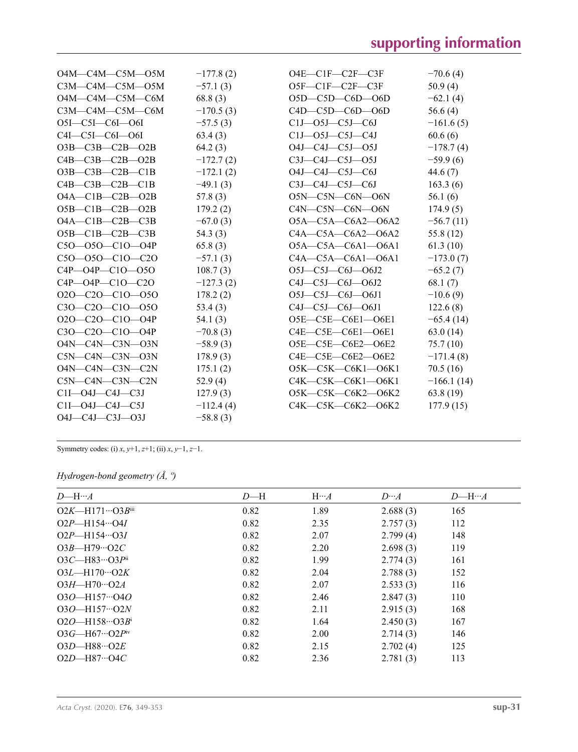| | | | |
|---|---|---|---|
| O4M—C4M—C5M—O5M | −177.8 (2) | O4E—C1F—C2F—C3F | −70.6 (4) |
| C3M—C4M—C5M—O5M | −57.1 (3) | O5F—C1F—C2F—C3F | 50.9 (4) |
| O4M—C4M—C5M—C6M | 68.8 (3) | O5D—C5D—C6D—O6D | −62.1 (4) |
| C3M—C4M—C5M—C6M | −170.5 (3) | C4D—C5D—C6D—O6D | 56.6 (4) |
| O5I—C5I—C6I—O6I | −57.5 (3) | C1J—O5J—C5J—C6J | −161.6 (5) |
| C4I—C5I—C6I—O6I | 63.4 (3) | C1J—O5J—C5J—C4J | 60.6 (6) |
| O3B—C3B—C2B—O2B | 64.2 (3) | O4J—C4J—C5J—O5J | −178.7 (4) |
| C4B—C3B—C2B—O2B | −172.7 (2) | C3J—C4J—C5J—O5J | −59.9 (6) |
| O3B—C3B—C2B—C1B | −172.1 (2) | O4J—C4J—C5J—C6J | 44.6 (7) |
| C4B—C3B—C2B—C1B | −49.1 (3) | C3J—C4J—C5J—C6J | 163.3 (6) |
| O4A—C1B—C2B—O2B | 57.8 (3) | O5N—C5N—C6N—O6N | 56.1 (6) |
| O5B—C1B—C2B—O2B | 179.2 (2) | C4N—C5N—C6N—O6N | 174.9 (5) |
| O4A—C1B—C2B—C3B | −67.0 (3) | O5A—C5A—C6A2—O6A2 | −56.7 (11) |
| O5B—C1B—C2B—C3B | 54.3 (3) | C4A—C5A—C6A2—O6A2 | 55.8 (12) |
| C5O—O5O—C1O—O4P | 65.8 (3) | O5A—C5A—C6A1—O6A1 | 61.3 (10) |
| C5O—O5O—C1O—C2O | −57.1 (3) | C4A—C5A—C6A1—O6A1 | −173.0 (7) |
| C4P—O4P—C1O—O5O | 108.7 (3) | O5J—C5J—C6J—O6J2 | −65.2 (7) |
| C4P—O4P—C1O—C2O | −127.3 (2) | C4J—C5J—C6J—O6J2 | 68.1 (7) |
| O2O—C2O—C1O—O5O | 178.2 (2) | O5J—C5J—C6J—O6J1 | −10.6 (9) |
| C3O—C2O—C1O—O5O | 53.4 (3) | C4J—C5J—C6J—O6J1 | 122.6 (8) |
| O2O—C2O—C1O—O4P | 54.1 (3) | O5E—C5E—C6E1—O6E1 | −65.4 (14) |
| C3O—C2O—C1O—O4P | −70.8 (3) | C4E—C5E—C6E1—O6E1 | 63.0 (14) |
| O4N—C4N—C3N—O3N | −58.9 (3) | O5E—C5E—C6E2—O6E2 | 75.7 (10) |
| C5N—C4N—C3N—O3N | 178.9 (3) | C4E—C5E—C6E2—O6E2 | −171.4 (8) |
| O4N—C4N—C3N—C2N | 175.1 (2) | O5K—C5K—C6K1—O6K1 | 70.5 (16) |
| C5N—C4N—C3N—C2N | 52.9 (4) | C4K—C5K—C6K1—O6K1 | −166.1 (14) |
| C1I—O4J—C4J—C3J | 127.9 (3) | O5K—C5K—C6K2—O6K2 | 63.8 (19) |
| C1I—O4J—C4J—C5J | −112.4 (4) | C4K—C5K—C6K2—O6K2 | 177.9 (15) |
| O4J—C4J—C3J—O3J | −58.8 (3) | | |

Symmetry codes: (i) $x, y+1, z+1$; (ii) $x, y-1, z-1$.

*Hydrogen-bond geometry (Å, º)*

| *D*—H···*A* | *D*—H | H···*A* | *D*···*A* | *D*—H···*A* |
|---|---|---|---|---|
| O2*K*—H171···O3*B*$^{iii}$ | 0.82 | 1.89 | 2.688 (3) | 165 |
| O2*P*—H154···O4*I* | 0.82 | 2.35 | 2.757 (3) | 112 |
| O2*P*—H154···O3*I* | 0.82 | 2.07 | 2.799 (4) | 148 |
| O3*B*—H79···O2*C* | 0.82 | 2.20 | 2.698 (3) | 119 |
| O3*C*—H83···O3*P*$^{ii}$ | 0.82 | 1.99 | 2.774 (3) | 161 |
| O3*L*—H170···O2*K* | 0.82 | 2.04 | 2.788 (3) | 152 |
| O3*H*—H70···O2*A* | 0.82 | 2.07 | 2.533 (3) | 116 |
| O3*O*—H157···O4*O* | 0.82 | 2.46 | 2.847 (3) | 110 |
| O3*O*—H157···O2*N* | 0.82 | 2.11 | 2.915 (3) | 168 |
| O2*O*—H158···O3*B*$^{i}$ | 0.82 | 1.64 | 2.450 (3) | 167 |
| O3*G*—H67···O2*P*$^{iv}$ | 0.82 | 2.00 | 2.714 (3) | 146 |
| O3*D*—H88···O2*E* | 0.82 | 2.15 | 2.702 (4) | 125 |
| O2*D*—H87···O4*C* | 0.82 | 2.36 | 2.781 (3) | 113 |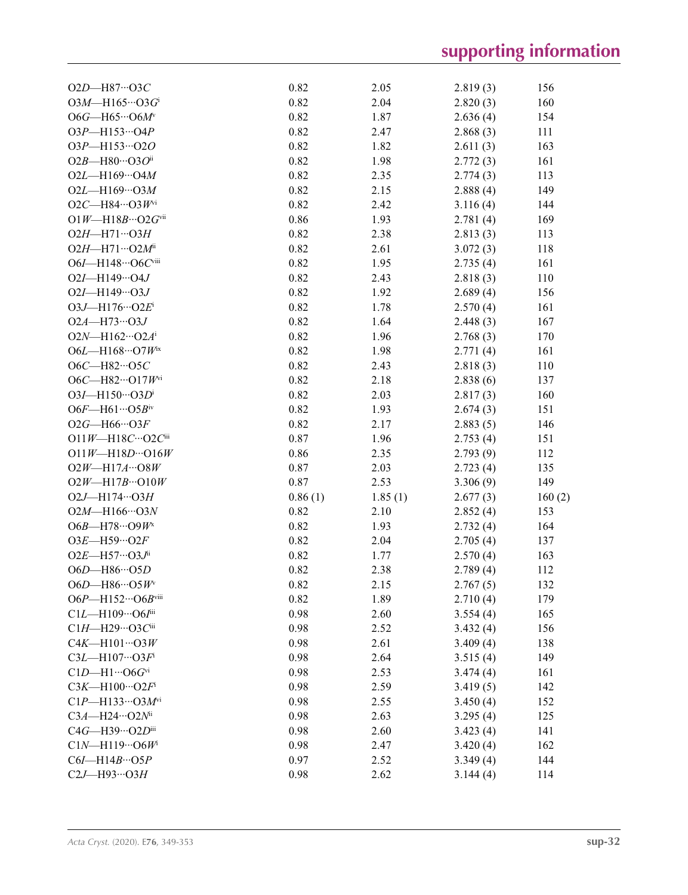| | | | | |
|---|---|---|---|---|
| O2*D*—H87···O3*C* | 0.82 | 2.05 | 2.819 (3) | 156 |
| O3*M*—H165···O3*G*$^{i}$ | 0.82 | 2.04 | 2.820 (3) | 160 |
| O6*G*—H65···O6*M*$^{v}$ | 0.82 | 1.87 | 2.636 (4) | 154 |
| O3*P*—H153···O4*P* | 0.82 | 2.47 | 2.868 (3) | 111 |
| O3*P*—H153···O2*O* | 0.82 | 1.82 | 2.611 (3) | 163 |
| O2*B*—H80···O3*O*$^{ii}$ | 0.82 | 1.98 | 2.772 (3) | 161 |
| O2*L*—H169···O4*M* | 0.82 | 2.35 | 2.774 (3) | 113 |
| O2*L*—H169···O3*M* | 0.82 | 2.15 | 2.888 (4) | 149 |
| O2*C*—H84···O3*W*$^{vi}$ | 0.82 | 2.42 | 3.116 (4) | 144 |
| O1*W*—H18*B*···O2*G*$^{vii}$ | 0.86 | 1.93 | 2.781 (4) | 169 |
| O2*H*—H71···O3*H* | 0.82 | 2.38 | 2.813 (3) | 113 |
| O2*H*—H71···O2*M*$^{ii}$ | 0.82 | 2.61 | 3.072 (3) | 118 |
| O6*I*—H148···O6*C*$^{viii}$ | 0.82 | 1.95 | 2.735 (4) | 161 |
| O2*I*—H149···O4*J* | 0.82 | 2.43 | 2.818 (3) | 110 |
| O2*I*—H149···O3*J* | 0.82 | 1.92 | 2.689 (4) | 156 |
| O3*J*—H176···O2*E*$^{i}$ | 0.82 | 1.78 | 2.570 (4) | 161 |
| O2*A*—H73···O3*J* | 0.82 | 1.64 | 2.448 (3) | 167 |
| O2*N*—H162···O2*A*$^{i}$ | 0.82 | 1.96 | 2.768 (3) | 170 |
| O6*L*—H168···O7*W*$^{ix}$ | 0.82 | 1.98 | 2.771 (4) | 161 |
| O6*C*—H82···O5*C* | 0.82 | 2.43 | 2.818 (3) | 110 |
| O6*C*—H82···O17*W*$^{vi}$ | 0.82 | 2.18 | 2.838 (6) | 137 |
| O3*I*—H150···O3*D*$^{i}$ | 0.82 | 2.03 | 2.817 (3) | 160 |
| O6*F*—H61···O5*B*$^{iv}$ | 0.82 | 1.93 | 2.674 (3) | 151 |
| O2*G*—H66···O3*F* | 0.82 | 2.17 | 2.883 (5) | 146 |
| O11*W*—H18*C*···O2*C*$^{iii}$ | 0.87 | 1.96 | 2.753 (4) | 151 |
| O11*W*—H18*D*···O16*W* | 0.86 | 2.35 | 2.793 (9) | 112 |
| O2*W*—H17*A*···O8*W* | 0.87 | 2.03 | 2.723 (4) | 135 |
| O2*W*—H17*B*···O10*W* | 0.87 | 2.53 | 3.306 (9) | 149 |
| O2*J*—H174···O3*H* | 0.86 (1) | 1.85 (1) | 2.677 (3) | 160 (2) |
| O2*M*—H166···O3*N* | 0.82 | 2.10 | 2.852 (4) | 153 |
| O6*B*—H78···O9*W*$^{x}$ | 0.82 | 1.93 | 2.732 (4) | 164 |
| O3*E*—H59···O2*F* | 0.82 | 2.04 | 2.705 (4) | 137 |
| O2*E*—H57···O3*J*$^{ii}$ | 0.82 | 1.77 | 2.570 (4) | 163 |
| O6*D*—H86···O5*D* | 0.82 | 2.38 | 2.789 (4) | 112 |
| O6*D*—H86···O5*W*$^{v}$ | 0.82 | 2.15 | 2.767 (5) | 132 |
| O6*P*—H152···O6*B*$^{viii}$ | 0.82 | 1.89 | 2.710 (4) | 179 |
| C1*L*—H109···O6*I*$^{iii}$ | 0.98 | 2.60 | 3.554 (4) | 165 |
| C1*H*—H29···O3*C*$^{iii}$ | 0.98 | 2.52 | 3.432 (4) | 156 |
| C4*K*—H101···O3*W* | 0.98 | 2.61 | 3.409 (4) | 138 |
| C3*L*—H107···O3*F*$^{i}$ | 0.98 | 2.64 | 3.515 (4) | 149 |
| C1*D*—H1···O6*G*$^{vi}$ | 0.98 | 2.53 | 3.474 (4) | 161 |
| C3*K*—H100···O2*F*$^{i}$ | 0.98 | 2.59 | 3.419 (5) | 142 |
| C1*P*—H133···O3*M*$^{vi}$ | 0.98 | 2.55 | 3.450 (4) | 152 |
| C3*A*—H24···O2*N*$^{ii}$ | 0.98 | 2.63 | 3.295 (4) | 125 |
| C4*G*—H39···O2*D*$^{iii}$ | 0.98 | 2.60 | 3.423 (4) | 141 |
| C1*N*—H119···O6*W*$^{i}$ | 0.98 | 2.47 | 3.420 (4) | 162 |
| C6*I*—H14*B*···O5*P* | 0.97 | 2.52 | 3.349 (4) | 144 |
| C2*J*—H93···O3*H* | 0.98 | 2.62 | 3.144 (4) | 114 |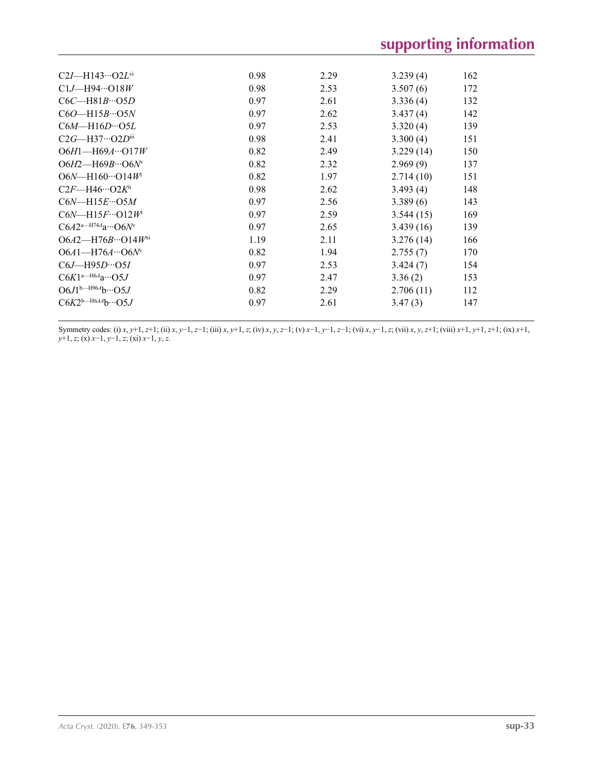| | | | | |
|---|---|---|---|---|
| C2*I*—H143···O2*L*vi | 0.98 | 2.29 | 3.239 (4) | 162 |
| C1*J*—H94···O18*W* | 0.98 | 2.53 | 3.507 (6) | 172 |
| C6*C*—H81*B*···O5*D* | 0.97 | 2.61 | 3.336 (4) | 132 |
| C6*O*—H15*B*···O5*N* | 0.97 | 2.62 | 3.437 (4) | 142 |
| C6*M*—H16*D*···O5*L* | 0.97 | 2.53 | 3.320 (4) | 139 |
| C2*G*—H37···O2*D*iii | 0.98 | 2.41 | 3.300 (4) | 151 |
| O6*H*1—H69*A*···O17*W* | 0.82 | 2.49 | 3.229 (14) | 150 |
| O6*H*2—H69*B*···O6*N*v | 0.82 | 2.32 | 2.969 (9) | 137 |
| O6*N*—H160···O14*W*i | 0.82 | 1.97 | 2.714 (10) | 151 |
| C2*F*—H46···O2*K*ii | 0.98 | 2.62 | 3.493 (4) | 148 |
| C6*N*—H15*E*···O5*M* | 0.97 | 2.56 | 3.389 (6) | 143 |
| C6*N*—H15*F*···O12*W*i | 0.97 | 2.59 | 3.544 (15) | 169 |
| C6*A*2a—H74*A*a···O6*N*v | 0.97 | 2.65 | 3.439 (16) | 139 |
| O6*A*2—H76*B*···O14*W*xi | 1.19 | 2.11 | 3.276 (14) | 166 |
| O6*A*1—H76*A*···O6*N*v | 0.82 | 1.94 | 2.755 (7) | 170 |
| C6*J*—H95*D*···O5*I* | 0.97 | 2.53 | 3.424 (7) | 154 |
| C6*K*1a—H6*A*a···O5*J* | 0.97 | 2.47 | 3.36 (2) | 153 |
| O6*J*1b—H96*A*b···O5*J* | 0.82 | 2.29 | 2.706 (11) | 112 |
| C6*K*2b—H6*AA*b···O5*J* | 0.97 | 2.61 | 3.47 (3) | 147 |

Symmetry codes: (i) *x*, *y*+1, *z*+1; (ii) *x*, *y*−1, *z*−1; (iii) *x*, *y*+1, *z*; (iv) *x*, *y*, *z*−1; (v) *x*−1, *y*−1, *z*−1; (vi) *x*, *y*−1, *z*; (vii) *x*, *y*, *z*+1; (viii) *x*+1, *y*+1, *z*+1; (ix) *x*+1, *y*+1, *z*; (x) *x*−1, *y*−1, *z*; (xi) *x*−1, *y*, *z*.